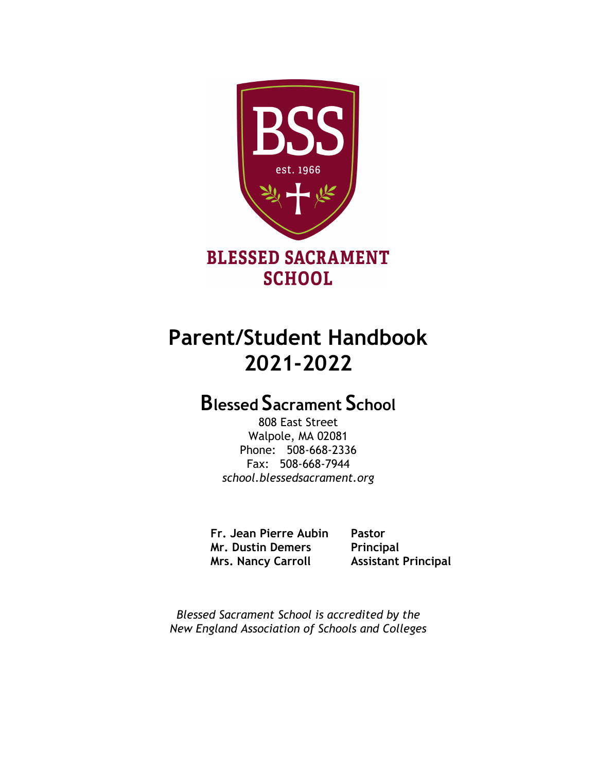BLESSED SACRAMENT SCHOOL

# Parent/Student Handbook 2021-2022

## Blessed Sacrament School

808 East Street
Walpole, MA 02081
Phone: 508-668-2336
Fax: 508-668-7944
*school.blessedsacrament.org*

| | |
|---|---|
| **Fr. Jean Pierre Aubin** | **Pastor** |
| **Mr. Dustin Demers** | **Principal** |
| **Mrs. Nancy Carroll** | **Assistant Principal** |

*Blessed Sacrament School is accredited by the New England Association of Schools and Colleges*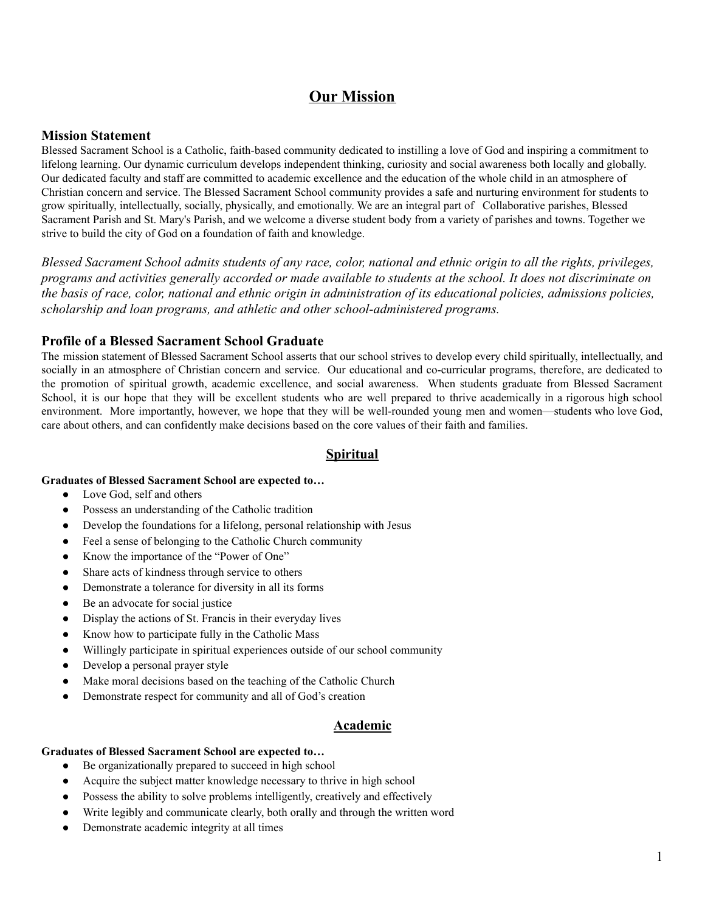# Our Mission

## Mission Statement

Blessed Sacrament School is a Catholic, faith-based community dedicated to instilling a love of God and inspiring a commitment to lifelong learning. Our dynamic curriculum develops independent thinking, curiosity and social awareness both locally and globally. Our dedicated faculty and staff are committed to academic excellence and the education of the whole child in an atmosphere of Christian concern and service. The Blessed Sacrament School community provides a safe and nurturing environment for students to grow spiritually, intellectually, socially, physically, and emotionally. We are an integral part of Collaborative parishes, Blessed Sacrament Parish and St. Mary's Parish, and we welcome a diverse student body from a variety of parishes and towns. Together we strive to build the city of God on a foundation of faith and knowledge.

*Blessed Sacrament School admits students of any race, color, national and ethnic origin to all the rights, privileges, programs and activities generally accorded or made available to students at the school. It does not discriminate on the basis of race, color, national and ethnic origin in administration of its educational policies, admissions policies, scholarship and loan programs, and athletic and other school-administered programs.*

## Profile of a Blessed Sacrament School Graduate

The mission statement of Blessed Sacrament School asserts that our school strives to develop every child spiritually, intellectually, and socially in an atmosphere of Christian concern and service. Our educational and co-curricular programs, therefore, are dedicated to the promotion of spiritual growth, academic excellence, and social awareness. When students graduate from Blessed Sacrament School, it is our hope that they will be excellent students who are well prepared to thrive academically in a rigorous high school environment. More importantly, however, we hope that they will be well-rounded young men and women—students who love God, care about others, and can confidently make decisions based on the core values of their faith and families.

### Spiritual

**Graduates of Blessed Sacrament School are expected to…**

- Love God, self and others
- Possess an understanding of the Catholic tradition
- Develop the foundations for a lifelong, personal relationship with Jesus
- Feel a sense of belonging to the Catholic Church community
- Know the importance of the "Power of One"
- Share acts of kindness through service to others
- Demonstrate a tolerance for diversity in all its forms
- Be an advocate for social justice
- Display the actions of St. Francis in their everyday lives
- Know how to participate fully in the Catholic Mass
- Willingly participate in spiritual experiences outside of our school community
- Develop a personal prayer style
- Make moral decisions based on the teaching of the Catholic Church
- Demonstrate respect for community and all of God's creation

### Academic

**Graduates of Blessed Sacrament School are expected to…**

- Be organizationally prepared to succeed in high school
- Acquire the subject matter knowledge necessary to thrive in high school
- Possess the ability to solve problems intelligently, creatively and effectively
- Write legibly and communicate clearly, both orally and through the written word
- Demonstrate academic integrity at all times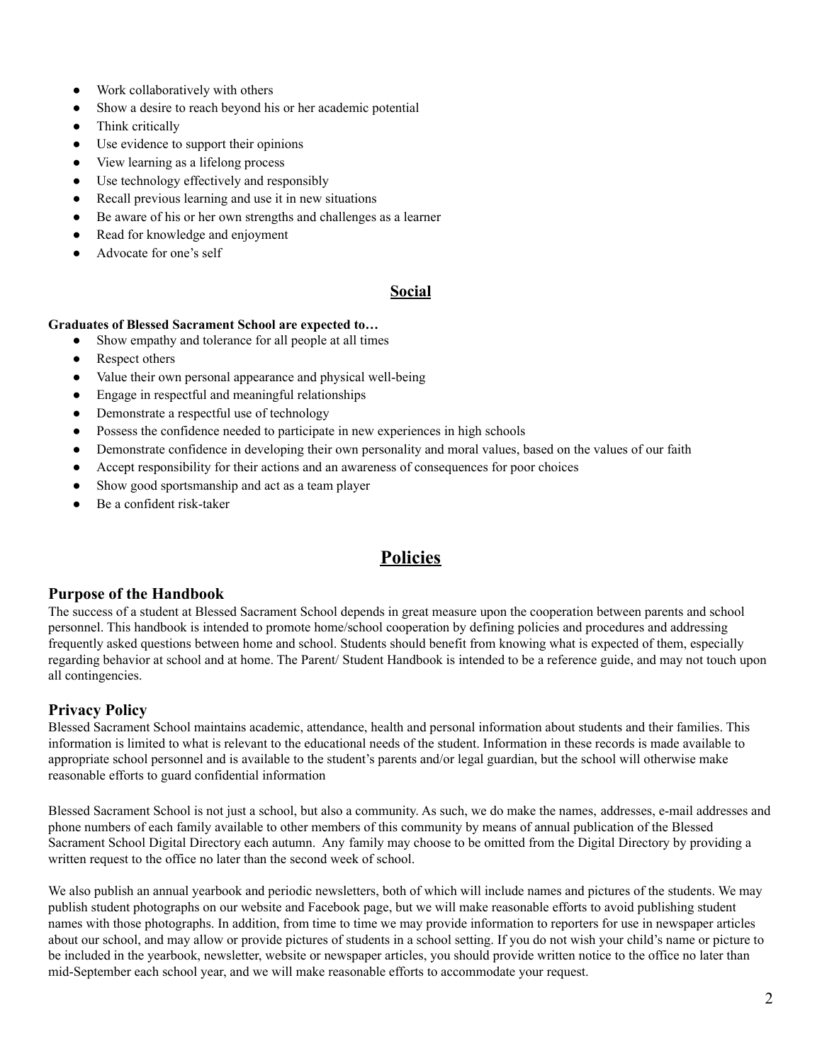- Work collaboratively with others
- Show a desire to reach beyond his or her academic potential
- Think critically
- Use evidence to support their opinions
- View learning as a lifelong process
- Use technology effectively and responsibly
- Recall previous learning and use it in new situations
- Be aware of his or her own strengths and challenges as a learner
- Read for knowledge and enjoyment
- Advocate for one's self

### Social

**Graduates of Blessed Sacrament School are expected to…**

- Show empathy and tolerance for all people at all times
- Respect others
- Value their own personal appearance and physical well-being
- Engage in respectful and meaningful relationships
- Demonstrate a respectful use of technology
- Possess the confidence needed to participate in new experiences in high schools
- Demonstrate confidence in developing their own personality and moral values, based on the values of our faith
- Accept responsibility for their actions and an awareness of consequences for poor choices
- Show good sportsmanship and act as a team player
- Be a confident risk-taker

## Policies

### Purpose of the Handbook

The success of a student at Blessed Sacrament School depends in great measure upon the cooperation between parents and school personnel. This handbook is intended to promote home/school cooperation by defining policies and procedures and addressing frequently asked questions between home and school. Students should benefit from knowing what is expected of them, especially regarding behavior at school and at home. The Parent/ Student Handbook is intended to be a reference guide, and may not touch upon all contingencies.

### Privacy Policy

Blessed Sacrament School maintains academic, attendance, health and personal information about students and their families. This information is limited to what is relevant to the educational needs of the student. Information in these records is made available to appropriate school personnel and is available to the student's parents and/or legal guardian, but the school will otherwise make reasonable efforts to guard confidential information

Blessed Sacrament School is not just a school, but also a community. As such, we do make the names, addresses, e-mail addresses and phone numbers of each family available to other members of this community by means of annual publication of the Blessed Sacrament School Digital Directory each autumn. Any family may choose to be omitted from the Digital Directory by providing a written request to the office no later than the second week of school.

We also publish an annual yearbook and periodic newsletters, both of which will include names and pictures of the students. We may publish student photographs on our website and Facebook page, but we will make reasonable efforts to avoid publishing student names with those photographs. In addition, from time to time we may provide information to reporters for use in newspaper articles about our school, and may allow or provide pictures of students in a school setting. If you do not wish your child's name or picture to be included in the yearbook, newsletter, website or newspaper articles, you should provide written notice to the office no later than mid-September each school year, and we will make reasonable efforts to accommodate your request.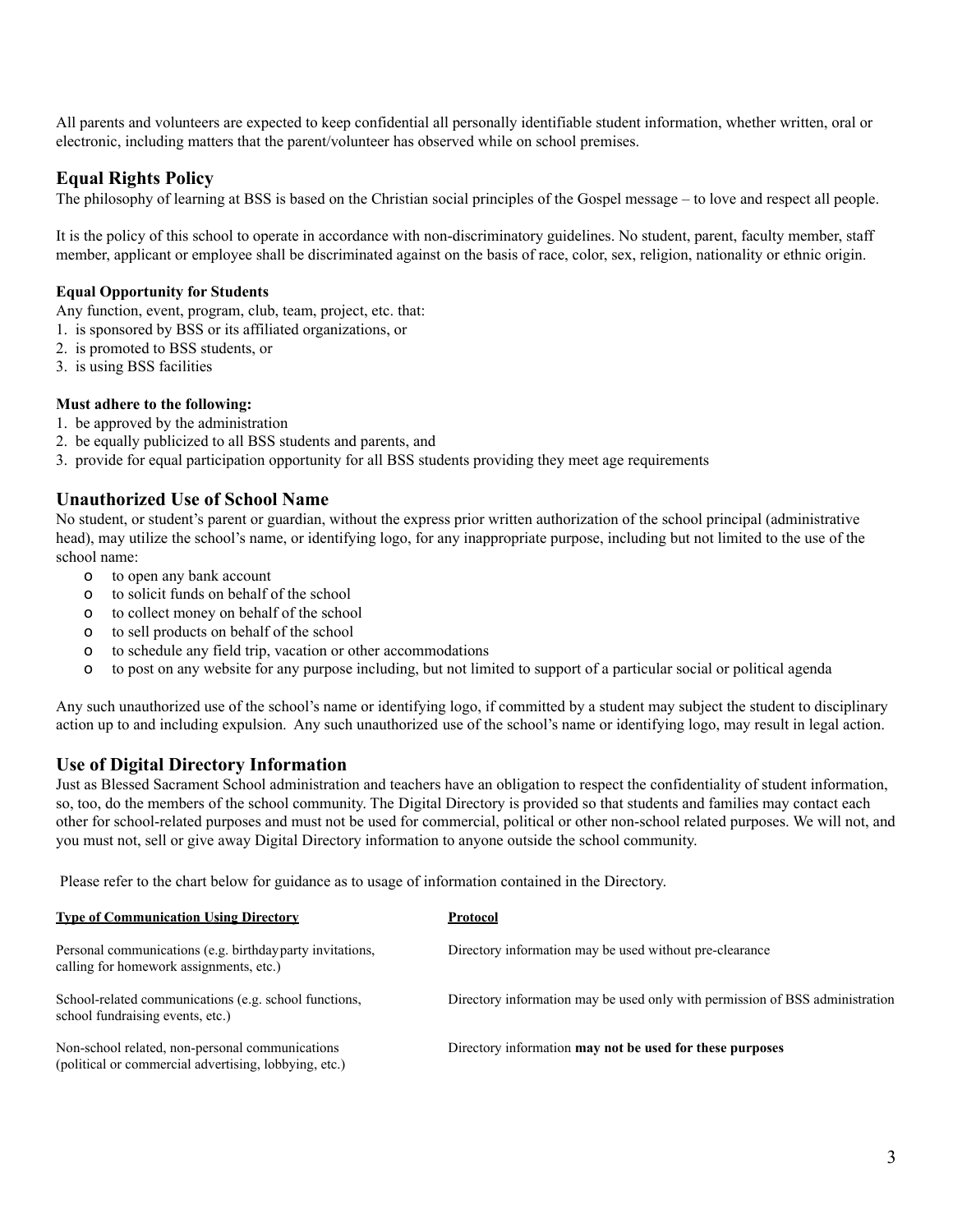All parents and volunteers are expected to keep confidential all personally identifiable student information, whether written, oral or electronic, including matters that the parent/volunteer has observed while on school premises.

## Equal Rights Policy

The philosophy of learning at BSS is based on the Christian social principles of the Gospel message – to love and respect all people.

It is the policy of this school to operate in accordance with non-discriminatory guidelines. No student, parent, faculty member, staff member, applicant or employee shall be discriminated against on the basis of race, color, sex, religion, nationality or ethnic origin.

**Equal Opportunity for Students**

Any function, event, program, club, team, project, etc. that:
1. is sponsored by BSS or its affiliated organizations, or
2. is promoted to BSS students, or
3. is using BSS facilities

**Must adhere to the following:**
1. be approved by the administration
2. be equally publicized to all BSS students and parents, and
3. provide for equal participation opportunity for all BSS students providing they meet age requirements

## Unauthorized Use of School Name

No student, or student's parent or guardian, without the express prior written authorization of the school principal (administrative head), may utilize the school's name, or identifying logo, for any inappropriate purpose, including but not limited to the use of the school name:

- to open any bank account
- to solicit funds on behalf of the school
- to collect money on behalf of the school
- to sell products on behalf of the school
- to schedule any field trip, vacation or other accommodations
- to post on any website for any purpose including, but not limited to support of a particular social or political agenda

Any such unauthorized use of the school's name or identifying logo, if committed by a student may subject the student to disciplinary action up to and including expulsion. Any such unauthorized use of the school's name or identifying logo, may result in legal action.

## Use of Digital Directory Information

Just as Blessed Sacrament School administration and teachers have an obligation to respect the confidentiality of student information, so, too, do the members of the school community. The Digital Directory is provided so that students and families may contact each other for school-related purposes and must not be used for commercial, political or other non-school related purposes. We will not, and you must not, sell or give away Digital Directory information to anyone outside the school community.

Please refer to the chart below for guidance as to usage of information contained in the Directory.

| Type of Communication Using Directory | Protocol |
|---|---|
| Personal communications (e.g. birthdayparty invitations, calling for homework assignments, etc.) | Directory information may be used without pre-clearance |
| School-related communications (e.g. school functions, school fundraising events, etc.) | Directory information may be used only with permission of BSS administration |
| Non-school related, non-personal communications (political or commercial advertising, lobbying, etc.) | Directory information **may not be used for these purposes** |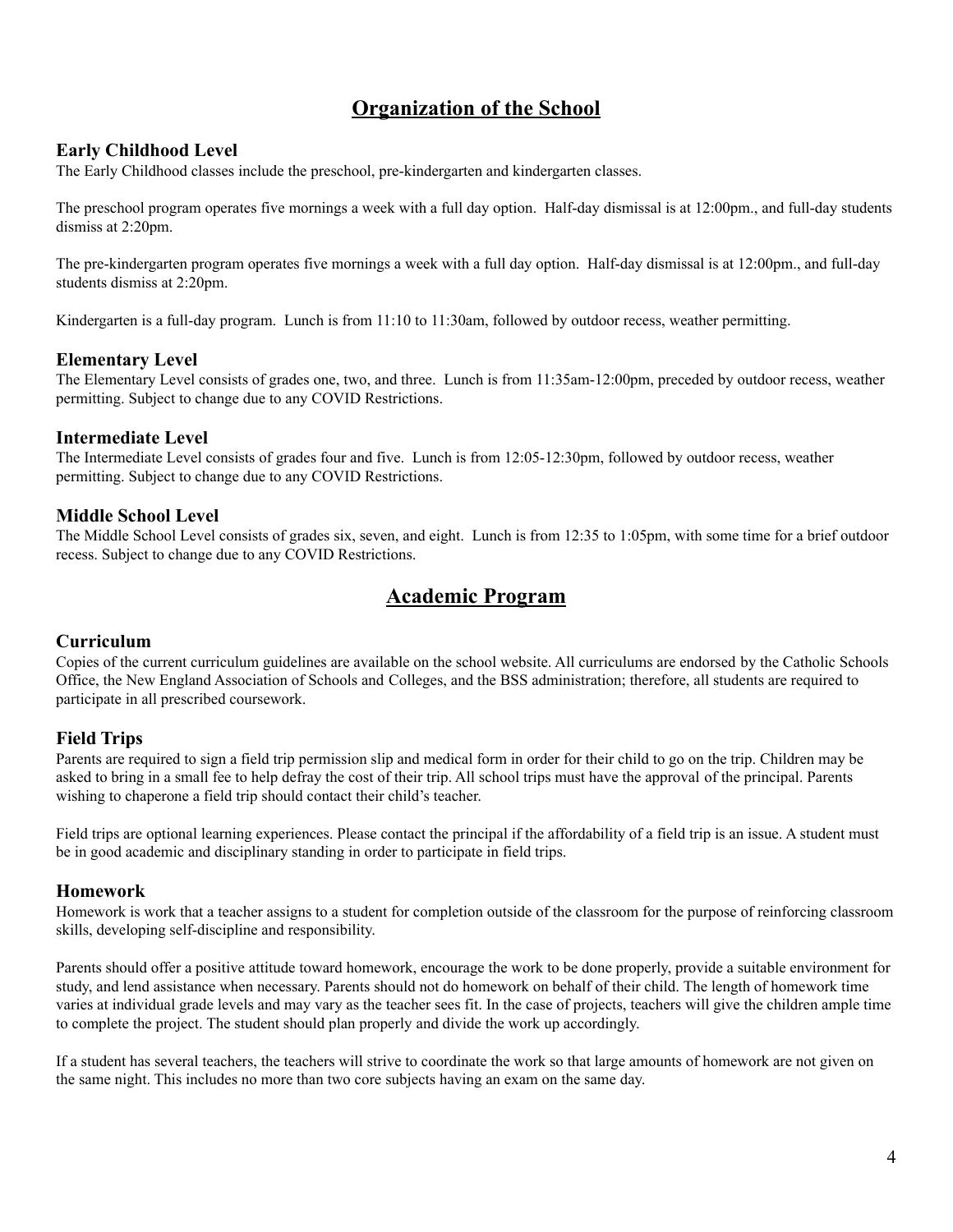# Organization of the School

### Early Childhood Level

The Early Childhood classes include the preschool, pre-kindergarten and kindergarten classes.

The preschool program operates five mornings a week with a full day option. Half-day dismissal is at 12:00pm., and full-day students dismiss at 2:20pm.

The pre-kindergarten program operates five mornings a week with a full day option. Half-day dismissal is at 12:00pm., and full-day students dismiss at 2:20pm.

Kindergarten is a full-day program. Lunch is from 11:10 to 11:30am, followed by outdoor recess, weather permitting.

### Elementary Level

The Elementary Level consists of grades one, two, and three. Lunch is from 11:35am-12:00pm, preceded by outdoor recess, weather permitting. Subject to change due to any COVID Restrictions.

### Intermediate Level

The Intermediate Level consists of grades four and five. Lunch is from 12:05-12:30pm, followed by outdoor recess, weather permitting. Subject to change due to any COVID Restrictions.

### Middle School Level

The Middle School Level consists of grades six, seven, and eight. Lunch is from 12:35 to 1:05pm, with some time for a brief outdoor recess. Subject to change due to any COVID Restrictions.

# Academic Program

### Curriculum

Copies of the current curriculum guidelines are available on the school website. All curriculums are endorsed by the Catholic Schools Office, the New England Association of Schools and Colleges, and the BSS administration; therefore, all students are required to participate in all prescribed coursework.

### Field Trips

Parents are required to sign a field trip permission slip and medical form in order for their child to go on the trip. Children may be asked to bring in a small fee to help defray the cost of their trip. All school trips must have the approval of the principal. Parents wishing to chaperone a field trip should contact their child's teacher.

Field trips are optional learning experiences. Please contact the principal if the affordability of a field trip is an issue. A student must be in good academic and disciplinary standing in order to participate in field trips.

### Homework

Homework is work that a teacher assigns to a student for completion outside of the classroom for the purpose of reinforcing classroom skills, developing self-discipline and responsibility.

Parents should offer a positive attitude toward homework, encourage the work to be done properly, provide a suitable environment for study, and lend assistance when necessary. Parents should not do homework on behalf of their child. The length of homework time varies at individual grade levels and may vary as the teacher sees fit. In the case of projects, teachers will give the children ample time to complete the project. The student should plan properly and divide the work up accordingly.

If a student has several teachers, the teachers will strive to coordinate the work so that large amounts of homework are not given on the same night. This includes no more than two core subjects having an exam on the same day.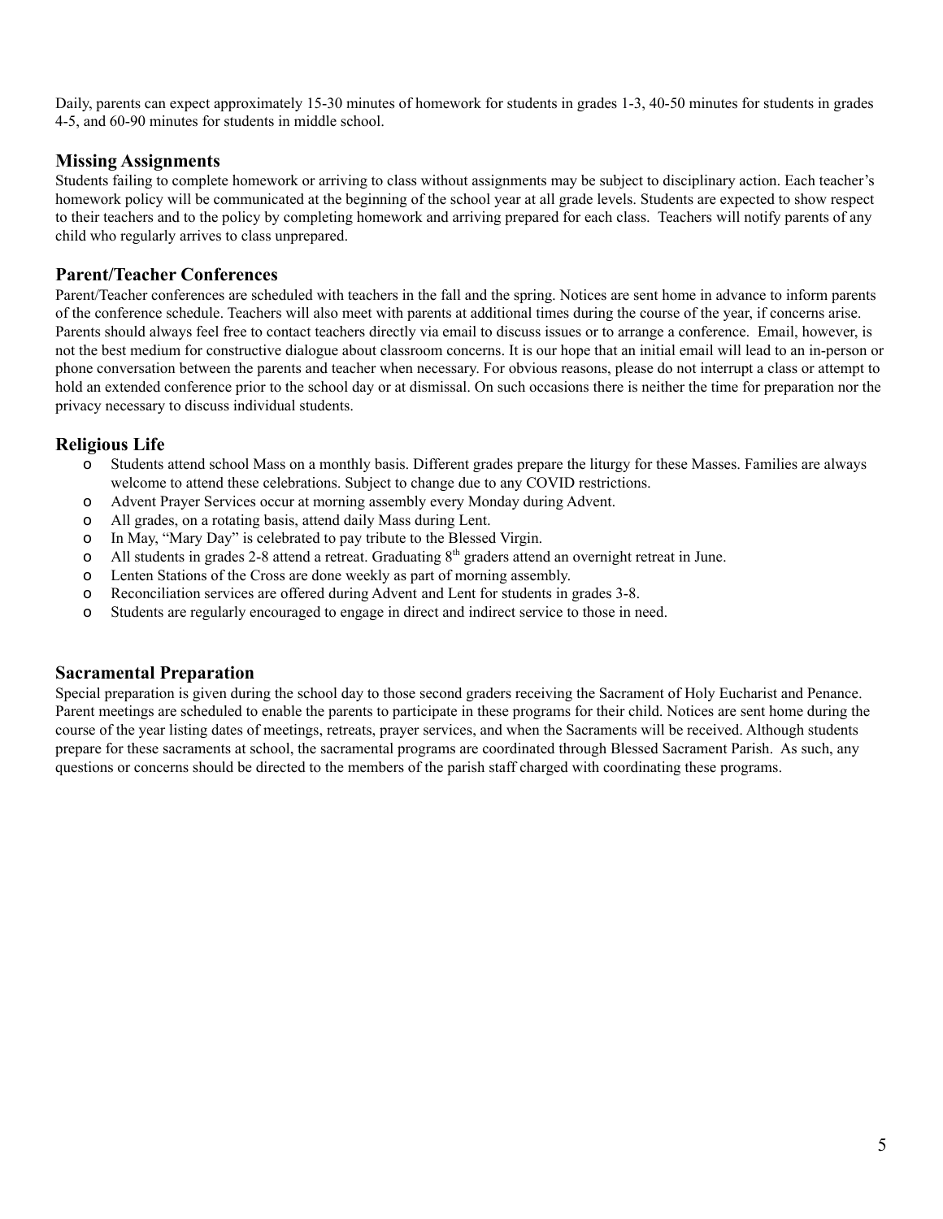Daily, parents can expect approximately 15-30 minutes of homework for students in grades 1-3, 40-50 minutes for students in grades 4-5, and 60-90 minutes for students in middle school.

## Missing Assignments

Students failing to complete homework or arriving to class without assignments may be subject to disciplinary action. Each teacher's homework policy will be communicated at the beginning of the school year at all grade levels. Students are expected to show respect to their teachers and to the policy by completing homework and arriving prepared for each class. Teachers will notify parents of any child who regularly arrives to class unprepared.

## Parent/Teacher Conferences

Parent/Teacher conferences are scheduled with teachers in the fall and the spring. Notices are sent home in advance to inform parents of the conference schedule. Teachers will also meet with parents at additional times during the course of the year, if concerns arise. Parents should always feel free to contact teachers directly via email to discuss issues or to arrange a conference. Email, however, is not the best medium for constructive dialogue about classroom concerns. It is our hope that an initial email will lead to an in-person or phone conversation between the parents and teacher when necessary. For obvious reasons, please do not interrupt a class or attempt to hold an extended conference prior to the school day or at dismissal. On such occasions there is neither the time for preparation nor the privacy necessary to discuss individual students.

## Religious Life

- Students attend school Mass on a monthly basis. Different grades prepare the liturgy for these Masses. Families are always welcome to attend these celebrations. Subject to change due to any COVID restrictions.
- Advent Prayer Services occur at morning assembly every Monday during Advent.
- All grades, on a rotating basis, attend daily Mass during Lent.
- In May, "Mary Day" is celebrated to pay tribute to the Blessed Virgin.
- All students in grades 2-8 attend a retreat. Graduating 8th graders attend an overnight retreat in June.
- Lenten Stations of the Cross are done weekly as part of morning assembly.
- Reconciliation services are offered during Advent and Lent for students in grades 3-8.
- Students are regularly encouraged to engage in direct and indirect service to those in need.

## Sacramental Preparation

Special preparation is given during the school day to those second graders receiving the Sacrament of Holy Eucharist and Penance. Parent meetings are scheduled to enable the parents to participate in these programs for their child. Notices are sent home during the course of the year listing dates of meetings, retreats, prayer services, and when the Sacraments will be received. Although students prepare for these sacraments at school, the sacramental programs are coordinated through Blessed Sacrament Parish. As such, any questions or concerns should be directed to the members of the parish staff charged with coordinating these programs.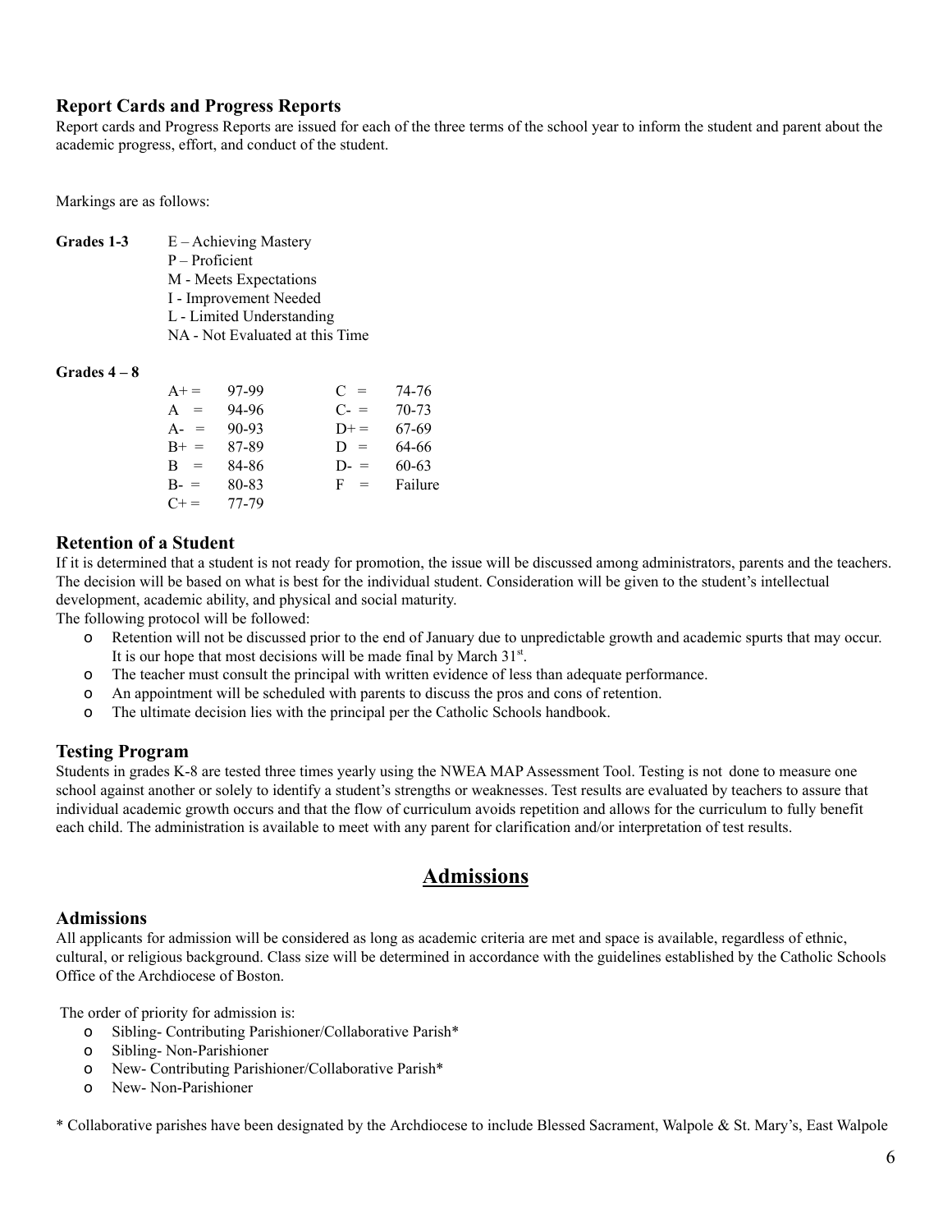### Report Cards and Progress Reports

Report cards and Progress Reports are issued for each of the three terms of the school year to inform the student and parent about the academic progress, effort, and conduct of the student.

Markings are as follows:

**Grades 1-3**

E – Achieving Mastery
P – Proficient
M - Meets Expectations
I - Improvement Needed
L - Limited Understanding
NA - Not Evaluated at this Time

**Grades 4 – 8**

| Grade | Range | Grade | Range |
|---|---|---|---|
| A+ = | 97-99 | C = | 74-76 |
| A = | 94-96 | C- = | 70-73 |
| A- = | 90-93 | D+ = | 67-69 |
| B+ = | 87-89 | D = | 64-66 |
| B = | 84-86 | D- = | 60-63 |
| B- = | 80-83 | F = | Failure |
| C+ = | 77-79 | | |

### Retention of a Student

If it is determined that a student is not ready for promotion, the issue will be discussed among administrators, parents and the teachers. The decision will be based on what is best for the individual student. Consideration will be given to the student's intellectual development, academic ability, and physical and social maturity.
The following protocol will be followed:

- Retention will not be discussed prior to the end of January due to unpredictable growth and academic spurts that may occur. It is our hope that most decisions will be made final by March 31st.
- The teacher must consult the principal with written evidence of less than adequate performance.
- An appointment will be scheduled with parents to discuss the pros and cons of retention.
- The ultimate decision lies with the principal per the Catholic Schools handbook.

### Testing Program

Students in grades K-8 are tested three times yearly using the NWEA MAP Assessment Tool. Testing is not done to measure one school against another or solely to identify a student's strengths or weaknesses. Test results are evaluated by teachers to assure that individual academic growth occurs and that the flow of curriculum avoids repetition and allows for the curriculum to fully benefit each child. The administration is available to meet with any parent for clarification and/or interpretation of test results.

## Admissions

### Admissions

All applicants for admission will be considered as long as academic criteria are met and space is available, regardless of ethnic, cultural, or religious background. Class size will be determined in accordance with the guidelines established by the Catholic Schools Office of the Archdiocese of Boston.

The order of priority for admission is:

- Sibling- Contributing Parishioner/Collaborative Parish*
- Sibling- Non-Parishioner
- New- Contributing Parishioner/Collaborative Parish*
- New- Non-Parishioner

* Collaborative parishes have been designated by the Archdiocese to include Blessed Sacrament, Walpole & St. Mary's, East Walpole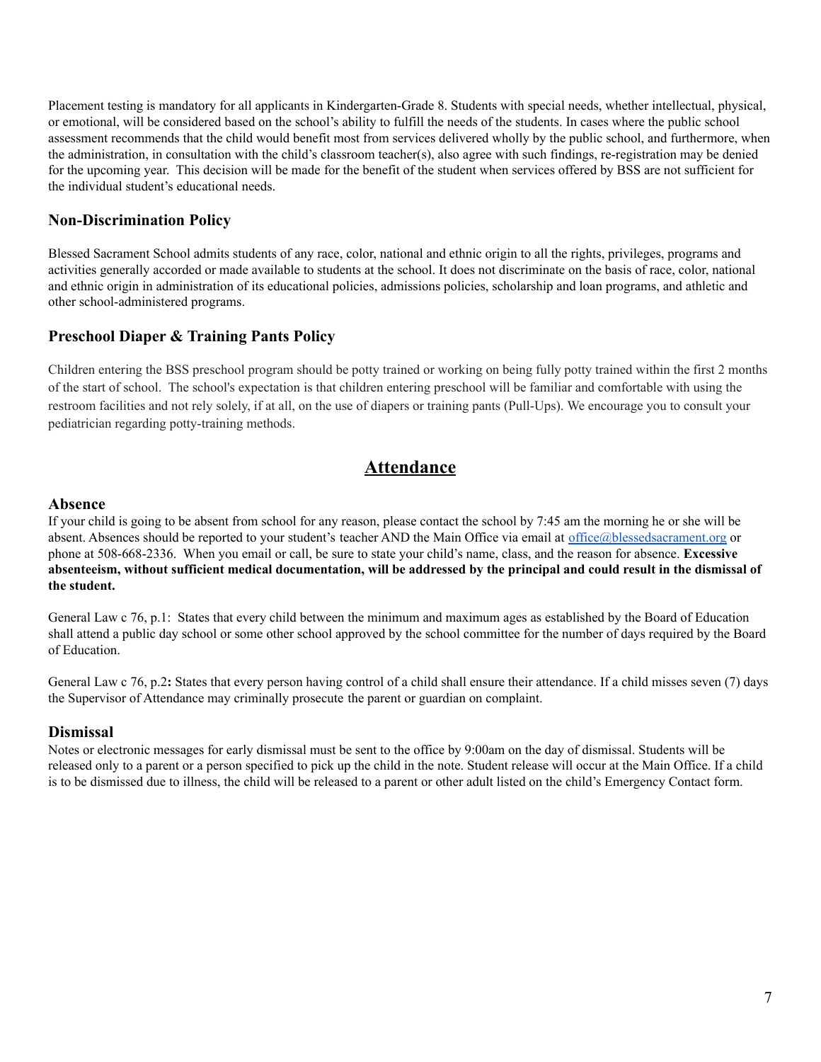Placement testing is mandatory for all applicants in Kindergarten-Grade 8. Students with special needs, whether intellectual, physical, or emotional, will be considered based on the school's ability to fulfill the needs of the students. In cases where the public school assessment recommends that the child would benefit most from services delivered wholly by the public school, and furthermore, when the administration, in consultation with the child's classroom teacher(s), also agree with such findings, re-registration may be denied for the upcoming year. This decision will be made for the benefit of the student when services offered by BSS are not sufficient for the individual student's educational needs.

### Non-Discrimination Policy

Blessed Sacrament School admits students of any race, color, national and ethnic origin to all the rights, privileges, programs and activities generally accorded or made available to students at the school. It does not discriminate on the basis of race, color, national and ethnic origin in administration of its educational policies, admissions policies, scholarship and loan programs, and athletic and other school-administered programs.

### Preschool Diaper & Training Pants Policy

Children entering the BSS preschool program should be potty trained or working on being fully potty trained within the first 2 months of the start of school. The school's expectation is that children entering preschool will be familiar and comfortable with using the restroom facilities and not rely solely, if at all, on the use of diapers or training pants (Pull-Ups). We encourage you to consult your pediatrician regarding potty-training methods.

## Attendance

### Absence

If your child is going to be absent from school for any reason, please contact the school by 7:45 am the morning he or she will be absent. Absences should be reported to your student's teacher AND the Main Office via email at office@blessedsacrament.org or phone at 508-668-2336. When you email or call, be sure to state your child's name, class, and the reason for absence. **Excessive absenteeism, without sufficient medical documentation, will be addressed by the principal and could result in the dismissal of the student.**

General Law c 76, p.1: States that every child between the minimum and maximum ages as established by the Board of Education shall attend a public day school or some other school approved by the school committee for the number of days required by the Board of Education.

General Law c 76, p.2**:** States that every person having control of a child shall ensure their attendance. If a child misses seven (7) days the Supervisor of Attendance may criminally prosecute the parent or guardian on complaint.

### Dismissal

Notes or electronic messages for early dismissal must be sent to the office by 9:00am on the day of dismissal. Students will be released only to a parent or a person specified to pick up the child in the note. Student release will occur at the Main Office. If a child is to be dismissed due to illness, the child will be released to a parent or other adult listed on the child's Emergency Contact form.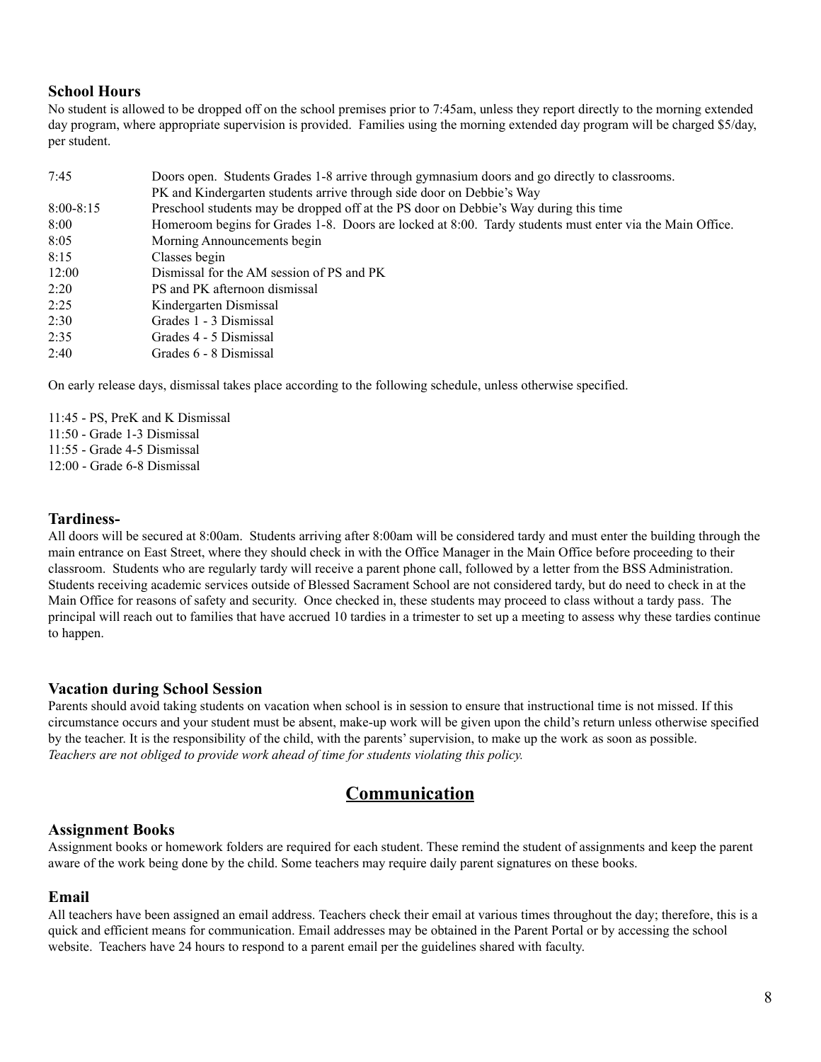### School Hours

No student is allowed to be dropped off on the school premises prior to 7:45am, unless they report directly to the morning extended day program, where appropriate supervision is provided. Families using the morning extended day program will be charged $5/day, per student.

| | |
|---|---|
| 7:45 | Doors open. Students Grades 1-8 arrive through gymnasium doors and go directly to classrooms. PK and Kindergarten students arrive through side door on Debbie's Way |
| 8:00-8:15 | Preschool students may be dropped off at the PS door on Debbie's Way during this time |
| 8:00 | Homeroom begins for Grades 1-8. Doors are locked at 8:00. Tardy students must enter via the Main Office. |
| 8:05 | Morning Announcements begin |
| 8:15 | Classes begin |
| 12:00 | Dismissal for the AM session of PS and PK |
| 2:20 | PS and PK afternoon dismissal |
| 2:25 | Kindergarten Dismissal |
| 2:30 | Grades 1 - 3 Dismissal |
| 2:35 | Grades 4 - 5 Dismissal |
| 2:40 | Grades 6 - 8 Dismissal |

On early release days, dismissal takes place according to the following schedule, unless otherwise specified.

11:45 - PS, PreK and K Dismissal
11:50 - Grade 1-3 Dismissal
11:55 - Grade 4-5 Dismissal
12:00 - Grade 6-8 Dismissal

### Tardiness-

All doors will be secured at 8:00am. Students arriving after 8:00am will be considered tardy and must enter the building through the main entrance on East Street, where they should check in with the Office Manager in the Main Office before proceeding to their classroom. Students who are regularly tardy will receive a parent phone call, followed by a letter from the BSS Administration. Students receiving academic services outside of Blessed Sacrament School are not considered tardy, but do need to check in at the Main Office for reasons of safety and security. Once checked in, these students may proceed to class without a tardy pass. The principal will reach out to families that have accrued 10 tardies in a trimester to set up a meeting to assess why these tardies continue to happen.

### Vacation during School Session

Parents should avoid taking students on vacation when school is in session to ensure that instructional time is not missed. If this circumstance occurs and your student must be absent, make-up work will be given upon the child's return unless otherwise specified by the teacher. It is the responsibility of the child, with the parents' supervision, to make up the work as soon as possible.
*Teachers are not obliged to provide work ahead of time for students violating this policy.*

## Communication

### Assignment Books

Assignment books or homework folders are required for each student. These remind the student of assignments and keep the parent aware of the work being done by the child. Some teachers may require daily parent signatures on these books.

### Email

All teachers have been assigned an email address. Teachers check their email at various times throughout the day; therefore, this is a quick and efficient means for communication. Email addresses may be obtained in the Parent Portal or by accessing the school website. Teachers have 24 hours to respond to a parent email per the guidelines shared with faculty.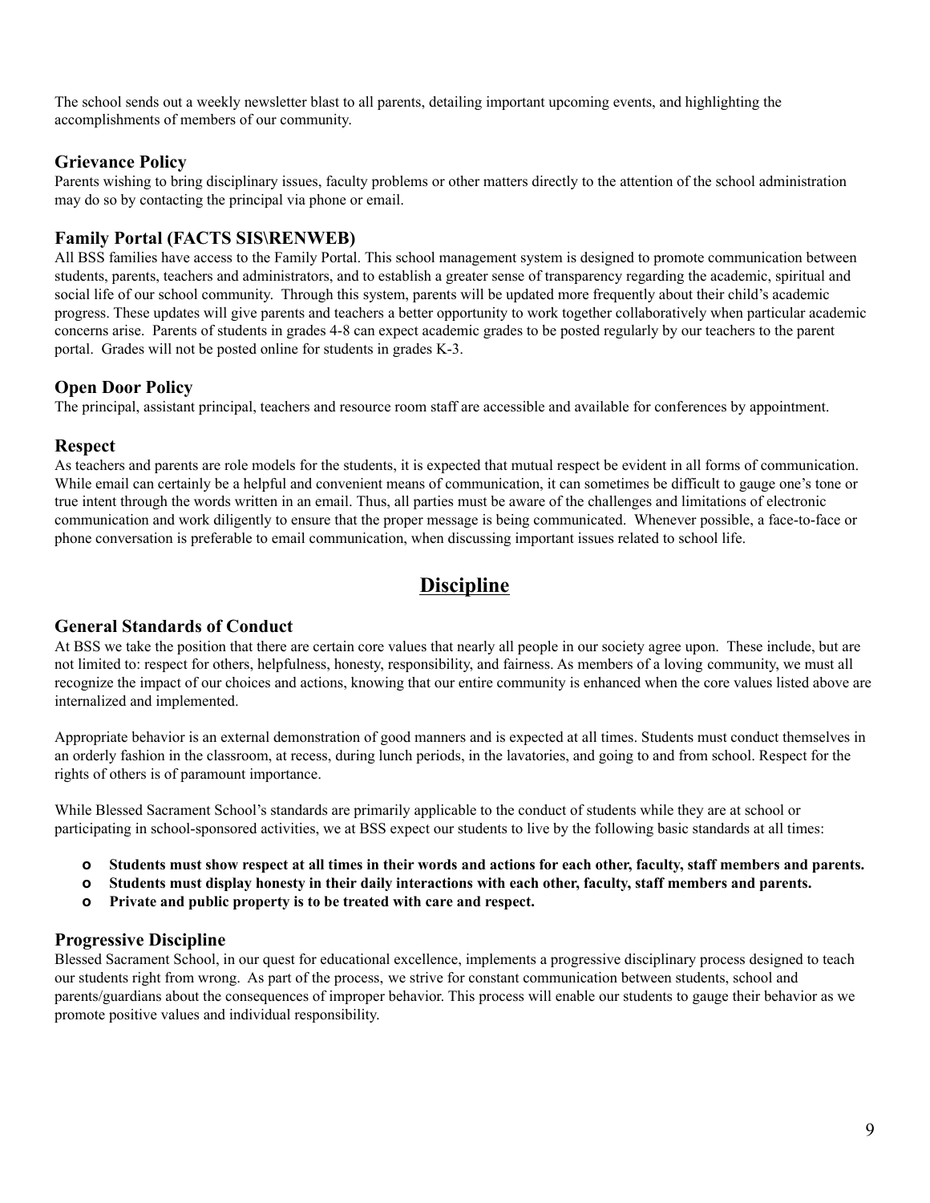The school sends out a weekly newsletter blast to all parents, detailing important upcoming events, and highlighting the accomplishments of members of our community.

### Grievance Policy

Parents wishing to bring disciplinary issues, faculty problems or other matters directly to the attention of the school administration may do so by contacting the principal via phone or email.

### Family Portal (FACTS SIS\RENWEB)

All BSS families have access to the Family Portal. This school management system is designed to promote communication between students, parents, teachers and administrators, and to establish a greater sense of transparency regarding the academic, spiritual and social life of our school community. Through this system, parents will be updated more frequently about their child's academic progress. These updates will give parents and teachers a better opportunity to work together collaboratively when particular academic concerns arise. Parents of students in grades 4-8 can expect academic grades to be posted regularly by our teachers to the parent portal. Grades will not be posted online for students in grades K-3.

### Open Door Policy

The principal, assistant principal, teachers and resource room staff are accessible and available for conferences by appointment.

### Respect

As teachers and parents are role models for the students, it is expected that mutual respect be evident in all forms of communication. While email can certainly be a helpful and convenient means of communication, it can sometimes be difficult to gauge one's tone or true intent through the words written in an email. Thus, all parties must be aware of the challenges and limitations of electronic communication and work diligently to ensure that the proper message is being communicated. Whenever possible, a face-to-face or phone conversation is preferable to email communication, when discussing important issues related to school life.

## Discipline

### General Standards of Conduct

At BSS we take the position that there are certain core values that nearly all people in our society agree upon. These include, but are not limited to: respect for others, helpfulness, honesty, responsibility, and fairness. As members of a loving community, we must all recognize the impact of our choices and actions, knowing that our entire community is enhanced when the core values listed above are internalized and implemented.

Appropriate behavior is an external demonstration of good manners and is expected at all times. Students must conduct themselves in an orderly fashion in the classroom, at recess, during lunch periods, in the lavatories, and going to and from school. Respect for the rights of others is of paramount importance.

While Blessed Sacrament School's standards are primarily applicable to the conduct of students while they are at school or participating in school-sponsored activities, we at BSS expect our students to live by the following basic standards at all times:

- **Students must show respect at all times in their words and actions for each other, faculty, staff members and parents.**
- **Students must display honesty in their daily interactions with each other, faculty, staff members and parents.**
- **Private and public property is to be treated with care and respect.**

### Progressive Discipline

Blessed Sacrament School, in our quest for educational excellence, implements a progressive disciplinary process designed to teach our students right from wrong. As part of the process, we strive for constant communication between students, school and parents/guardians about the consequences of improper behavior. This process will enable our students to gauge their behavior as we promote positive values and individual responsibility.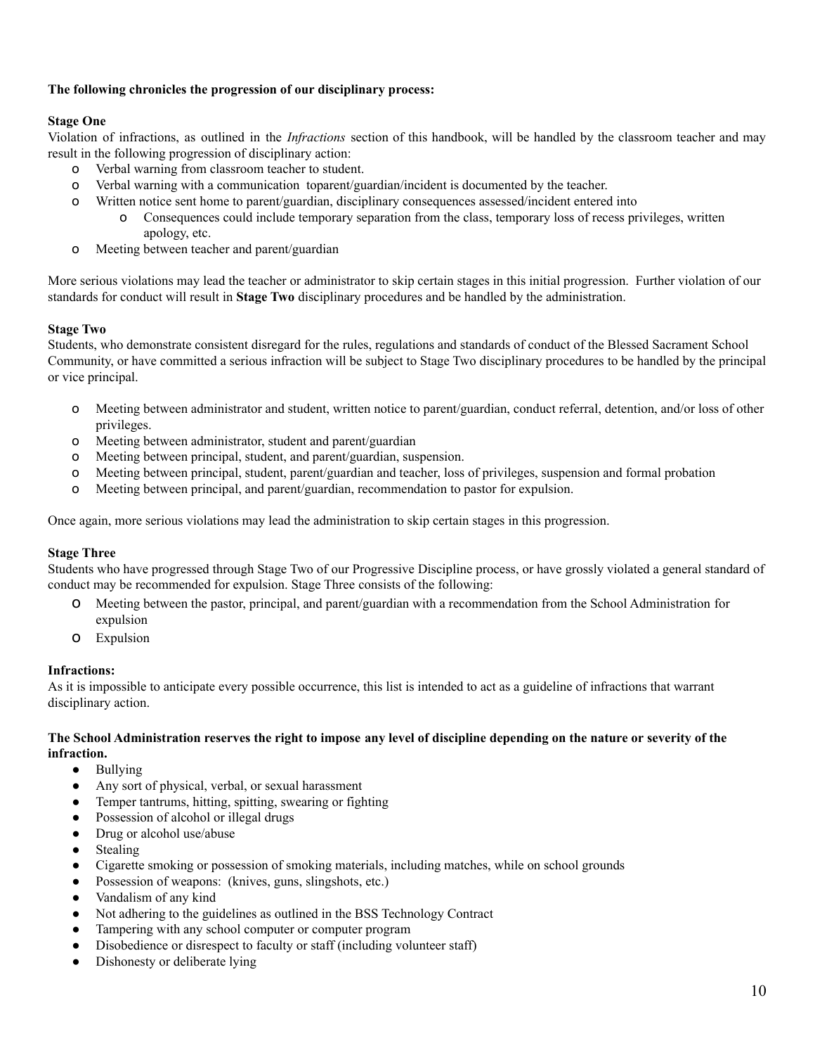**The following chronicles the progression of our disciplinary process:**

**Stage One**

Violation of infractions, as outlined in the *Infractions* section of this handbook, will be handled by the classroom teacher and may result in the following progression of disciplinary action:

- Verbal warning from classroom teacher to student.
- Verbal warning with a communication toparent/guardian/incident is documented by the teacher.
- Written notice sent home to parent/guardian, disciplinary consequences assessed/incident entered into
  - Consequences could include temporary separation from the class, temporary loss of recess privileges, written apology, etc.
- Meeting between teacher and parent/guardian

More serious violations may lead the teacher or administrator to skip certain stages in this initial progression. Further violation of our standards for conduct will result in **Stage Two** disciplinary procedures and be handled by the administration.

**Stage Two**

Students, who demonstrate consistent disregard for the rules, regulations and standards of conduct of the Blessed Sacrament School Community, or have committed a serious infraction will be subject to Stage Two disciplinary procedures to be handled by the principal or vice principal.

- Meeting between administrator and student, written notice to parent/guardian, conduct referral, detention, and/or loss of other privileges.
- Meeting between administrator, student and parent/guardian
- Meeting between principal, student, and parent/guardian, suspension.
- Meeting between principal, student, parent/guardian and teacher, loss of privileges, suspension and formal probation
- Meeting between principal, and parent/guardian, recommendation to pastor for expulsion.

Once again, more serious violations may lead the administration to skip certain stages in this progression.

**Stage Three**

Students who have progressed through Stage Two of our Progressive Discipline process, or have grossly violated a general standard of conduct may be recommended for expulsion. Stage Three consists of the following:

- Meeting between the pastor, principal, and parent/guardian with a recommendation from the School Administration for expulsion
- Expulsion

**Infractions:**

As it is impossible to anticipate every possible occurrence, this list is intended to act as a guideline of infractions that warrant disciplinary action.

**The School Administration reserves the right to impose any level of discipline depending on the nature or severity of the infraction.**

- Bullying
- Any sort of physical, verbal, or sexual harassment
- Temper tantrums, hitting, spitting, swearing or fighting
- Possession of alcohol or illegal drugs
- Drug or alcohol use/abuse
- Stealing
- Cigarette smoking or possession of smoking materials, including matches, while on school grounds
- Possession of weapons: (knives, guns, slingshots, etc.)
- Vandalism of any kind
- Not adhering to the guidelines as outlined in the BSS Technology Contract
- Tampering with any school computer or computer program
- Disobedience or disrespect to faculty or staff (including volunteer staff)
- Dishonesty or deliberate lying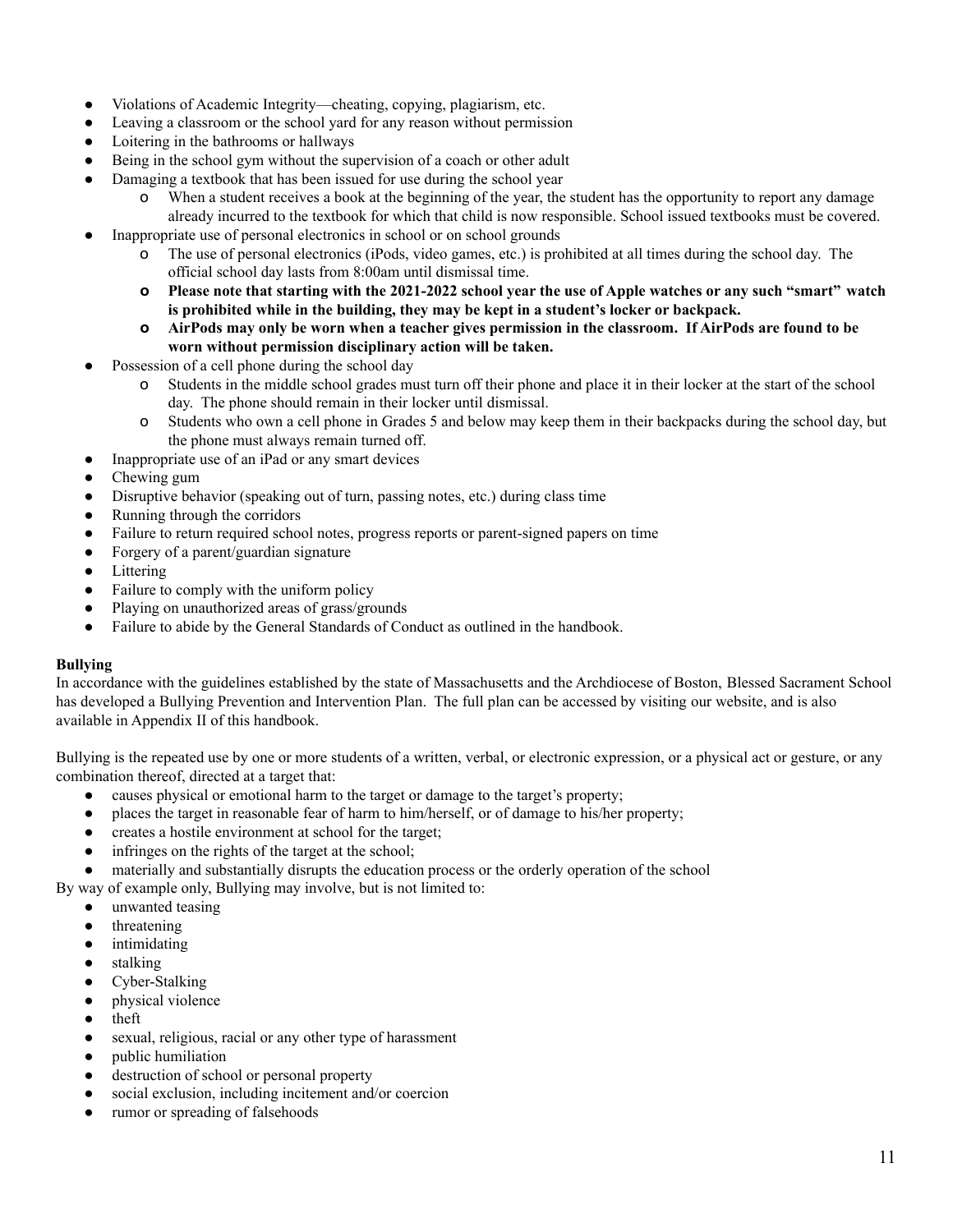- Violations of Academic Integrity—cheating, copying, plagiarism, etc.
- Leaving a classroom or the school yard for any reason without permission
- Loitering in the bathrooms or hallways
- Being in the school gym without the supervision of a coach or other adult
- Damaging a textbook that has been issued for use during the school year
    - When a student receives a book at the beginning of the year, the student has the opportunity to report any damage already incurred to the textbook for which that child is now responsible. School issued textbooks must be covered.
- Inappropriate use of personal electronics in school or on school grounds
    - The use of personal electronics (iPods, video games, etc.) is prohibited at all times during the school day. The official school day lasts from 8:00am until dismissal time.
    - **Please note that starting with the 2021-2022 school year the use of Apple watches or any such "smart" watch is prohibited while in the building, they may be kept in a student's locker or backpack.**
    - **AirPods may only be worn when a teacher gives permission in the classroom. If AirPods are found to be worn without permission disciplinary action will be taken.**
- Possession of a cell phone during the school day
    - Students in the middle school grades must turn off their phone and place it in their locker at the start of the school day. The phone should remain in their locker until dismissal.
    - Students who own a cell phone in Grades 5 and below may keep them in their backpacks during the school day, but the phone must always remain turned off.
- Inappropriate use of an iPad or any smart devices
- Chewing gum
- Disruptive behavior (speaking out of turn, passing notes, etc.) during class time
- Running through the corridors
- Failure to return required school notes, progress reports or parent-signed papers on time
- Forgery of a parent/guardian signature
- Littering
- Failure to comply with the uniform policy
- Playing on unauthorized areas of grass/grounds
- Failure to abide by the General Standards of Conduct as outlined in the handbook.

**Bullying**

In accordance with the guidelines established by the state of Massachusetts and the Archdiocese of Boston, Blessed Sacrament School has developed a Bullying Prevention and Intervention Plan. The full plan can be accessed by visiting our website, and is also available in Appendix II of this handbook.

Bullying is the repeated use by one or more students of a written, verbal, or electronic expression, or a physical act or gesture, or any combination thereof, directed at a target that:

- causes physical or emotional harm to the target or damage to the target's property;
- places the target in reasonable fear of harm to him/herself, or of damage to his/her property;
- creates a hostile environment at school for the target;
- infringes on the rights of the target at the school;
- materially and substantially disrupts the education process or the orderly operation of the school

By way of example only, Bullying may involve, but is not limited to:

- unwanted teasing
- threatening
- intimidating
- stalking
- Cyber-Stalking
- physical violence
- theft
- sexual, religious, racial or any other type of harassment
- public humiliation
- destruction of school or personal property
- social exclusion, including incitement and/or coercion
- rumor or spreading of falsehoods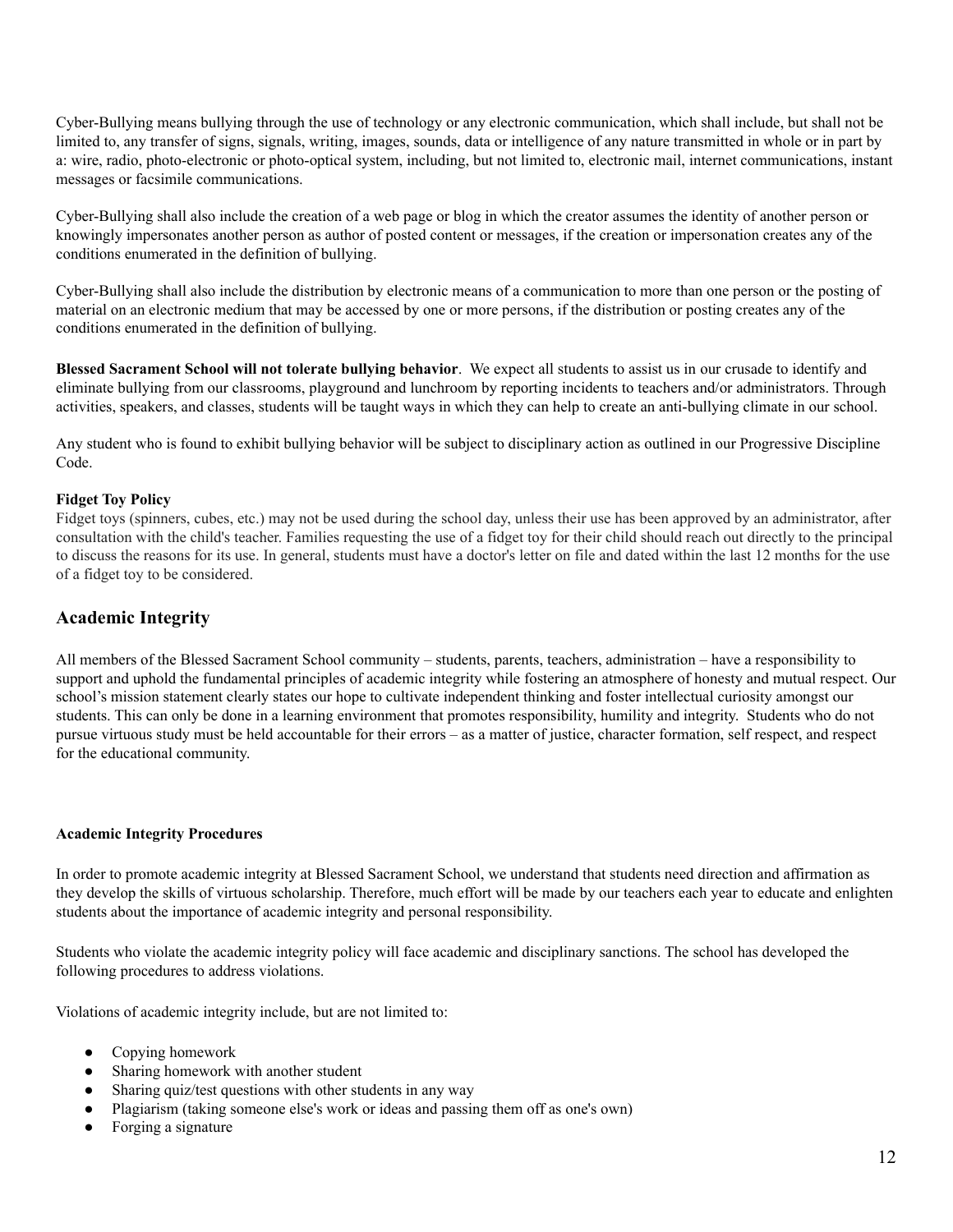Cyber-Bullying means bullying through the use of technology or any electronic communication, which shall include, but shall not be limited to, any transfer of signs, signals, writing, images, sounds, data or intelligence of any nature transmitted in whole or in part by a: wire, radio, photo-electronic or photo-optical system, including, but not limited to, electronic mail, internet communications, instant messages or facsimile communications.

Cyber-Bullying shall also include the creation of a web page or blog in which the creator assumes the identity of another person or knowingly impersonates another person as author of posted content or messages, if the creation or impersonation creates any of the conditions enumerated in the definition of bullying.

Cyber-Bullying shall also include the distribution by electronic means of a communication to more than one person or the posting of material on an electronic medium that may be accessed by one or more persons, if the distribution or posting creates any of the conditions enumerated in the definition of bullying.

**Blessed Sacrament School will not tolerate bullying behavior**. We expect all students to assist us in our crusade to identify and eliminate bullying from our classrooms, playground and lunchroom by reporting incidents to teachers and/or administrators. Through activities, speakers, and classes, students will be taught ways in which they can help to create an anti-bullying climate in our school.

Any student who is found to exhibit bullying behavior will be subject to disciplinary action as outlined in our Progressive Discipline Code.

**Fidget Toy Policy**

Fidget toys (spinners, cubes, etc.) may not be used during the school day, unless their use has been approved by an administrator, after consultation with the child's teacher. Families requesting the use of a fidget toy for their child should reach out directly to the principal to discuss the reasons for its use. In general, students must have a doctor's letter on file and dated within the last 12 months for the use of a fidget toy to be considered.

## Academic Integrity

All members of the Blessed Sacrament School community – students, parents, teachers, administration – have a responsibility to support and uphold the fundamental principles of academic integrity while fostering an atmosphere of honesty and mutual respect. Our school's mission statement clearly states our hope to cultivate independent thinking and foster intellectual curiosity amongst our students. This can only be done in a learning environment that promotes responsibility, humility and integrity. Students who do not pursue virtuous study must be held accountable for their errors – as a matter of justice, character formation, self respect, and respect for the educational community.

**Academic Integrity Procedures**

In order to promote academic integrity at Blessed Sacrament School, we understand that students need direction and affirmation as they develop the skills of virtuous scholarship. Therefore, much effort will be made by our teachers each year to educate and enlighten students about the importance of academic integrity and personal responsibility.

Students who violate the academic integrity policy will face academic and disciplinary sanctions. The school has developed the following procedures to address violations.

Violations of academic integrity include, but are not limited to:

- Copying homework
- Sharing homework with another student
- Sharing quiz/test questions with other students in any way
- Plagiarism (taking someone else's work or ideas and passing them off as one's own)
- Forging a signature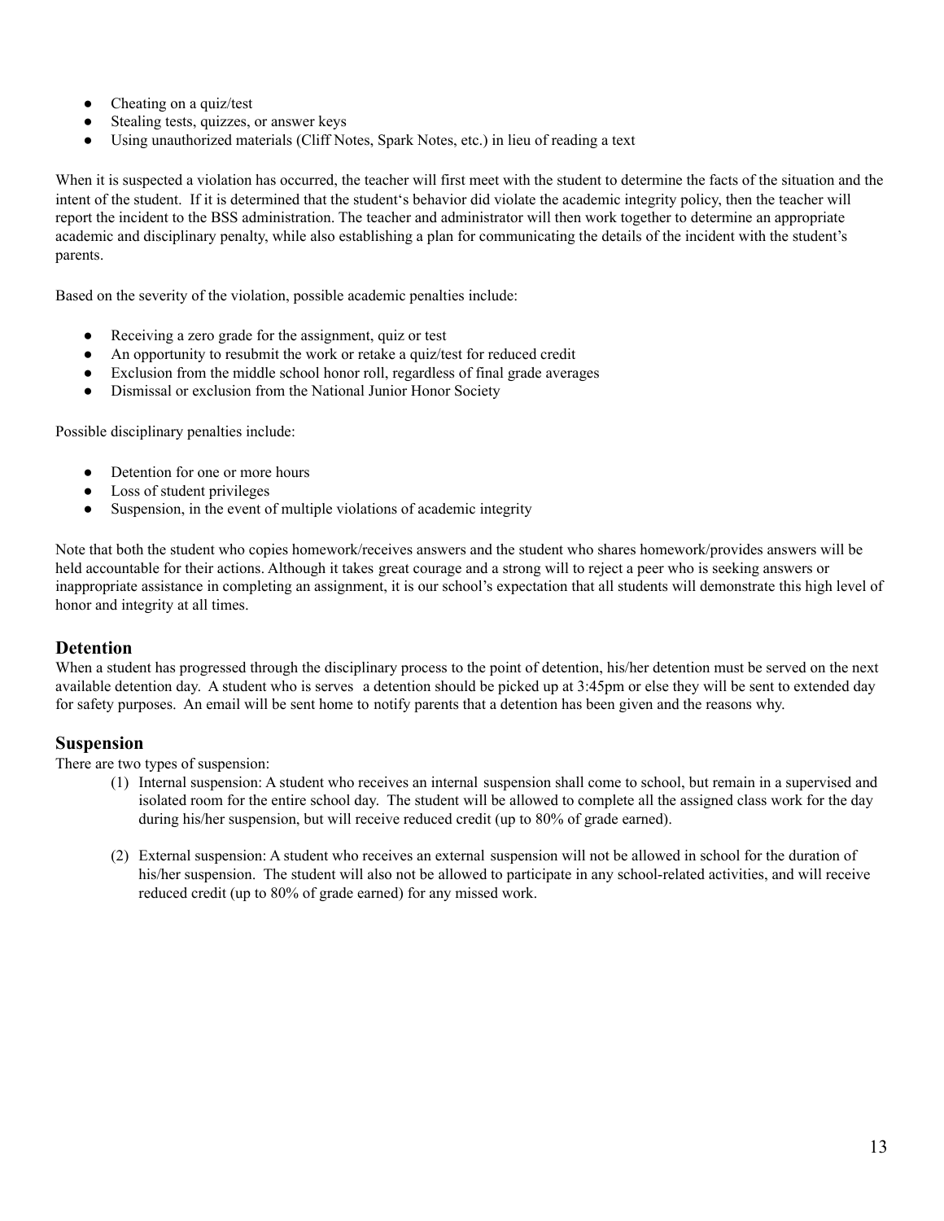- Cheating on a quiz/test
- Stealing tests, quizzes, or answer keys
- Using unauthorized materials (Cliff Notes, Spark Notes, etc.) in lieu of reading a text

When it is suspected a violation has occurred, the teacher will first meet with the student to determine the facts of the situation and the intent of the student. If it is determined that the student's behavior did violate the academic integrity policy, then the teacher will report the incident to the BSS administration. The teacher and administrator will then work together to determine an appropriate academic and disciplinary penalty, while also establishing a plan for communicating the details of the incident with the student's parents.

Based on the severity of the violation, possible academic penalties include:

- Receiving a zero grade for the assignment, quiz or test
- An opportunity to resubmit the work or retake a quiz/test for reduced credit
- Exclusion from the middle school honor roll, regardless of final grade averages
- Dismissal or exclusion from the National Junior Honor Society

Possible disciplinary penalties include:

- Detention for one or more hours
- Loss of student privileges
- Suspension, in the event of multiple violations of academic integrity

Note that both the student who copies homework/receives answers and the student who shares homework/provides answers will be held accountable for their actions. Although it takes great courage and a strong will to reject a peer who is seeking answers or inappropriate assistance in completing an assignment, it is our school's expectation that all students will demonstrate this high level of honor and integrity at all times.

## Detention

When a student has progressed through the disciplinary process to the point of detention, his/her detention must be served on the next available detention day. A student who is serves a detention should be picked up at 3:45pm or else they will be sent to extended day for safety purposes. An email will be sent home to notify parents that a detention has been given and the reasons why.

## Suspension

There are two types of suspension:

(1) Internal suspension: A student who receives an internal suspension shall come to school, but remain in a supervised and isolated room for the entire school day. The student will be allowed to complete all the assigned class work for the day during his/her suspension, but will receive reduced credit (up to 80% of grade earned).

(2) External suspension: A student who receives an external suspension will not be allowed in school for the duration of his/her suspension. The student will also not be allowed to participate in any school-related activities, and will receive reduced credit (up to 80% of grade earned) for any missed work.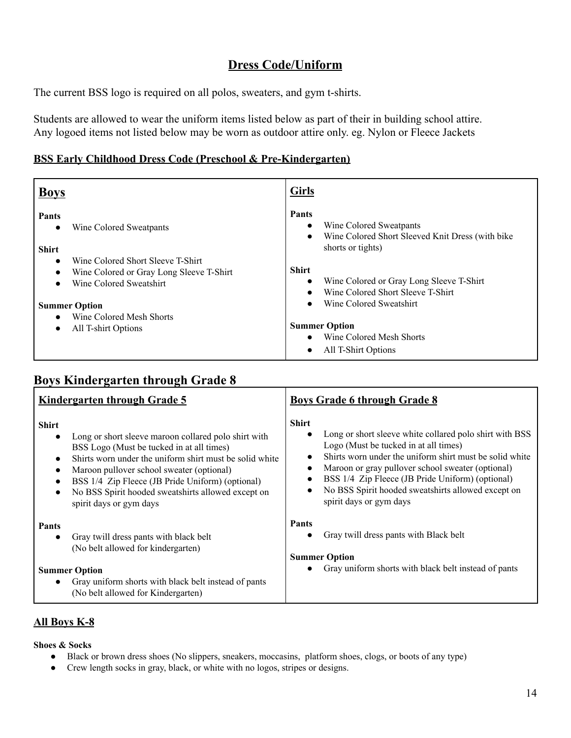## Dress Code/Uniform

The current BSS logo is required on all polos, sweaters, and gym t-shirts.

Students are allowed to wear the uniform items listed below as part of their in building school attire.
Any logoed items not listed below may be worn as outdoor attire only. eg. Nylon or Fleece Jackets

**BSS Early Childhood Dress Code (Preschool & Pre-Kindergarten)**

| **Boys** | **Girls** |
|---|---|
| **Pants**<br>● Wine Colored Sweatpants<br><br>**Shirt**<br>● Wine Colored Short Sleeve T-Shirt<br>● Wine Colored or Gray Long Sleeve T-Shirt<br>● Wine Colored Sweatshirt<br><br>**Summer Option**<br>● Wine Colored Mesh Shorts<br>● All T-shirt Options | **Pants**<br>● Wine Colored Sweatpants<br>● Wine Colored Short Sleeved Knit Dress (with bike shorts or tights)<br><br>**Shirt**<br>● Wine Colored or Gray Long Sleeve T-Shirt<br>● Wine Colored Short Sleeve T-Shirt<br>● Wine Colored Sweatshirt<br><br>**Summer Option**<br>● Wine Colored Mesh Shorts<br>● All T-Shirt Options |

## Boys Kindergarten through Grade 8

| **Kindergarten through Grade 5** | **Boys Grade 6 through Grade 8** |
|---|---|
| **Shirt**<br>● Long or short sleeve maroon collared polo shirt with BSS Logo (Must be tucked in at all times)<br>● Shirts worn under the uniform shirt must be solid white<br>● Maroon pullover school sweater (optional)<br>● BSS 1/4 Zip Fleece (JB Pride Uniform) (optional)<br>● No BSS Spirit hooded sweatshirts allowed except on spirit days or gym days<br><br>**Pants**<br>● Gray twill dress pants with black belt (No belt allowed for kindergarten)<br><br>**Summer Option**<br>● Gray uniform shorts with black belt instead of pants (No belt allowed for Kindergarten) | **Shirt**<br>● Long or short sleeve white collared polo shirt with BSS Logo (Must be tucked in at all times)<br>● Shirts worn under the uniform shirt must be solid white<br>● Maroon or gray pullover school sweater (optional)<br>● BSS 1/4 Zip Fleece (JB Pride Uniform) (optional)<br>● No BSS Spirit hooded sweatshirts allowed except on spirit days or gym days<br><br>**Pants**<br>● Gray twill dress pants with Black belt<br><br>**Summer Option**<br>● Gray uniform shorts with black belt instead of pants |

**All Boys K-8**

**Shoes & Socks**

- Black or brown dress shoes (No slippers, sneakers, moccasins, platform shoes, clogs, or boots of any type)
- Crew length socks in gray, black, or white with no logos, stripes or designs.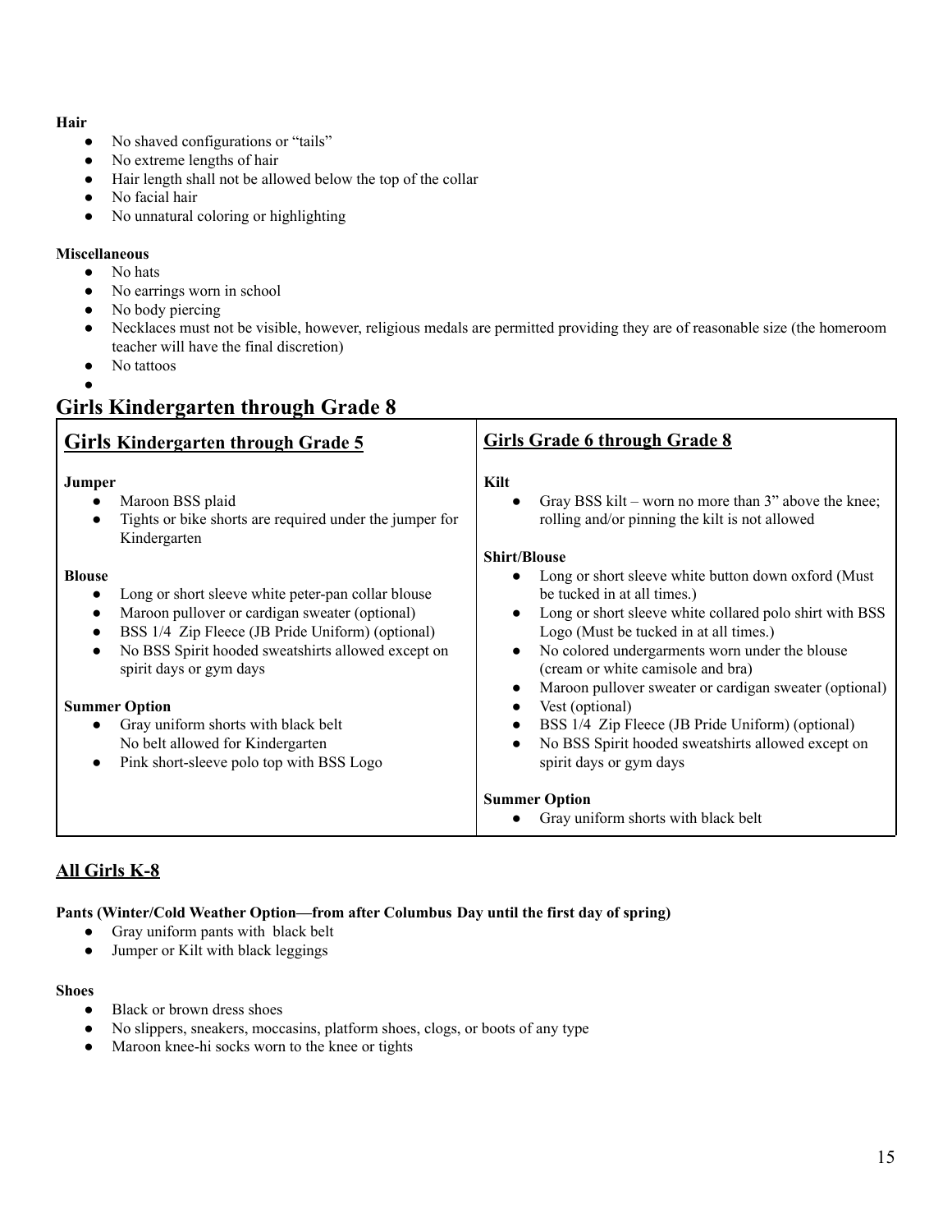**Hair**

- No shaved configurations or "tails"
- No extreme lengths of hair
- Hair length shall not be allowed below the top of the collar
- No facial hair
- No unnatural coloring or highlighting

**Miscellaneous**

- No hats
- No earrings worn in school
- No body piercing
- Necklaces must not be visible, however, religious medals are permitted providing they are of reasonable size (the homeroom teacher will have the final discretion)
- No tattoos

## Girls Kindergarten through Grade 8

| **Girls Kindergarten through Grade 5** | **Girls Grade 6 through Grade 8** |
|---|---|
| **Jumper**<br>• Maroon BSS plaid<br>• Tights or bike shorts are required under the jumper for Kindergarten<br><br>**Blouse**<br>• Long or short sleeve white peter-pan collar blouse<br>• Maroon pullover or cardigan sweater (optional)<br>• BSS 1/4 Zip Fleece (JB Pride Uniform) (optional)<br>• No BSS Spirit hooded sweatshirts allowed except on spirit days or gym days<br><br>**Summer Option**<br>• Gray uniform shorts with black belt No belt allowed for Kindergarten<br>• Pink short-sleeve polo top with BSS Logo | **Kilt**<br>• Gray BSS kilt – worn no more than 3" above the knee; rolling and/or pinning the kilt is not allowed<br><br>**Shirt/Blouse**<br>• Long or short sleeve white button down oxford (Must be tucked in at all times.)<br>• Long or short sleeve white collared polo shirt with BSS Logo (Must be tucked in at all times.)<br>• No colored undergarments worn under the blouse (cream or white camisole and bra)<br>• Maroon pullover sweater or cardigan sweater (optional)<br>• Vest (optional)<br>• BSS 1/4 Zip Fleece (JB Pride Uniform) (optional)<br>• No BSS Spirit hooded sweatshirts allowed except on spirit days or gym days<br><br>**Summer Option**<br>• Gray uniform shorts with black belt |

### All Girls K-8

**Pants (Winter/Cold Weather Option—from after Columbus Day until the first day of spring)**

- Gray uniform pants with black belt
- Jumper or Kilt with black leggings

**Shoes**

- Black or brown dress shoes
- No slippers, sneakers, moccasins, platform shoes, clogs, or boots of any type
- Maroon knee-hi socks worn to the knee or tights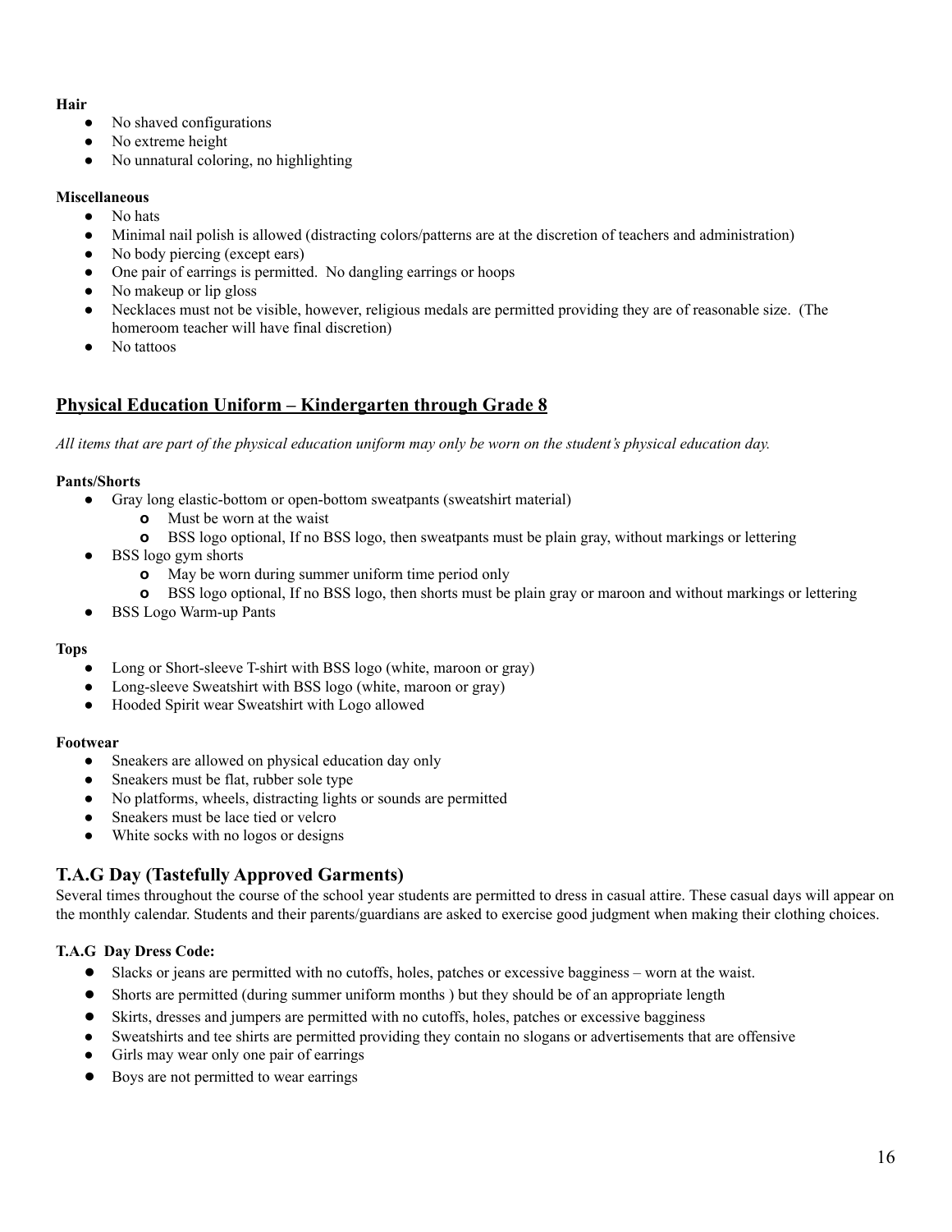**Hair**

- No shaved configurations
- No extreme height
- No unnatural coloring, no highlighting

**Miscellaneous**

- No hats
- Minimal nail polish is allowed (distracting colors/patterns are at the discretion of teachers and administration)
- No body piercing (except ears)
- One pair of earrings is permitted. No dangling earrings or hoops
- No makeup or lip gloss
- Necklaces must not be visible, however, religious medals are permitted providing they are of reasonable size. (The homeroom teacher will have final discretion)
- No tattoos

## Physical Education Uniform – Kindergarten through Grade 8

*All items that are part of the physical education uniform may only be worn on the student's physical education day.*

**Pants/Shorts**

- Gray long elastic-bottom or open-bottom sweatpants (sweatshirt material)
  - Must be worn at the waist
  - BSS logo optional, If no BSS logo, then sweatpants must be plain gray, without markings or lettering
- BSS logo gym shorts
  - May be worn during summer uniform time period only
  - BSS logo optional, If no BSS logo, then shorts must be plain gray or maroon and without markings or lettering
- BSS Logo Warm-up Pants

**Tops**

- Long or Short-sleeve T-shirt with BSS logo (white, maroon or gray)
- Long-sleeve Sweatshirt with BSS logo (white, maroon or gray)
- Hooded Spirit wear Sweatshirt with Logo allowed

**Footwear**

- Sneakers are allowed on physical education day only
- Sneakers must be flat, rubber sole type
- No platforms, wheels, distracting lights or sounds are permitted
- Sneakers must be lace tied or velcro
- White socks with no logos or designs

## T.A.G Day (Tastefully Approved Garments)

Several times throughout the course of the school year students are permitted to dress in casual attire. These casual days will appear on the monthly calendar. Students and their parents/guardians are asked to exercise good judgment when making their clothing choices.

**T.A.G Day Dress Code:**

- Slacks or jeans are permitted with no cutoffs, holes, patches or excessive bagginess – worn at the waist.
- Shorts are permitted (during summer uniform months ) but they should be of an appropriate length
- Skirts, dresses and jumpers are permitted with no cutoffs, holes, patches or excessive bagginess
- Sweatshirts and tee shirts are permitted providing they contain no slogans or advertisements that are offensive
- Girls may wear only one pair of earrings
- Boys are not permitted to wear earrings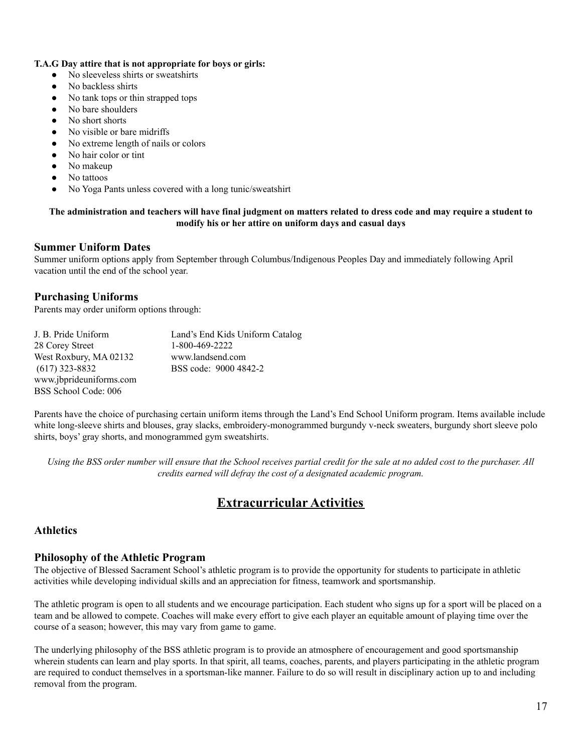**T.A.G Day attire that is not appropriate for boys or girls:**

- No sleeveless shirts or sweatshirts
- No backless shirts
- No tank tops or thin strapped tops
- No bare shoulders
- No short shorts
- No visible or bare midriffs
- No extreme length of nails or colors
- No hair color or tint
- No makeup
- No tattoos
- No Yoga Pants unless covered with a long tunic/sweatshirt

**The administration and teachers will have final judgment on matters related to dress code and may require a student to modify his or her attire on uniform days and casual days**

### Summer Uniform Dates

Summer uniform options apply from September through Columbus/Indigenous Peoples Day and immediately following April vacation until the end of the school year.

### Purchasing Uniforms

Parents may order uniform options through:

J. B. Pride Uniform
28 Corey Street
West Roxbury, MA 02132
(617) 323-8832
www.jbprideuniforms.com
BSS School Code: 006

Land's End Kids Uniform Catalog
1-800-469-2222
www.landsend.com
BSS code: 9000 4842-2

Parents have the choice of purchasing certain uniform items through the Land's End School Uniform program. Items available include white long-sleeve shirts and blouses, gray slacks, embroidery-monogrammed burgundy v-neck sweaters, burgundy short sleeve polo shirts, boys' gray shorts, and monogrammed gym sweatshirts.

*Using the BSS order number will ensure that the School receives partial credit for the sale at no added cost to the purchaser. All credits earned will defray the cost of a designated academic program.*

## Extracurricular Activities

### Athletics

### Philosophy of the Athletic Program

The objective of Blessed Sacrament School's athletic program is to provide the opportunity for students to participate in athletic activities while developing individual skills and an appreciation for fitness, teamwork and sportsmanship.

The athletic program is open to all students and we encourage participation. Each student who signs up for a sport will be placed on a team and be allowed to compete. Coaches will make every effort to give each player an equitable amount of playing time over the course of a season; however, this may vary from game to game.

The underlying philosophy of the BSS athletic program is to provide an atmosphere of encouragement and good sportsmanship wherein students can learn and play sports. In that spirit, all teams, coaches, parents, and players participating in the athletic program are required to conduct themselves in a sportsman-like manner. Failure to do so will result in disciplinary action up to and including removal from the program.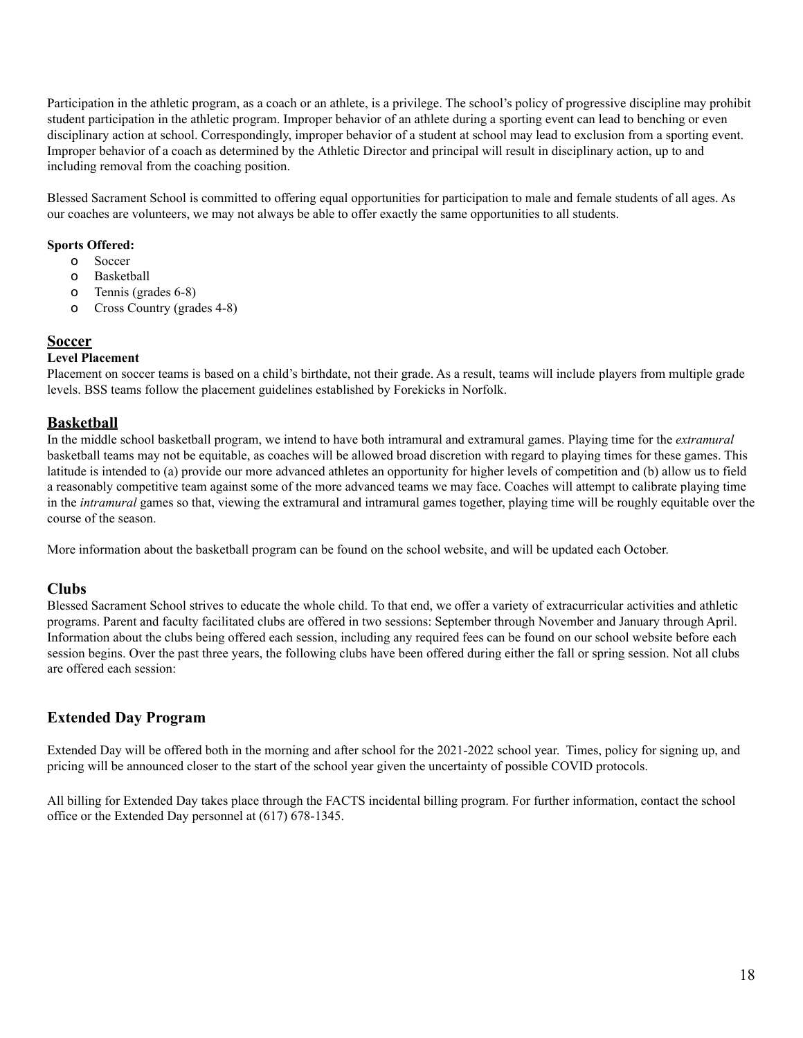Participation in the athletic program, as a coach or an athlete, is a privilege. The school's policy of progressive discipline may prohibit student participation in the athletic program. Improper behavior of an athlete during a sporting event can lead to benching or even disciplinary action at school. Correspondingly, improper behavior of a student at school may lead to exclusion from a sporting event. Improper behavior of a coach as determined by the Athletic Director and principal will result in disciplinary action, up to and including removal from the coaching position.

Blessed Sacrament School is committed to offering equal opportunities for participation to male and female students of all ages. As our coaches are volunteers, we may not always be able to offer exactly the same opportunities to all students.

**Sports Offered:**

- Soccer
- Basketball
- Tennis (grades 6-8)
- Cross Country (grades 4-8)

## Soccer

**Level Placement**

Placement on soccer teams is based on a child's birthdate, not their grade. As a result, teams will include players from multiple grade levels. BSS teams follow the placement guidelines established by Forekicks in Norfolk.

## Basketball

In the middle school basketball program, we intend to have both intramural and extramural games. Playing time for the *extramural* basketball teams may not be equitable, as coaches will be allowed broad discretion with regard to playing times for these games. This latitude is intended to (a) provide our more advanced athletes an opportunity for higher levels of competition and (b) allow us to field a reasonably competitive team against some of the more advanced teams we may face. Coaches will attempt to calibrate playing time in the *intramural* games so that, viewing the extramural and intramural games together, playing time will be roughly equitable over the course of the season.

More information about the basketball program can be found on the school website, and will be updated each October.

## Clubs

Blessed Sacrament School strives to educate the whole child. To that end, we offer a variety of extracurricular activities and athletic programs. Parent and faculty facilitated clubs are offered in two sessions: September through November and January through April. Information about the clubs being offered each session, including any required fees can be found on our school website before each session begins. Over the past three years, the following clubs have been offered during either the fall or spring session. Not all clubs are offered each session:

## Extended Day Program

Extended Day will be offered both in the morning and after school for the 2021-2022 school year. Times, policy for signing up, and pricing will be announced closer to the start of the school year given the uncertainty of possible COVID protocols.

All billing for Extended Day takes place through the FACTS incidental billing program. For further information, contact the school office or the Extended Day personnel at (617) 678-1345.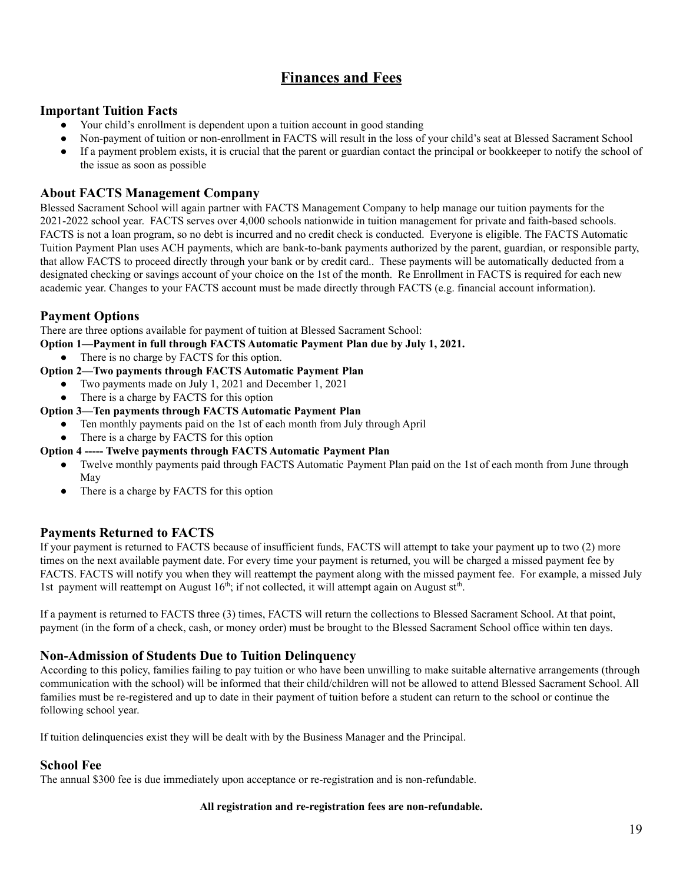# Finances and Fees

## Important Tuition Facts

- Your child's enrollment is dependent upon a tuition account in good standing
- Non-payment of tuition or non-enrollment in FACTS will result in the loss of your child's seat at Blessed Sacrament School
- If a payment problem exists, it is crucial that the parent or guardian contact the principal or bookkeeper to notify the school of the issue as soon as possible

## About FACTS Management Company

Blessed Sacrament School will again partner with FACTS Management Company to help manage our tuition payments for the 2021-2022 school year. FACTS serves over 4,000 schools nationwide in tuition management for private and faith-based schools. FACTS is not a loan program, so no debt is incurred and no credit check is conducted. Everyone is eligible. The FACTS Automatic Tuition Payment Plan uses ACH payments, which are bank-to-bank payments authorized by the parent, guardian, or responsible party, that allow FACTS to proceed directly through your bank or by credit card.. These payments will be automatically deducted from a designated checking or savings account of your choice on the 1st of the month. Re Enrollment in FACTS is required for each new academic year. Changes to your FACTS account must be made directly through FACTS (e.g. financial account information).

## Payment Options

There are three options available for payment of tuition at Blessed Sacrament School:

**Option 1—Payment in full through FACTS Automatic Payment Plan due by July 1, 2021.**

- There is no charge by FACTS for this option.

**Option 2—Two payments through FACTS Automatic Payment Plan**

- Two payments made on July 1, 2021 and December 1, 2021
- There is a charge by FACTS for this option

**Option 3—Ten payments through FACTS Automatic Payment Plan**

- Ten monthly payments paid on the 1st of each month from July through April
- There is a charge by FACTS for this option

**Option 4 ----- Twelve payments through FACTS Automatic Payment Plan**

- Twelve monthly payments paid through FACTS Automatic Payment Plan paid on the 1st of each month from June through May
- There is a charge by FACTS for this option

## Payments Returned to FACTS

If your payment is returned to FACTS because of insufficient funds, FACTS will attempt to take your payment up to two (2) more times on the next available payment date. For every time your payment is returned, you will be charged a missed payment fee by FACTS. FACTS will notify you when they will reattempt the payment along with the missed payment fee. For example, a missed July 1st payment will reattempt on August 16th; if not collected, it will attempt again on August stth.

If a payment is returned to FACTS three (3) times, FACTS will return the collections to Blessed Sacrament School. At that point, payment (in the form of a check, cash, or money order) must be brought to the Blessed Sacrament School office within ten days.

## Non-Admission of Students Due to Tuition Delinquency

According to this policy, families failing to pay tuition or who have been unwilling to make suitable alternative arrangements (through communication with the school) will be informed that their child/children will not be allowed to attend Blessed Sacrament School. All families must be re-registered and up to date in their payment of tuition before a student can return to the school or continue the following school year.

If tuition delinquencies exist they will be dealt with by the Business Manager and the Principal.

## School Fee

The annual $300 fee is due immediately upon acceptance or re-registration and is non-refundable.

**All registration and re-registration fees are non-refundable.**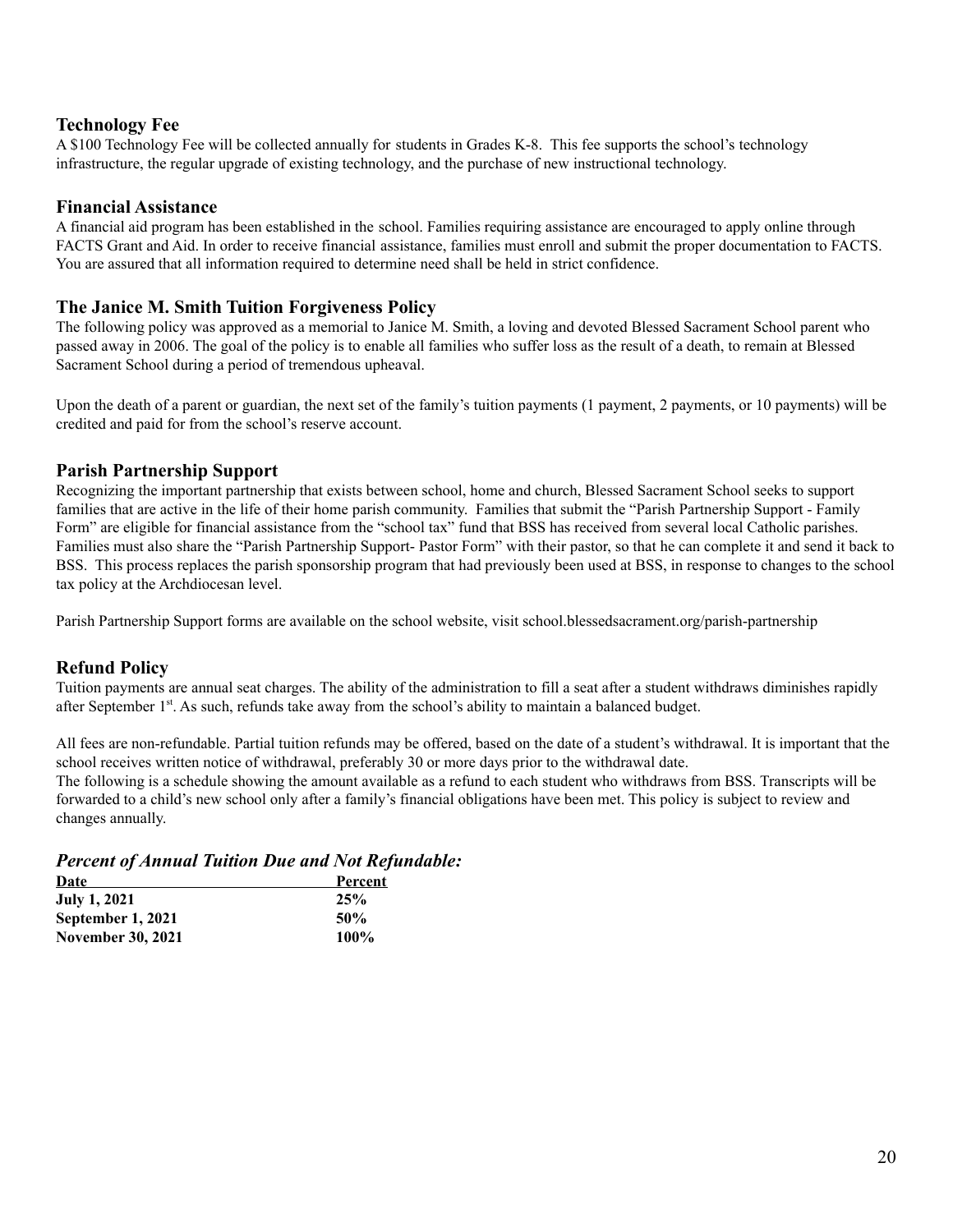### Technology Fee

A $100 Technology Fee will be collected annually for students in Grades K-8. This fee supports the school's technology infrastructure, the regular upgrade of existing technology, and the purchase of new instructional technology.

### Financial Assistance

A financial aid program has been established in the school. Families requiring assistance are encouraged to apply online through FACTS Grant and Aid. In order to receive financial assistance, families must enroll and submit the proper documentation to FACTS. You are assured that all information required to determine need shall be held in strict confidence.

### The Janice M. Smith Tuition Forgiveness Policy

The following policy was approved as a memorial to Janice M. Smith, a loving and devoted Blessed Sacrament School parent who passed away in 2006. The goal of the policy is to enable all families who suffer loss as the result of a death, to remain at Blessed Sacrament School during a period of tremendous upheaval.

Upon the death of a parent or guardian, the next set of the family's tuition payments (1 payment, 2 payments, or 10 payments) will be credited and paid for from the school's reserve account.

### Parish Partnership Support

Recognizing the important partnership that exists between school, home and church, Blessed Sacrament School seeks to support families that are active in the life of their home parish community. Families that submit the "Parish Partnership Support - Family Form" are eligible for financial assistance from the "school tax" fund that BSS has received from several local Catholic parishes. Families must also share the "Parish Partnership Support- Pastor Form" with their pastor, so that he can complete it and send it back to BSS. This process replaces the parish sponsorship program that had previously been used at BSS, in response to changes to the school tax policy at the Archdiocesan level.

Parish Partnership Support forms are available on the school website, visit school.blessedsacrament.org/parish-partnership

### Refund Policy

Tuition payments are annual seat charges. The ability of the administration to fill a seat after a student withdraws diminishes rapidly after September 1st. As such, refunds take away from the school's ability to maintain a balanced budget.

All fees are non-refundable. Partial tuition refunds may be offered, based on the date of a student's withdrawal. It is important that the school receives written notice of withdrawal, preferably 30 or more days prior to the withdrawal date.
The following is a schedule showing the amount available as a refund to each student who withdraws from BSS. Transcripts will be forwarded to a child's new school only after a family's financial obligations have been met. This policy is subject to review and changes annually.

### *Percent of Annual Tuition Due and Not Refundable:*

| Date | Percent |
|---|---|
| **July 1, 2021** | **25%** |
| **September 1, 2021** | **50%** |
| **November 30, 2021** | **100%** |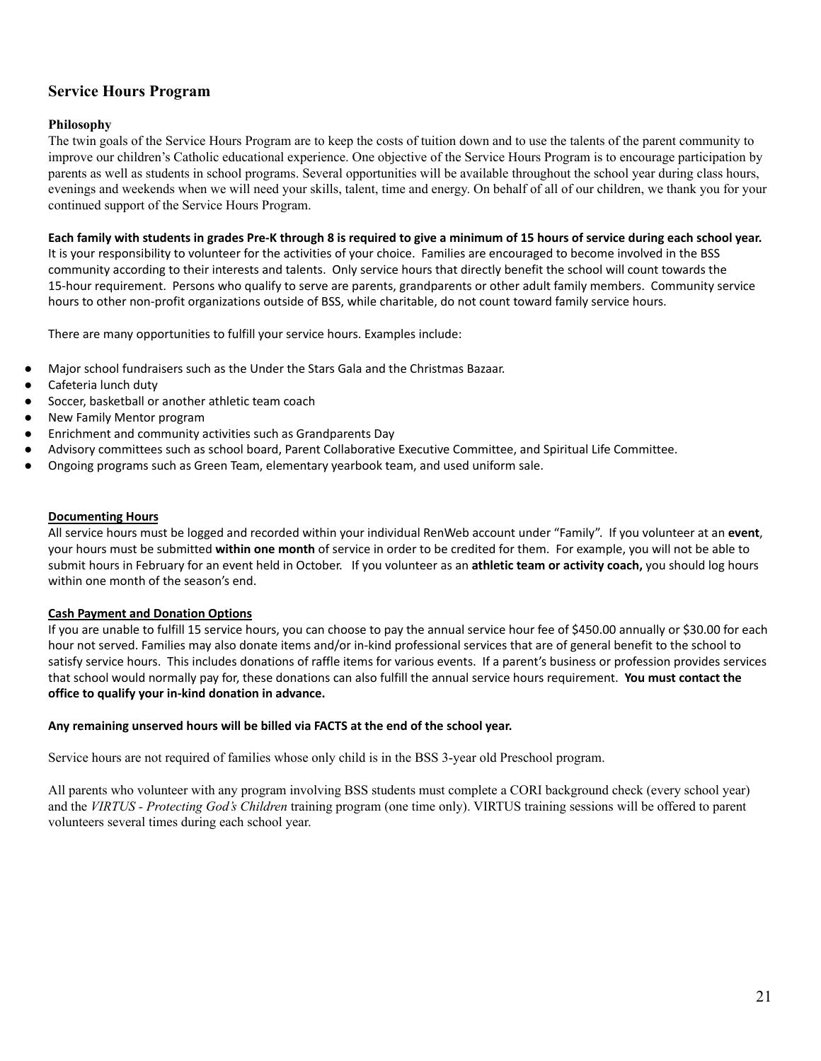## Service Hours Program

### Philosophy

The twin goals of the Service Hours Program are to keep the costs of tuition down and to use the talents of the parent community to improve our children's Catholic educational experience. One objective of the Service Hours Program is to encourage participation by parents as well as students in school programs. Several opportunities will be available throughout the school year during class hours, evenings and weekends when we will need your skills, talent, time and energy. On behalf of all of our children, we thank you for your continued support of the Service Hours Program.

**Each family with students in grades Pre-K through 8 is required to give a minimum of 15 hours of service during each school year.** It is your responsibility to volunteer for the activities of your choice. Families are encouraged to become involved in the BSS community according to their interests and talents. Only service hours that directly benefit the school will count towards the 15-hour requirement. Persons who qualify to serve are parents, grandparents or other adult family members. Community service hours to other non-profit organizations outside of BSS, while charitable, do not count toward family service hours.

There are many opportunities to fulfill your service hours. Examples include:

- Major school fundraisers such as the Under the Stars Gala and the Christmas Bazaar.
- Cafeteria lunch duty
- Soccer, basketball or another athletic team coach
- New Family Mentor program
- Enrichment and community activities such as Grandparents Day
- Advisory committees such as school board, Parent Collaborative Executive Committee, and Spiritual Life Committee.
- Ongoing programs such as Green Team, elementary yearbook team, and used uniform sale.

**Documenting Hours**

All service hours must be logged and recorded within your individual RenWeb account under "Family". If you volunteer at an **event**, your hours must be submitted **within one month** of service in order to be credited for them. For example, you will not be able to submit hours in February for an event held in October. If you volunteer as an **athletic team or activity coach,** you should log hours within one month of the season's end.

**Cash Payment and Donation Options**

If you are unable to fulfill 15 service hours, you can choose to pay the annual service hour fee of $450.00 annually or $30.00 for each hour not served. Families may also donate items and/or in-kind professional services that are of general benefit to the school to satisfy service hours. This includes donations of raffle items for various events. If a parent's business or profession provides services that school would normally pay for, these donations can also fulfill the annual service hours requirement. **You must contact the office to qualify your in-kind donation in advance.**

**Any remaining unserved hours will be billed via FACTS at the end of the school year.**

Service hours are not required of families whose only child is in the BSS 3-year old Preschool program.

All parents who volunteer with any program involving BSS students must complete a CORI background check (every school year) and the *VIRTUS - Protecting God's Children* training program (one time only). VIRTUS training sessions will be offered to parent volunteers several times during each school year.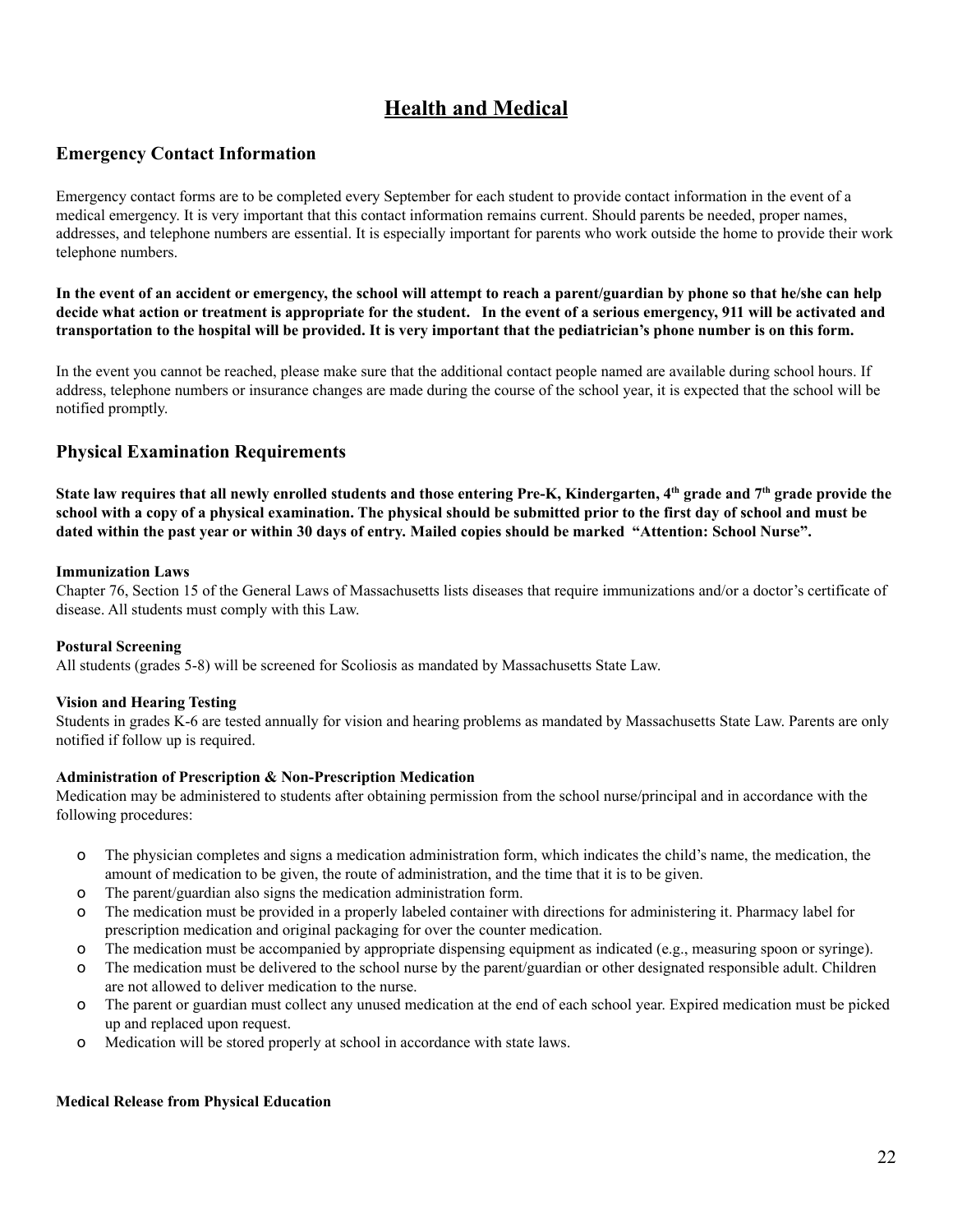# Health and Medical

## Emergency Contact Information

Emergency contact forms are to be completed every September for each student to provide contact information in the event of a medical emergency. It is very important that this contact information remains current. Should parents be needed, proper names, addresses, and telephone numbers are essential. It is especially important for parents who work outside the home to provide their work telephone numbers.

**In the event of an accident or emergency, the school will attempt to reach a parent/guardian by phone so that he/she can help decide what action or treatment is appropriate for the student. In the event of a serious emergency, 911 will be activated and transportation to the hospital will be provided. It is very important that the pediatrician's phone number is on this form.**

In the event you cannot be reached, please make sure that the additional contact people named are available during school hours. If address, telephone numbers or insurance changes are made during the course of the school year, it is expected that the school will be notified promptly.

## Physical Examination Requirements

**State law requires that all newly enrolled students and those entering Pre-K, Kindergarten, 4th grade and 7th grade provide the school with a copy of a physical examination. The physical should be submitted prior to the first day of school and must be dated within the past year or within 30 days of entry. Mailed copies should be marked "Attention: School Nurse".**

**Immunization Laws**
Chapter 76, Section 15 of the General Laws of Massachusetts lists diseases that require immunizations and/or a doctor's certificate of disease. All students must comply with this Law.

**Postural Screening**
All students (grades 5-8) will be screened for Scoliosis as mandated by Massachusetts State Law.

**Vision and Hearing Testing**
Students in grades K-6 are tested annually for vision and hearing problems as mandated by Massachusetts State Law. Parents are only notified if follow up is required.

**Administration of Prescription & Non-Prescription Medication**
Medication may be administered to students after obtaining permission from the school nurse/principal and in accordance with the following procedures:

- The physician completes and signs a medication administration form, which indicates the child's name, the medication, the amount of medication to be given, the route of administration, and the time that it is to be given.
- The parent/guardian also signs the medication administration form.
- The medication must be provided in a properly labeled container with directions for administering it. Pharmacy label for prescription medication and original packaging for over the counter medication.
- The medication must be accompanied by appropriate dispensing equipment as indicated (e.g., measuring spoon or syringe).
- The medication must be delivered to the school nurse by the parent/guardian or other designated responsible adult. Children are not allowed to deliver medication to the nurse.
- The parent or guardian must collect any unused medication at the end of each school year. Expired medication must be picked up and replaced upon request.
- Medication will be stored properly at school in accordance with state laws.

**Medical Release from Physical Education**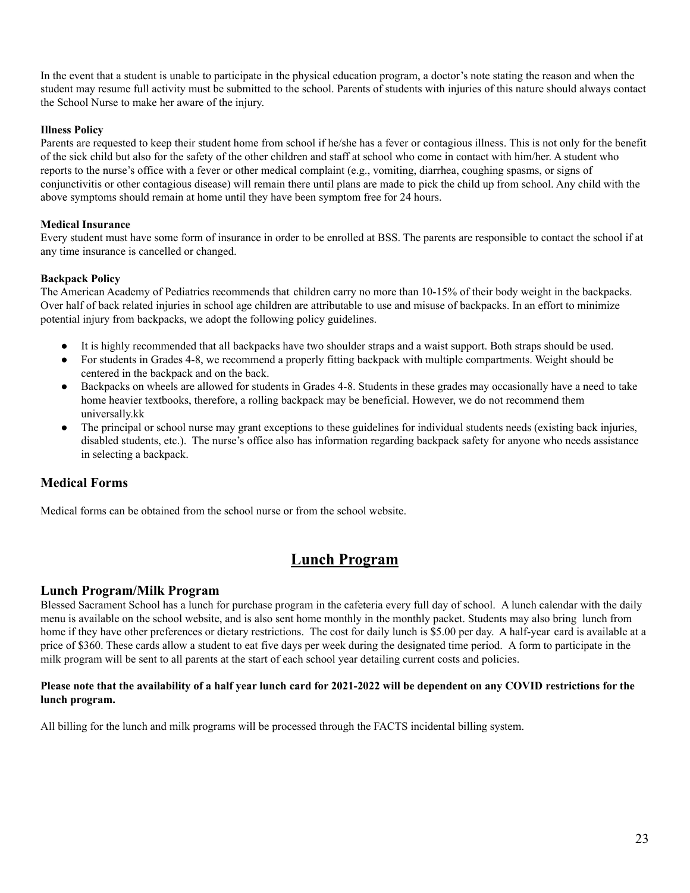In the event that a student is unable to participate in the physical education program, a doctor's note stating the reason and when the student may resume full activity must be submitted to the school. Parents of students with injuries of this nature should always contact the School Nurse to make her aware of the injury.

**Illness Policy**

Parents are requested to keep their student home from school if he/she has a fever or contagious illness. This is not only for the benefit of the sick child but also for the safety of the other children and staff at school who come in contact with him/her. A student who reports to the nurse's office with a fever or other medical complaint (e.g., vomiting, diarrhea, coughing spasms, or signs of conjunctivitis or other contagious disease) will remain there until plans are made to pick the child up from school. Any child with the above symptoms should remain at home until they have been symptom free for 24 hours.

**Medical Insurance**

Every student must have some form of insurance in order to be enrolled at BSS. The parents are responsible to contact the school if at any time insurance is cancelled or changed.

**Backpack Policy**

The American Academy of Pediatrics recommends that children carry no more than 10-15% of their body weight in the backpacks. Over half of back related injuries in school age children are attributable to use and misuse of backpacks. In an effort to minimize potential injury from backpacks, we adopt the following policy guidelines.

- It is highly recommended that all backpacks have two shoulder straps and a waist support. Both straps should be used.
- For students in Grades 4-8, we recommend a properly fitting backpack with multiple compartments. Weight should be centered in the backpack and on the back.
- Backpacks on wheels are allowed for students in Grades 4-8. Students in these grades may occasionally have a need to take home heavier textbooks, therefore, a rolling backpack may be beneficial. However, we do not recommend them universally.kk
- The principal or school nurse may grant exceptions to these guidelines for individual students needs (existing back injuries, disabled students, etc.). The nurse's office also has information regarding backpack safety for anyone who needs assistance in selecting a backpack.

## Medical Forms

Medical forms can be obtained from the school nurse or from the school website.

# Lunch Program

## Lunch Program/Milk Program

Blessed Sacrament School has a lunch for purchase program in the cafeteria every full day of school. A lunch calendar with the daily menu is available on the school website, and is also sent home monthly in the monthly packet. Students may also bring lunch from home if they have other preferences or dietary restrictions. The cost for daily lunch is $5.00 per day. A half-year card is available at a price of $360. These cards allow a student to eat five days per week during the designated time period. A form to participate in the milk program will be sent to all parents at the start of each school year detailing current costs and policies.

**Please note that the availability of a half year lunch card for 2021-2022 will be dependent on any COVID restrictions for the lunch program.**

All billing for the lunch and milk programs will be processed through the FACTS incidental billing system.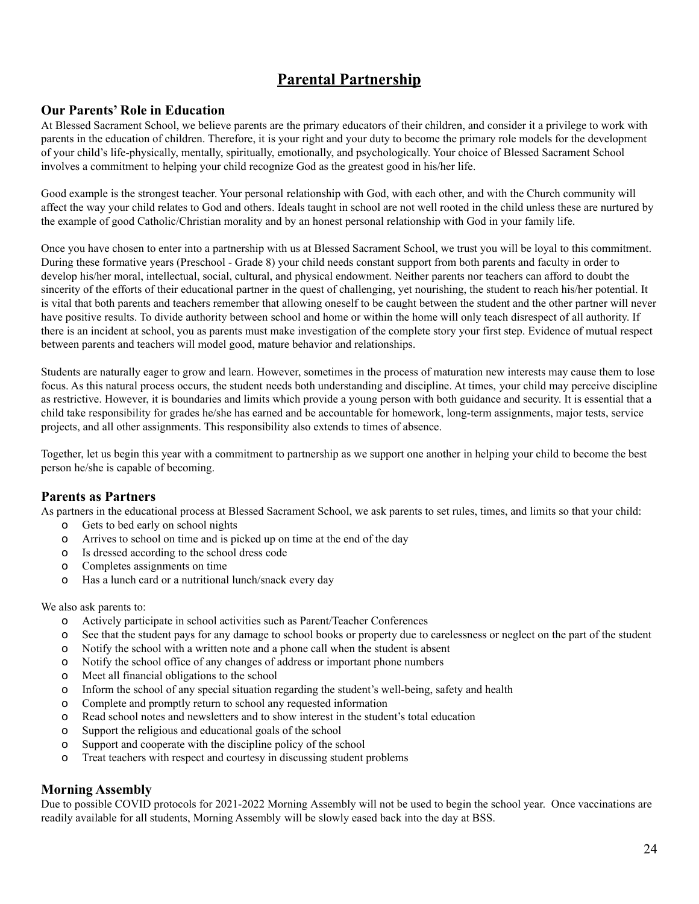# Parental Partnership

## Our Parents' Role in Education

At Blessed Sacrament School, we believe parents are the primary educators of their children, and consider it a privilege to work with parents in the education of children. Therefore, it is your right and your duty to become the primary role models for the development of your child's life-physically, mentally, spiritually, emotionally, and psychologically. Your choice of Blessed Sacrament School involves a commitment to helping your child recognize God as the greatest good in his/her life.

Good example is the strongest teacher. Your personal relationship with God, with each other, and with the Church community will affect the way your child relates to God and others. Ideals taught in school are not well rooted in the child unless these are nurtured by the example of good Catholic/Christian morality and by an honest personal relationship with God in your family life.

Once you have chosen to enter into a partnership with us at Blessed Sacrament School, we trust you will be loyal to this commitment. During these formative years (Preschool - Grade 8) your child needs constant support from both parents and faculty in order to develop his/her moral, intellectual, social, cultural, and physical endowment. Neither parents nor teachers can afford to doubt the sincerity of the efforts of their educational partner in the quest of challenging, yet nourishing, the student to reach his/her potential. It is vital that both parents and teachers remember that allowing oneself to be caught between the student and the other partner will never have positive results. To divide authority between school and home or within the home will only teach disrespect of all authority. If there is an incident at school, you as parents must make investigation of the complete story your first step. Evidence of mutual respect between parents and teachers will model good, mature behavior and relationships.

Students are naturally eager to grow and learn. However, sometimes in the process of maturation new interests may cause them to lose focus. As this natural process occurs, the student needs both understanding and discipline. At times, your child may perceive discipline as restrictive. However, it is boundaries and limits which provide a young person with both guidance and security. It is essential that a child take responsibility for grades he/she has earned and be accountable for homework, long-term assignments, major tests, service projects, and all other assignments. This responsibility also extends to times of absence.

Together, let us begin this year with a commitment to partnership as we support one another in helping your child to become the best person he/she is capable of becoming.

## Parents as Partners

As partners in the educational process at Blessed Sacrament School, we ask parents to set rules, times, and limits so that your child:

- Gets to bed early on school nights
- Arrives to school on time and is picked up on time at the end of the day
- Is dressed according to the school dress code
- Completes assignments on time
- Has a lunch card or a nutritional lunch/snack every day

We also ask parents to:

- Actively participate in school activities such as Parent/Teacher Conferences
- See that the student pays for any damage to school books or property due to carelessness or neglect on the part of the student
- Notify the school with a written note and a phone call when the student is absent
- Notify the school office of any changes of address or important phone numbers
- Meet all financial obligations to the school
- Inform the school of any special situation regarding the student's well-being, safety and health
- Complete and promptly return to school any requested information
- Read school notes and newsletters and to show interest in the student's total education
- Support the religious and educational goals of the school
- Support and cooperate with the discipline policy of the school
- Treat teachers with respect and courtesy in discussing student problems

## Morning Assembly

Due to possible COVID protocols for 2021-2022 Morning Assembly will not be used to begin the school year. Once vaccinations are readily available for all students, Morning Assembly will be slowly eased back into the day at BSS.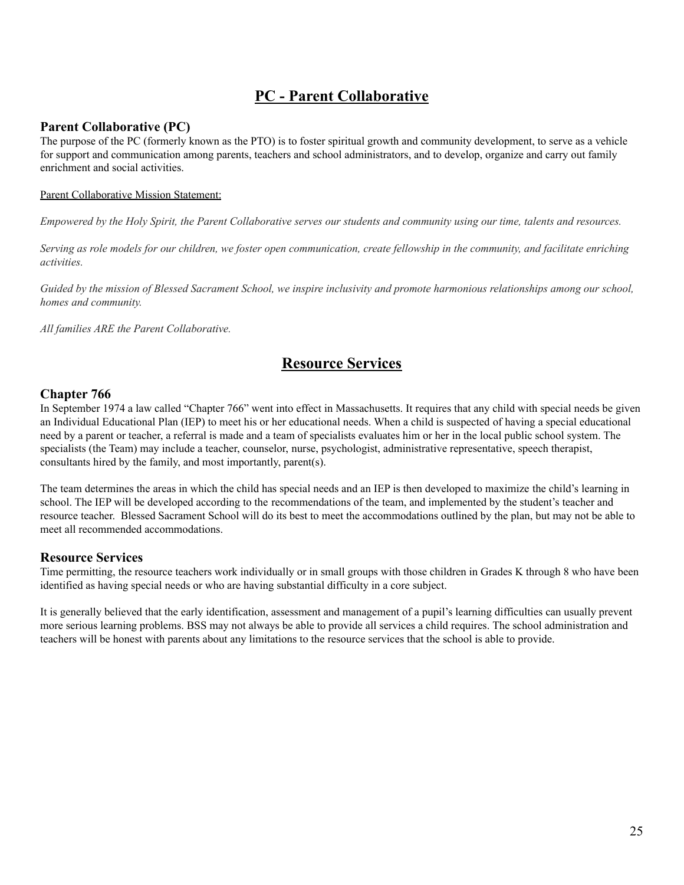# PC - Parent Collaborative

### Parent Collaborative (PC)

The purpose of the PC (formerly known as the PTO) is to foster spiritual growth and community development, to serve as a vehicle for support and communication among parents, teachers and school administrators, and to develop, organize and carry out family enrichment and social activities.

Parent Collaborative Mission Statement:

*Empowered by the Holy Spirit, the Parent Collaborative serves our students and community using our time, talents and resources.*

*Serving as role models for our children, we foster open communication, create fellowship in the community, and facilitate enriching activities.*

*Guided by the mission of Blessed Sacrament School, we inspire inclusivity and promote harmonious relationships among our school, homes and community.*

*All families ARE the Parent Collaborative.*

# Resource Services

### Chapter 766

In September 1974 a law called "Chapter 766" went into effect in Massachusetts. It requires that any child with special needs be given an Individual Educational Plan (IEP) to meet his or her educational needs. When a child is suspected of having a special educational need by a parent or teacher, a referral is made and a team of specialists evaluates him or her in the local public school system. The specialists (the Team) may include a teacher, counselor, nurse, psychologist, administrative representative, speech therapist, consultants hired by the family, and most importantly, parent(s).

The team determines the areas in which the child has special needs and an IEP is then developed to maximize the child's learning in school. The IEP will be developed according to the recommendations of the team, and implemented by the student's teacher and resource teacher. Blessed Sacrament School will do its best to meet the accommodations outlined by the plan, but may not be able to meet all recommended accommodations.

### Resource Services

Time permitting, the resource teachers work individually or in small groups with those children in Grades K through 8 who have been identified as having special needs or who are having substantial difficulty in a core subject.

It is generally believed that the early identification, assessment and management of a pupil's learning difficulties can usually prevent more serious learning problems. BSS may not always be able to provide all services a child requires. The school administration and teachers will be honest with parents about any limitations to the resource services that the school is able to provide.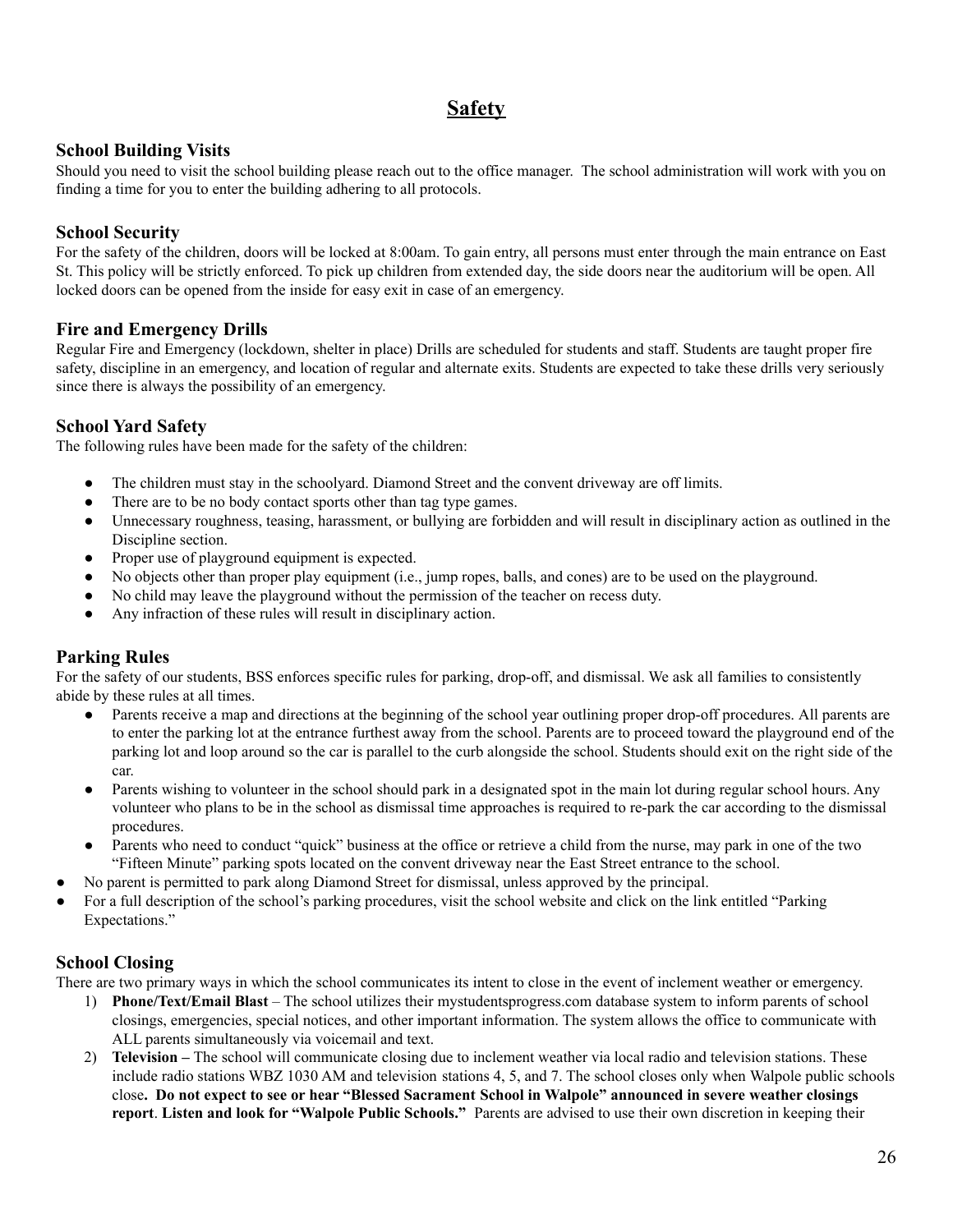# Safety

### School Building Visits

Should you need to visit the school building please reach out to the office manager. The school administration will work with you on finding a time for you to enter the building adhering to all protocols.

### School Security

For the safety of the children, doors will be locked at 8:00am. To gain entry, all persons must enter through the main entrance on East St. This policy will be strictly enforced. To pick up children from extended day, the side doors near the auditorium will be open. All locked doors can be opened from the inside for easy exit in case of an emergency.

### Fire and Emergency Drills

Regular Fire and Emergency (lockdown, shelter in place) Drills are scheduled for students and staff. Students are taught proper fire safety, discipline in an emergency, and location of regular and alternate exits. Students are expected to take these drills very seriously since there is always the possibility of an emergency.

### School Yard Safety

The following rules have been made for the safety of the children:

- The children must stay in the schoolyard. Diamond Street and the convent driveway are off limits.
- There are to be no body contact sports other than tag type games.
- Unnecessary roughness, teasing, harassment, or bullying are forbidden and will result in disciplinary action as outlined in the Discipline section.
- Proper use of playground equipment is expected.
- No objects other than proper play equipment (i.e., jump ropes, balls, and cones) are to be used on the playground.
- No child may leave the playground without the permission of the teacher on recess duty.
- Any infraction of these rules will result in disciplinary action.

### Parking Rules

For the safety of our students, BSS enforces specific rules for parking, drop-off, and dismissal. We ask all families to consistently abide by these rules at all times.

- Parents receive a map and directions at the beginning of the school year outlining proper drop-off procedures. All parents are to enter the parking lot at the entrance furthest away from the school. Parents are to proceed toward the playground end of the parking lot and loop around so the car is parallel to the curb alongside the school. Students should exit on the right side of the car.
- Parents wishing to volunteer in the school should park in a designated spot in the main lot during regular school hours. Any volunteer who plans to be in the school as dismissal time approaches is required to re-park the car according to the dismissal procedures.
- Parents who need to conduct "quick" business at the office or retrieve a child from the nurse, may park in one of the two "Fifteen Minute" parking spots located on the convent driveway near the East Street entrance to the school.
- No parent is permitted to park along Diamond Street for dismissal, unless approved by the principal.
- For a full description of the school's parking procedures, visit the school website and click on the link entitled "Parking Expectations."

### School Closing

There are two primary ways in which the school communicates its intent to close in the event of inclement weather or emergency.

1) **Phone/Text/Email Blast** – The school utilizes their mystudentsprogress.com database system to inform parents of school closings, emergencies, special notices, and other important information. The system allows the office to communicate with ALL parents simultaneously via voicemail and text.
2) **Television –** The school will communicate closing due to inclement weather via local radio and television stations. These include radio stations WBZ 1030 AM and television stations 4, 5, and 7. The school closes only when Walpole public schools close**. Do not expect to see or hear "Blessed Sacrament School in Walpole" announced in severe weather closings report**. **Listen and look for "Walpole Public Schools."** Parents are advised to use their own discretion in keeping their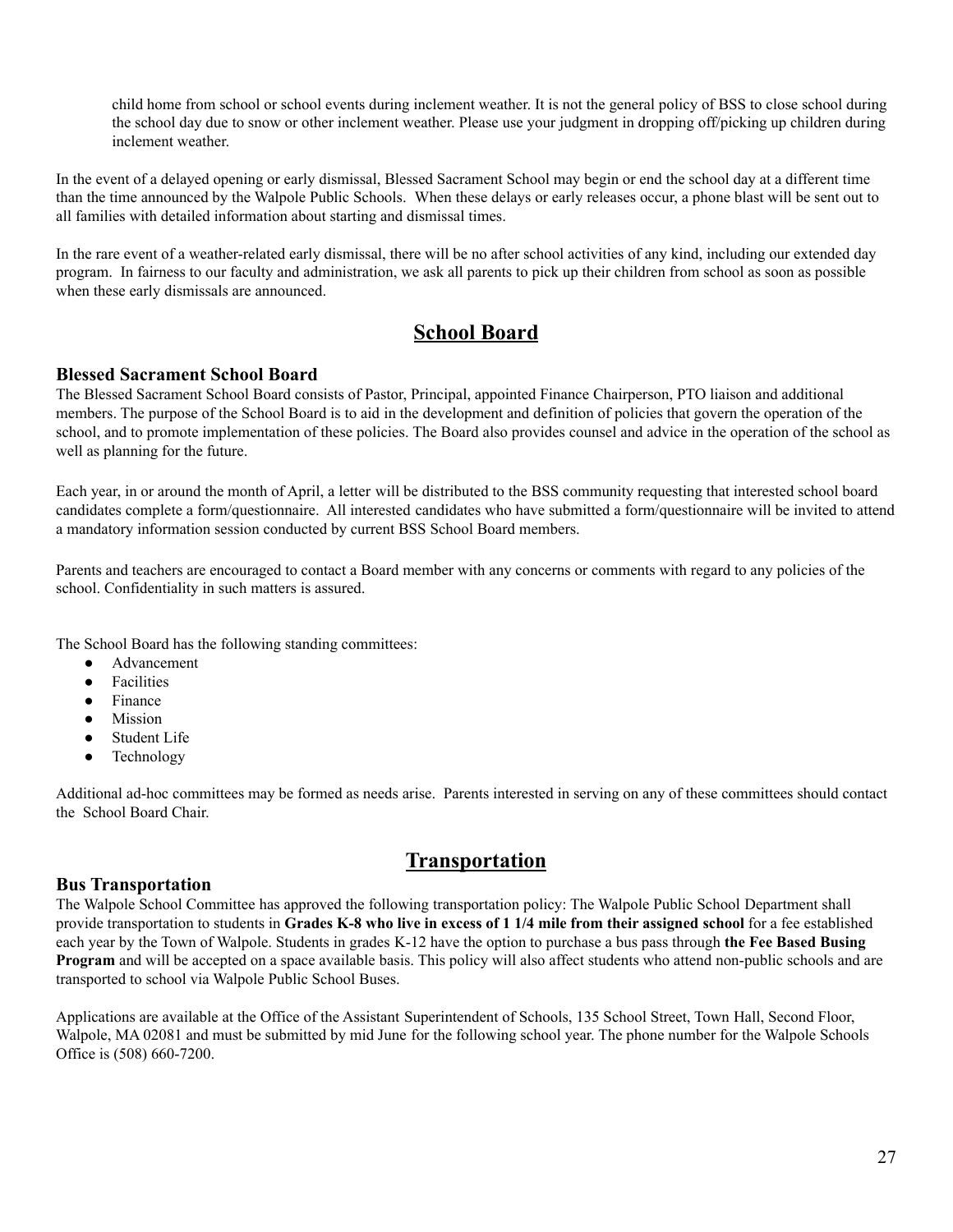child home from school or school events during inclement weather. It is not the general policy of BSS to close school during the school day due to snow or other inclement weather. Please use your judgment in dropping off/picking up children during inclement weather.

In the event of a delayed opening or early dismissal, Blessed Sacrament School may begin or end the school day at a different time than the time announced by the Walpole Public Schools. When these delays or early releases occur, a phone blast will be sent out to all families with detailed information about starting and dismissal times.

In the rare event of a weather-related early dismissal, there will be no after school activities of any kind, including our extended day program. In fairness to our faculty and administration, we ask all parents to pick up their children from school as soon as possible when these early dismissals are announced.

## School Board

### Blessed Sacrament School Board

The Blessed Sacrament School Board consists of Pastor, Principal, appointed Finance Chairperson, PTO liaison and additional members. The purpose of the School Board is to aid in the development and definition of policies that govern the operation of the school, and to promote implementation of these policies. The Board also provides counsel and advice in the operation of the school as well as planning for the future.

Each year, in or around the month of April, a letter will be distributed to the BSS community requesting that interested school board candidates complete a form/questionnaire. All interested candidates who have submitted a form/questionnaire will be invited to attend a mandatory information session conducted by current BSS School Board members.

Parents and teachers are encouraged to contact a Board member with any concerns or comments with regard to any policies of the school. Confidentiality in such matters is assured.

The School Board has the following standing committees:

- Advancement
- Facilities
- Finance
- Mission
- Student Life
- Technology

Additional ad-hoc committees may be formed as needs arise. Parents interested in serving on any of these committees should contact the School Board Chair.

## Transportation

### Bus Transportation

The Walpole School Committee has approved the following transportation policy: The Walpole Public School Department shall provide transportation to students in **Grades K-8 who live in excess of 1 1/4 mile from their assigned school** for a fee established each year by the Town of Walpole. Students in grades K-12 have the option to purchase a bus pass through **the Fee Based Busing Program** and will be accepted on a space available basis. This policy will also affect students who attend non-public schools and are transported to school via Walpole Public School Buses.

Applications are available at the Office of the Assistant Superintendent of Schools, 135 School Street, Town Hall, Second Floor, Walpole, MA 02081 and must be submitted by mid June for the following school year. The phone number for the Walpole Schools Office is (508) 660-7200.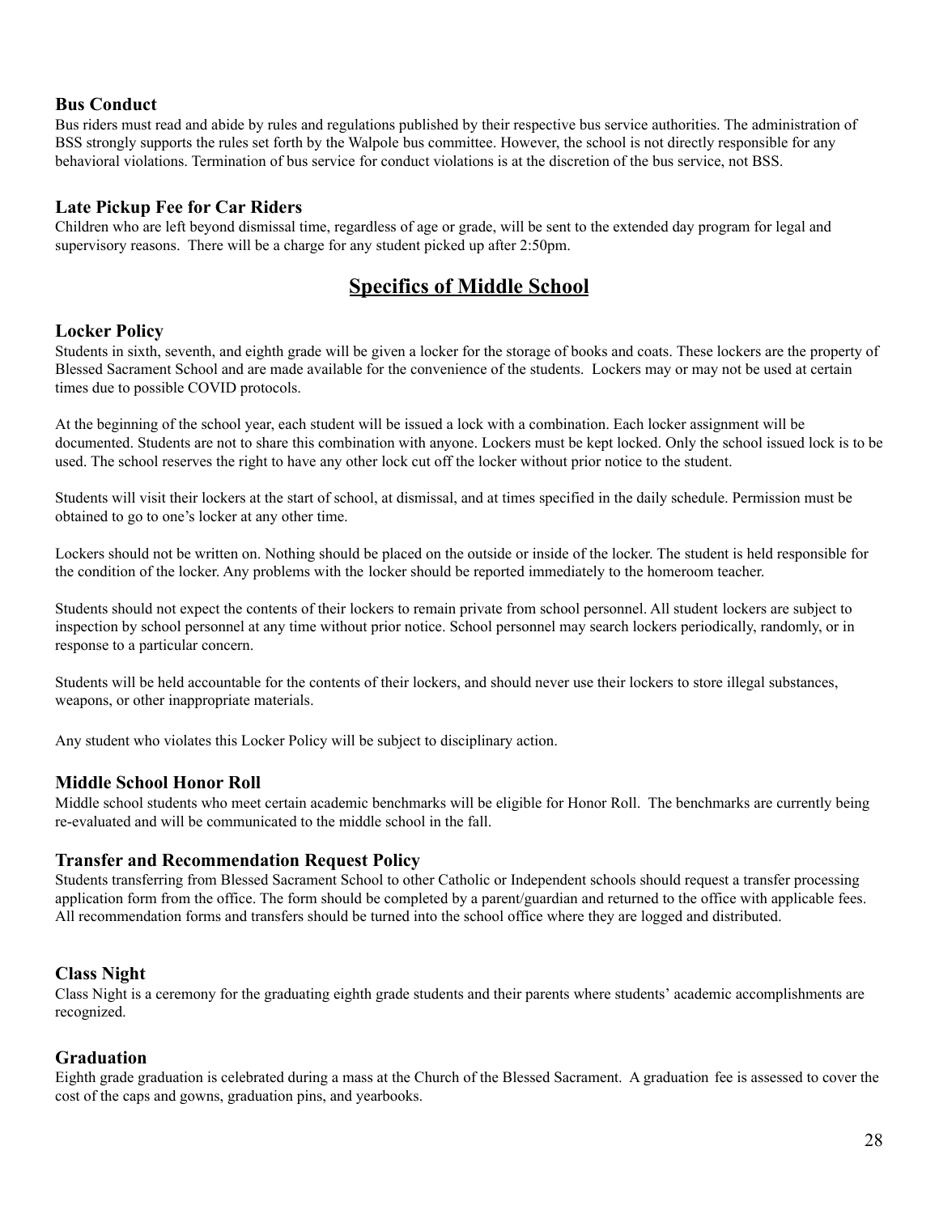### Bus Conduct

Bus riders must read and abide by rules and regulations published by their respective bus service authorities. The administration of BSS strongly supports the rules set forth by the Walpole bus committee. However, the school is not directly responsible for any behavioral violations. Termination of bus service for conduct violations is at the discretion of the bus service, not BSS.

### Late Pickup Fee for Car Riders

Children who are left beyond dismissal time, regardless of age or grade, will be sent to the extended day program for legal and supervisory reasons. There will be a charge for any student picked up after 2:50pm.

## Specifics of Middle School

### Locker Policy

Students in sixth, seventh, and eighth grade will be given a locker for the storage of books and coats. These lockers are the property of Blessed Sacrament School and are made available for the convenience of the students. Lockers may or may not be used at certain times due to possible COVID protocols.

At the beginning of the school year, each student will be issued a lock with a combination. Each locker assignment will be documented. Students are not to share this combination with anyone. Lockers must be kept locked. Only the school issued lock is to be used. The school reserves the right to have any other lock cut off the locker without prior notice to the student.

Students will visit their lockers at the start of school, at dismissal, and at times specified in the daily schedule. Permission must be obtained to go to one's locker at any other time.

Lockers should not be written on. Nothing should be placed on the outside or inside of the locker. The student is held responsible for the condition of the locker. Any problems with the locker should be reported immediately to the homeroom teacher.

Students should not expect the contents of their lockers to remain private from school personnel. All student lockers are subject to inspection by school personnel at any time without prior notice. School personnel may search lockers periodically, randomly, or in response to a particular concern.

Students will be held accountable for the contents of their lockers, and should never use their lockers to store illegal substances, weapons, or other inappropriate materials.

Any student who violates this Locker Policy will be subject to disciplinary action.

### Middle School Honor Roll

Middle school students who meet certain academic benchmarks will be eligible for Honor Roll. The benchmarks are currently being re-evaluated and will be communicated to the middle school in the fall.

### Transfer and Recommendation Request Policy

Students transferring from Blessed Sacrament School to other Catholic or Independent schools should request a transfer processing application form from the office. The form should be completed by a parent/guardian and returned to the office with applicable fees. All recommendation forms and transfers should be turned into the school office where they are logged and distributed.

### Class Night

Class Night is a ceremony for the graduating eighth grade students and their parents where students' academic accomplishments are recognized.

### Graduation

Eighth grade graduation is celebrated during a mass at the Church of the Blessed Sacrament. A graduation fee is assessed to cover the cost of the caps and gowns, graduation pins, and yearbooks.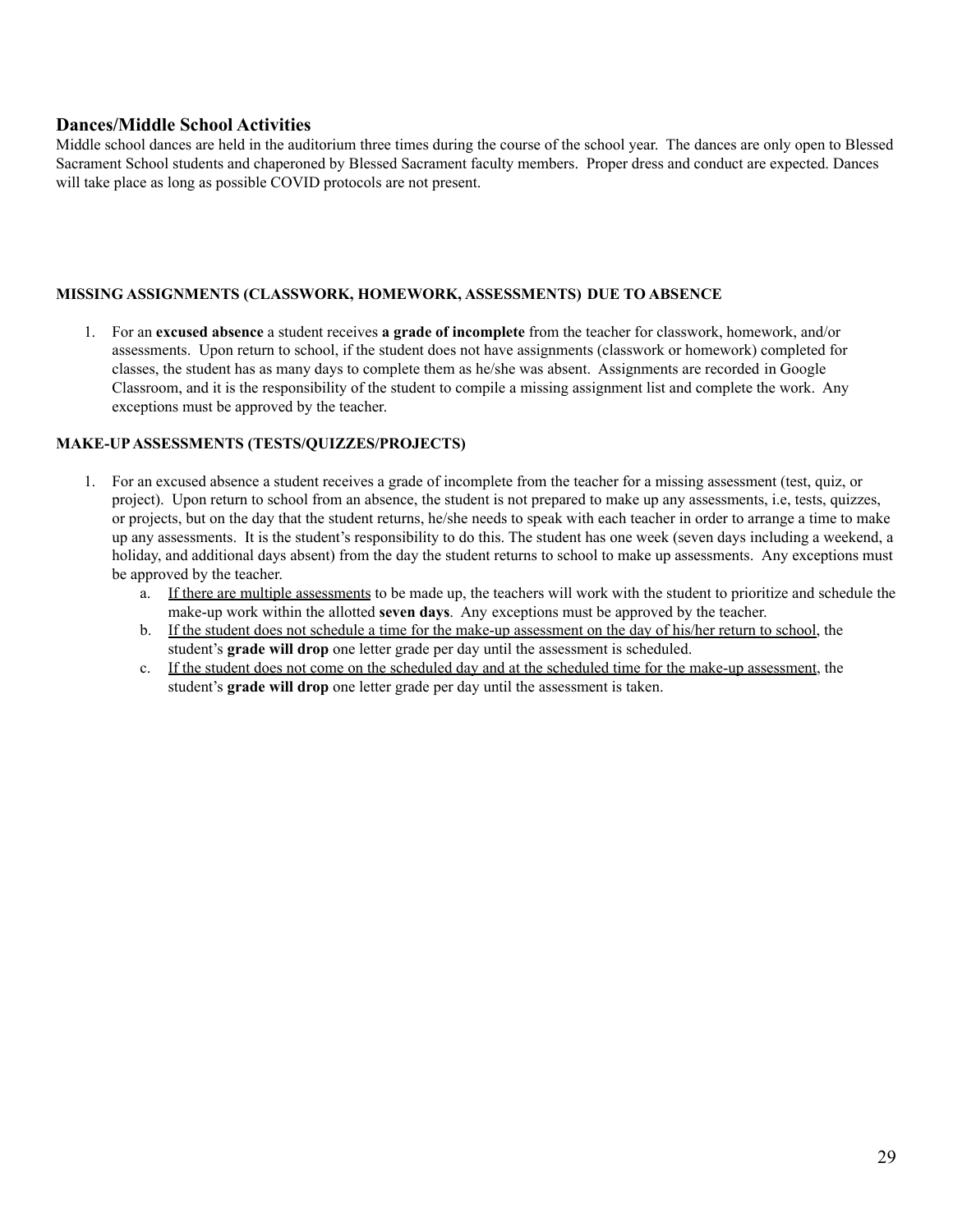## Dances/Middle School Activities

Middle school dances are held in the auditorium three times during the course of the school year. The dances are only open to Blessed Sacrament School students and chaperoned by Blessed Sacrament faculty members. Proper dress and conduct are expected. Dances will take place as long as possible COVID protocols are not present.

### MISSING ASSIGNMENTS (CLASSWORK, HOMEWORK, ASSESSMENTS) DUE TO ABSENCE

1. For an **excused absence** a student receives **a grade of incomplete** from the teacher for classwork, homework, and/or assessments. Upon return to school, if the student does not have assignments (classwork or homework) completed for classes, the student has as many days to complete them as he/she was absent. Assignments are recorded in Google Classroom, and it is the responsibility of the student to compile a missing assignment list and complete the work. Any exceptions must be approved by the teacher.

### MAKE-UP ASSESSMENTS (TESTS/QUIZZES/PROJECTS)

1. For an excused absence a student receives a grade of incomplete from the teacher for a missing assessment (test, quiz, or project). Upon return to school from an absence, the student is not prepared to make up any assessments, i.e, tests, quizzes, or projects, but on the day that the student returns, he/she needs to speak with each teacher in order to arrange a time to make up any assessments. It is the student's responsibility to do this. The student has one week (seven days including a weekend, a holiday, and additional days absent) from the day the student returns to school to make up assessments. Any exceptions must be approved by the teacher.
   a. <u>If there are multiple assessments</u> to be made up, the teachers will work with the student to prioritize and schedule the make-up work within the allotted **seven days**. Any exceptions must be approved by the teacher.
   b. <u>If the student does not schedule a time for the make-up assessment on the day of his/her return to school</u>, the student's **grade will drop** one letter grade per day until the assessment is scheduled.
   c. <u>If the student does not come on the scheduled day and at the scheduled time for the make-up assessment</u>, the student's **grade will drop** one letter grade per day until the assessment is taken.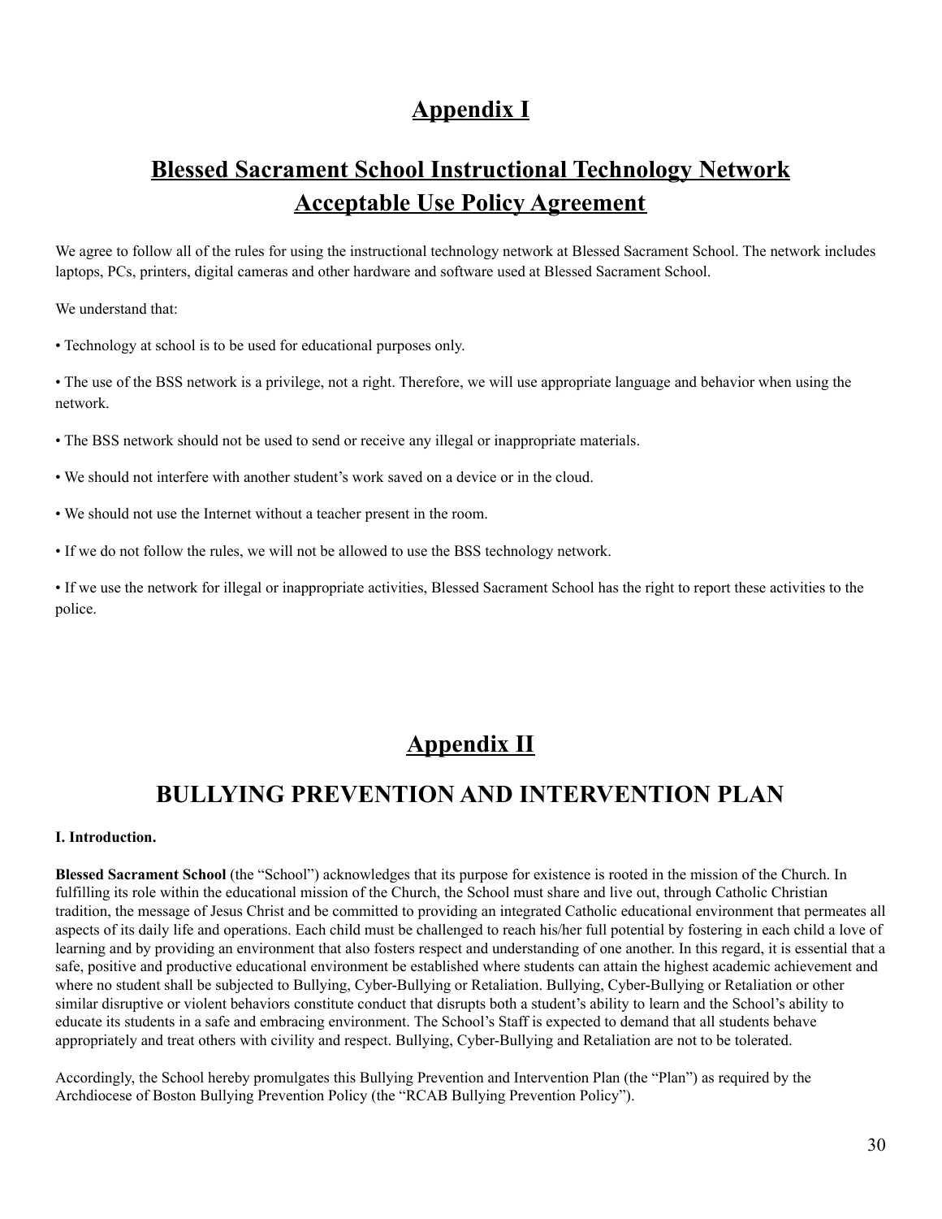# Appendix I

## Blessed Sacrament School Instructional Technology Network Acceptable Use Policy Agreement

We agree to follow all of the rules for using the instructional technology network at Blessed Sacrament School. The network includes laptops, PCs, printers, digital cameras and other hardware and software used at Blessed Sacrament School.

We understand that:

• Technology at school is to be used for educational purposes only.

• The use of the BSS network is a privilege, not a right. Therefore, we will use appropriate language and behavior when using the network.

• The BSS network should not be used to send or receive any illegal or inappropriate materials.

• We should not interfere with another student's work saved on a device or in the cloud.

• We should not use the Internet without a teacher present in the room.

• If we do not follow the rules, we will not be allowed to use the BSS technology network.

• If we use the network for illegal or inappropriate activities, Blessed Sacrament School has the right to report these activities to the police.

# Appendix II

## BULLYING PREVENTION AND INTERVENTION PLAN

**I. Introduction.**

**Blessed Sacrament School** (the "School") acknowledges that its purpose for existence is rooted in the mission of the Church. In fulfilling its role within the educational mission of the Church, the School must share and live out, through Catholic Christian tradition, the message of Jesus Christ and be committed to providing an integrated Catholic educational environment that permeates all aspects of its daily life and operations. Each child must be challenged to reach his/her full potential by fostering in each child a love of learning and by providing an environment that also fosters respect and understanding of one another. In this regard, it is essential that a safe, positive and productive educational environment be established where students can attain the highest academic achievement and where no student shall be subjected to Bullying, Cyber-Bullying or Retaliation. Bullying, Cyber-Bullying or Retaliation or other similar disruptive or violent behaviors constitute conduct that disrupts both a student's ability to learn and the School's ability to educate its students in a safe and embracing environment. The School's Staff is expected to demand that all students behave appropriately and treat others with civility and respect. Bullying, Cyber-Bullying and Retaliation are not to be tolerated.

Accordingly, the School hereby promulgates this Bullying Prevention and Intervention Plan (the "Plan") as required by the Archdiocese of Boston Bullying Prevention Policy (the "RCAB Bullying Prevention Policy").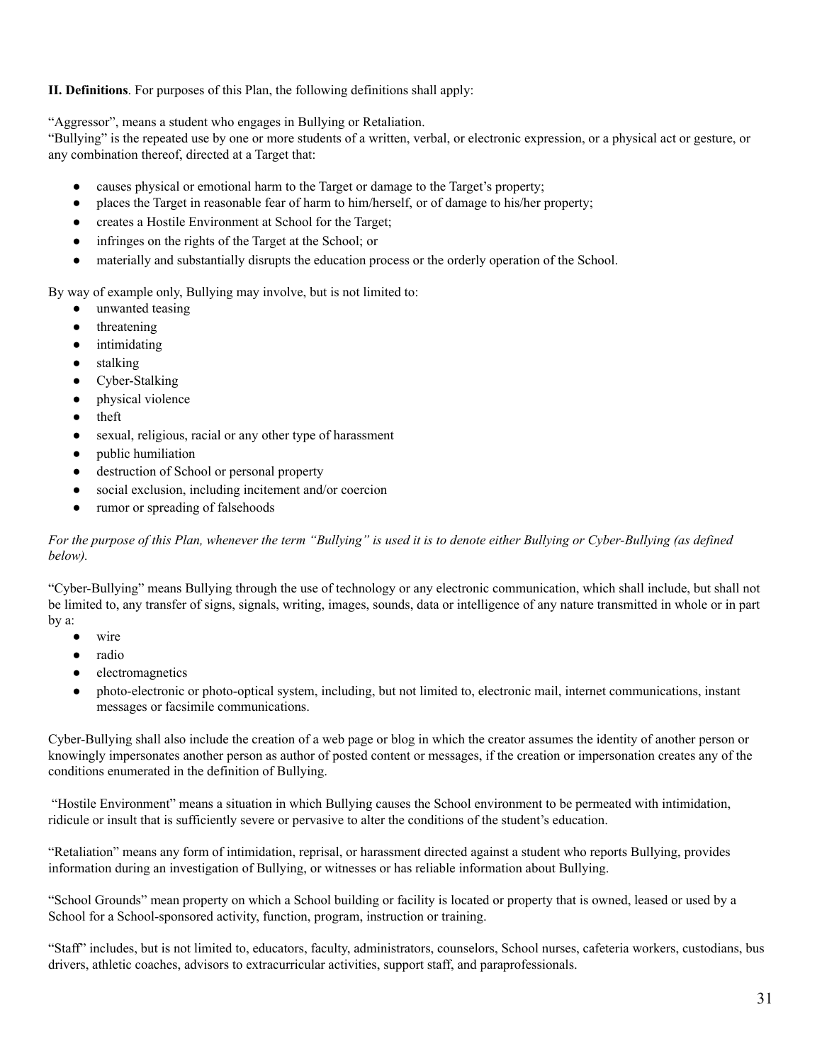**II. Definitions**. For purposes of this Plan, the following definitions shall apply:

"Aggressor", means a student who engages in Bullying or Retaliation.

"Bullying" is the repeated use by one or more students of a written, verbal, or electronic expression, or a physical act or gesture, or any combination thereof, directed at a Target that:

- causes physical or emotional harm to the Target or damage to the Target's property;
- places the Target in reasonable fear of harm to him/herself, or of damage to his/her property;
- creates a Hostile Environment at School for the Target;
- infringes on the rights of the Target at the School; or
- materially and substantially disrupts the education process or the orderly operation of the School.

By way of example only, Bullying may involve, but is not limited to:

- unwanted teasing
- threatening
- intimidating
- stalking
- Cyber-Stalking
- physical violence
- theft
- sexual, religious, racial or any other type of harassment
- public humiliation
- destruction of School or personal property
- social exclusion, including incitement and/or coercion
- rumor or spreading of falsehoods

*For the purpose of this Plan, whenever the term "Bullying" is used it is to denote either Bullying or Cyber-Bullying (as defined below).*

"Cyber-Bullying" means Bullying through the use of technology or any electronic communication, which shall include, but shall not be limited to, any transfer of signs, signals, writing, images, sounds, data or intelligence of any nature transmitted in whole or in part by a:

- wire
- radio
- electromagnetics
- photo-electronic or photo-optical system, including, but not limited to, electronic mail, internet communications, instant messages or facsimile communications.

Cyber-Bullying shall also include the creation of a web page or blog in which the creator assumes the identity of another person or knowingly impersonates another person as author of posted content or messages, if the creation or impersonation creates any of the conditions enumerated in the definition of Bullying.

"Hostile Environment" means a situation in which Bullying causes the School environment to be permeated with intimidation, ridicule or insult that is sufficiently severe or pervasive to alter the conditions of the student's education.

"Retaliation" means any form of intimidation, reprisal, or harassment directed against a student who reports Bullying, provides information during an investigation of Bullying, or witnesses or has reliable information about Bullying.

"School Grounds" mean property on which a School building or facility is located or property that is owned, leased or used by a School for a School-sponsored activity, function, program, instruction or training.

"Staff" includes, but is not limited to, educators, faculty, administrators, counselors, School nurses, cafeteria workers, custodians, bus drivers, athletic coaches, advisors to extracurricular activities, support staff, and paraprofessionals.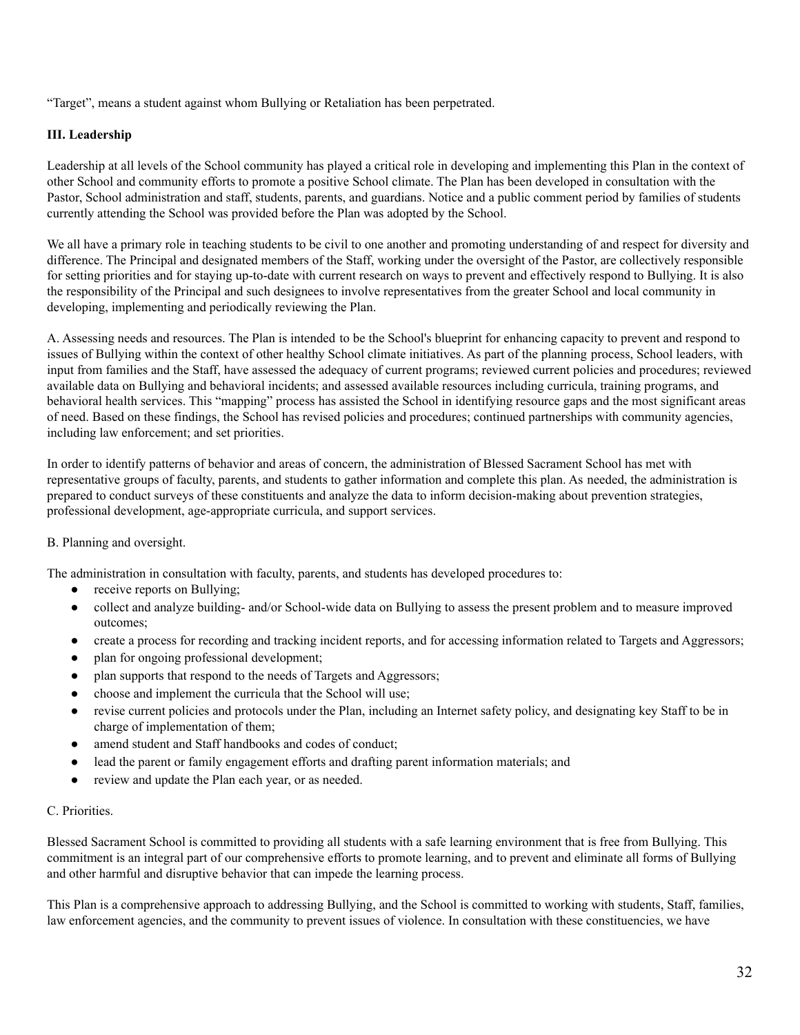“Target”, means a student against whom Bullying or Retaliation has been perpetrated.

**III. Leadership**

Leadership at all levels of the School community has played a critical role in developing and implementing this Plan in the context of other School and community efforts to promote a positive School climate. The Plan has been developed in consultation with the Pastor, School administration and staff, students, parents, and guardians. Notice and a public comment period by families of students currently attending the School was provided before the Plan was adopted by the School.

We all have a primary role in teaching students to be civil to one another and promoting understanding of and respect for diversity and difference. The Principal and designated members of the Staff, working under the oversight of the Pastor, are collectively responsible for setting priorities and for staying up-to-date with current research on ways to prevent and effectively respond to Bullying. It is also the responsibility of the Principal and such designees to involve representatives from the greater School and local community in developing, implementing and periodically reviewing the Plan.

A. Assessing needs and resources. The Plan is intended to be the School's blueprint for enhancing capacity to prevent and respond to issues of Bullying within the context of other healthy School climate initiatives. As part of the planning process, School leaders, with input from families and the Staff, have assessed the adequacy of current programs; reviewed current policies and procedures; reviewed available data on Bullying and behavioral incidents; and assessed available resources including curricula, training programs, and behavioral health services. This “mapping” process has assisted the School in identifying resource gaps and the most significant areas of need. Based on these findings, the School has revised policies and procedures; continued partnerships with community agencies, including law enforcement; and set priorities.

In order to identify patterns of behavior and areas of concern, the administration of Blessed Sacrament School has met with representative groups of faculty, parents, and students to gather information and complete this plan. As needed, the administration is prepared to conduct surveys of these constituents and analyze the data to inform decision-making about prevention strategies, professional development, age-appropriate curricula, and support services.

B. Planning and oversight.

The administration in consultation with faculty, parents, and students has developed procedures to:

- receive reports on Bullying;
- collect and analyze building- and/or School-wide data on Bullying to assess the present problem and to measure improved outcomes;
- create a process for recording and tracking incident reports, and for accessing information related to Targets and Aggressors;
- plan for ongoing professional development;
- plan supports that respond to the needs of Targets and Aggressors;
- choose and implement the curricula that the School will use;
- revise current policies and protocols under the Plan, including an Internet safety policy, and designating key Staff to be in charge of implementation of them;
- amend student and Staff handbooks and codes of conduct;
- lead the parent or family engagement efforts and drafting parent information materials; and
- review and update the Plan each year, or as needed.

C. Priorities.

Blessed Sacrament School is committed to providing all students with a safe learning environment that is free from Bullying. This commitment is an integral part of our comprehensive efforts to promote learning, and to prevent and eliminate all forms of Bullying and other harmful and disruptive behavior that can impede the learning process.

This Plan is a comprehensive approach to addressing Bullying, and the School is committed to working with students, Staff, families, law enforcement agencies, and the community to prevent issues of violence. In consultation with these constituencies, we have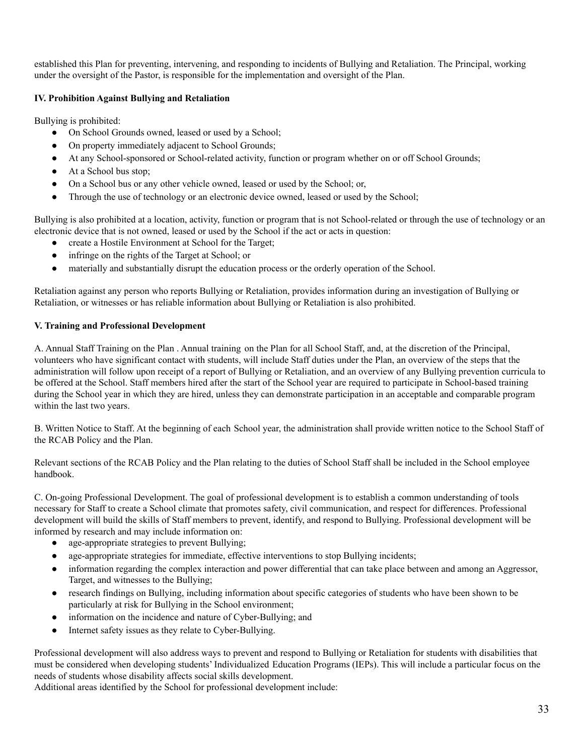established this Plan for preventing, intervening, and responding to incidents of Bullying and Retaliation. The Principal, working under the oversight of the Pastor, is responsible for the implementation and oversight of the Plan.

**IV. Prohibition Against Bullying and Retaliation**

Bullying is prohibited:

- On School Grounds owned, leased or used by a School;
- On property immediately adjacent to School Grounds;
- At any School-sponsored or School-related activity, function or program whether on or off School Grounds;
- At a School bus stop;
- On a School bus or any other vehicle owned, leased or used by the School; or,
- Through the use of technology or an electronic device owned, leased or used by the School;

Bullying is also prohibited at a location, activity, function or program that is not School-related or through the use of technology or an electronic device that is not owned, leased or used by the School if the act or acts in question:

- create a Hostile Environment at School for the Target;
- infringe on the rights of the Target at School; or
- materially and substantially disrupt the education process or the orderly operation of the School.

Retaliation against any person who reports Bullying or Retaliation, provides information during an investigation of Bullying or Retaliation, or witnesses or has reliable information about Bullying or Retaliation is also prohibited.

**V. Training and Professional Development**

A. Annual Staff Training on the Plan . Annual training on the Plan for all School Staff, and, at the discretion of the Principal, volunteers who have significant contact with students, will include Staff duties under the Plan, an overview of the steps that the administration will follow upon receipt of a report of Bullying or Retaliation, and an overview of any Bullying prevention curricula to be offered at the School. Staff members hired after the start of the School year are required to participate in School-based training during the School year in which they are hired, unless they can demonstrate participation in an acceptable and comparable program within the last two years.

B. Written Notice to Staff. At the beginning of each School year, the administration shall provide written notice to the School Staff of the RCAB Policy and the Plan.

Relevant sections of the RCAB Policy and the Plan relating to the duties of School Staff shall be included in the School employee handbook.

C. On-going Professional Development. The goal of professional development is to establish a common understanding of tools necessary for Staff to create a School climate that promotes safety, civil communication, and respect for differences. Professional development will build the skills of Staff members to prevent, identify, and respond to Bullying. Professional development will be informed by research and may include information on:

- age-appropriate strategies to prevent Bullying;
- age-appropriate strategies for immediate, effective interventions to stop Bullying incidents;
- information regarding the complex interaction and power differential that can take place between and among an Aggressor, Target, and witnesses to the Bullying;
- research findings on Bullying, including information about specific categories of students who have been shown to be particularly at risk for Bullying in the School environment;
- information on the incidence and nature of Cyber-Bullying; and
- Internet safety issues as they relate to Cyber-Bullying.

Professional development will also address ways to prevent and respond to Bullying or Retaliation for students with disabilities that must be considered when developing students' Individualized Education Programs (IEPs). This will include a particular focus on the needs of students whose disability affects social skills development.
Additional areas identified by the School for professional development include: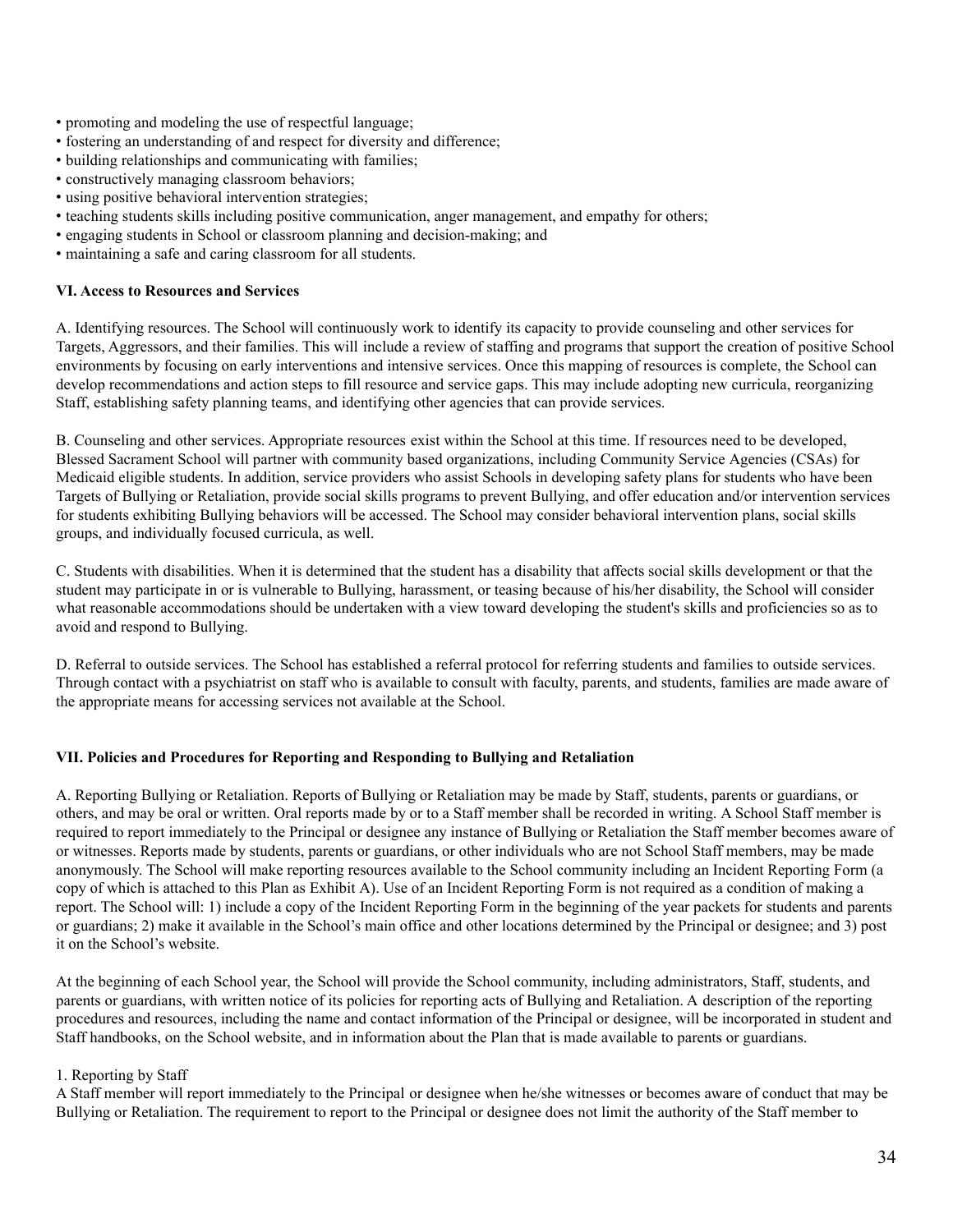- promoting and modeling the use of respectful language;
- fostering an understanding of and respect for diversity and difference;
- building relationships and communicating with families;
- constructively managing classroom behaviors;
- using positive behavioral intervention strategies;
- teaching students skills including positive communication, anger management, and empathy for others;
- engaging students in School or classroom planning and decision-making; and
- maintaining a safe and caring classroom for all students.

**VI. Access to Resources and Services**

A. Identifying resources. The School will continuously work to identify its capacity to provide counseling and other services for Targets, Aggressors, and their families. This will include a review of staffing and programs that support the creation of positive School environments by focusing on early interventions and intensive services. Once this mapping of resources is complete, the School can develop recommendations and action steps to fill resource and service gaps. This may include adopting new curricula, reorganizing Staff, establishing safety planning teams, and identifying other agencies that can provide services.

B. Counseling and other services. Appropriate resources exist within the School at this time. If resources need to be developed, Blessed Sacrament School will partner with community based organizations, including Community Service Agencies (CSAs) for Medicaid eligible students. In addition, service providers who assist Schools in developing safety plans for students who have been Targets of Bullying or Retaliation, provide social skills programs to prevent Bullying, and offer education and/or intervention services for students exhibiting Bullying behaviors will be accessed. The School may consider behavioral intervention plans, social skills groups, and individually focused curricula, as well.

C. Students with disabilities. When it is determined that the student has a disability that affects social skills development or that the student may participate in or is vulnerable to Bullying, harassment, or teasing because of his/her disability, the School will consider what reasonable accommodations should be undertaken with a view toward developing the student's skills and proficiencies so as to avoid and respond to Bullying.

D. Referral to outside services. The School has established a referral protocol for referring students and families to outside services. Through contact with a psychiatrist on staff who is available to consult with faculty, parents, and students, families are made aware of the appropriate means for accessing services not available at the School.

**VII. Policies and Procedures for Reporting and Responding to Bullying and Retaliation**

A. Reporting Bullying or Retaliation. Reports of Bullying or Retaliation may be made by Staff, students, parents or guardians, or others, and may be oral or written. Oral reports made by or to a Staff member shall be recorded in writing. A School Staff member is required to report immediately to the Principal or designee any instance of Bullying or Retaliation the Staff member becomes aware of or witnesses. Reports made by students, parents or guardians, or other individuals who are not School Staff members, may be made anonymously. The School will make reporting resources available to the School community including an Incident Reporting Form (a copy of which is attached to this Plan as Exhibit A). Use of an Incident Reporting Form is not required as a condition of making a report. The School will: 1) include a copy of the Incident Reporting Form in the beginning of the year packets for students and parents or guardians; 2) make it available in the School's main office and other locations determined by the Principal or designee; and 3) post it on the School's website.

At the beginning of each School year, the School will provide the School community, including administrators, Staff, students, and parents or guardians, with written notice of its policies for reporting acts of Bullying and Retaliation. A description of the reporting procedures and resources, including the name and contact information of the Principal or designee, will be incorporated in student and Staff handbooks, on the School website, and in information about the Plan that is made available to parents or guardians.

1. Reporting by Staff

A Staff member will report immediately to the Principal or designee when he/she witnesses or becomes aware of conduct that may be Bullying or Retaliation. The requirement to report to the Principal or designee does not limit the authority of the Staff member to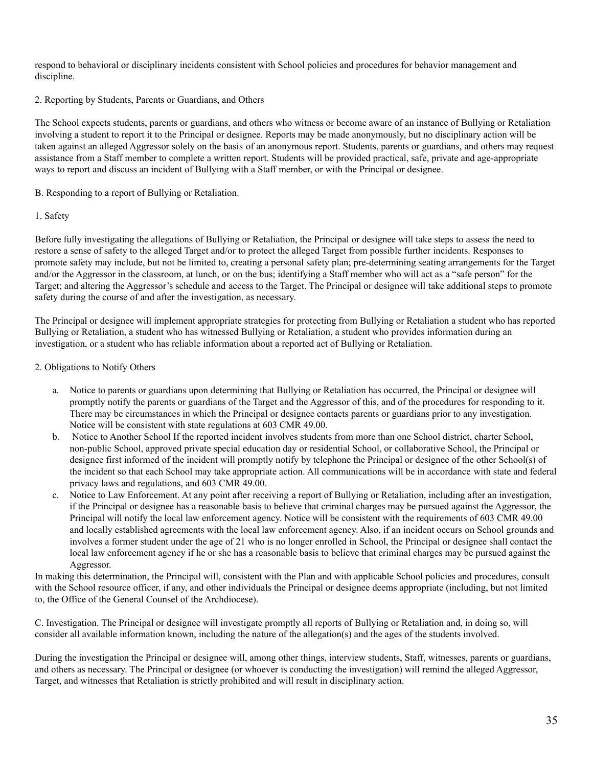respond to behavioral or disciplinary incidents consistent with School policies and procedures for behavior management and discipline.

2. Reporting by Students, Parents or Guardians, and Others

The School expects students, parents or guardians, and others who witness or become aware of an instance of Bullying or Retaliation involving a student to report it to the Principal or designee. Reports may be made anonymously, but no disciplinary action will be taken against an alleged Aggressor solely on the basis of an anonymous report. Students, parents or guardians, and others may request assistance from a Staff member to complete a written report. Students will be provided practical, safe, private and age-appropriate ways to report and discuss an incident of Bullying with a Staff member, or with the Principal or designee.

B. Responding to a report of Bullying or Retaliation.

1. Safety

Before fully investigating the allegations of Bullying or Retaliation, the Principal or designee will take steps to assess the need to restore a sense of safety to the alleged Target and/or to protect the alleged Target from possible further incidents. Responses to promote safety may include, but not be limited to, creating a personal safety plan; pre-determining seating arrangements for the Target and/or the Aggressor in the classroom, at lunch, or on the bus; identifying a Staff member who will act as a "safe person" for the Target; and altering the Aggressor's schedule and access to the Target. The Principal or designee will take additional steps to promote safety during the course of and after the investigation, as necessary.

The Principal or designee will implement appropriate strategies for protecting from Bullying or Retaliation a student who has reported Bullying or Retaliation, a student who has witnessed Bullying or Retaliation, a student who provides information during an investigation, or a student who has reliable information about a reported act of Bullying or Retaliation.

2. Obligations to Notify Others

a. Notice to parents or guardians upon determining that Bullying or Retaliation has occurred, the Principal or designee will promptly notify the parents or guardians of the Target and the Aggressor of this, and of the procedures for responding to it. There may be circumstances in which the Principal or designee contacts parents or guardians prior to any investigation. Notice will be consistent with state regulations at 603 CMR 49.00.
b. Notice to Another School If the reported incident involves students from more than one School district, charter School, non-public School, approved private special education day or residential School, or collaborative School, the Principal or designee first informed of the incident will promptly notify by telephone the Principal or designee of the other School(s) of the incident so that each School may take appropriate action. All communications will be in accordance with state and federal privacy laws and regulations, and 603 CMR 49.00.
c. Notice to Law Enforcement. At any point after receiving a report of Bullying or Retaliation, including after an investigation, if the Principal or designee has a reasonable basis to believe that criminal charges may be pursued against the Aggressor, the Principal will notify the local law enforcement agency. Notice will be consistent with the requirements of 603 CMR 49.00 and locally established agreements with the local law enforcement agency. Also, if an incident occurs on School grounds and involves a former student under the age of 21 who is no longer enrolled in School, the Principal or designee shall contact the local law enforcement agency if he or she has a reasonable basis to believe that criminal charges may be pursued against the Aggressor.

In making this determination, the Principal will, consistent with the Plan and with applicable School policies and procedures, consult with the School resource officer, if any, and other individuals the Principal or designee deems appropriate (including, but not limited to, the Office of the General Counsel of the Archdiocese).

C. Investigation. The Principal or designee will investigate promptly all reports of Bullying or Retaliation and, in doing so, will consider all available information known, including the nature of the allegation(s) and the ages of the students involved.

During the investigation the Principal or designee will, among other things, interview students, Staff, witnesses, parents or guardians, and others as necessary. The Principal or designee (or whoever is conducting the investigation) will remind the alleged Aggressor, Target, and witnesses that Retaliation is strictly prohibited and will result in disciplinary action.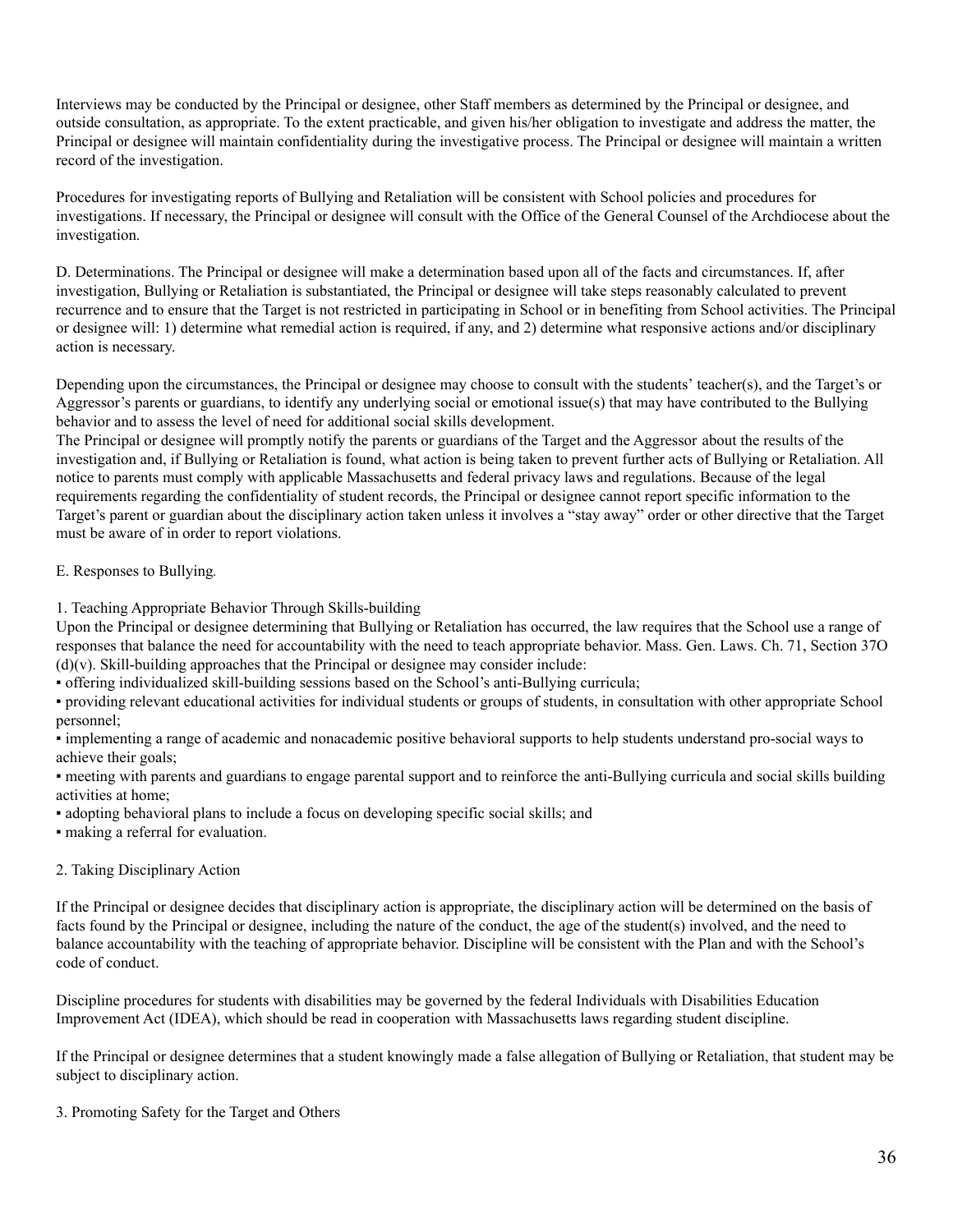Interviews may be conducted by the Principal or designee, other Staff members as determined by the Principal or designee, and outside consultation, as appropriate. To the extent practicable, and given his/her obligation to investigate and address the matter, the Principal or designee will maintain confidentiality during the investigative process. The Principal or designee will maintain a written record of the investigation.

Procedures for investigating reports of Bullying and Retaliation will be consistent with School policies and procedures for investigations. If necessary, the Principal or designee will consult with the Office of the General Counsel of the Archdiocese about the investigation.

D. Determinations. The Principal or designee will make a determination based upon all of the facts and circumstances. If, after investigation, Bullying or Retaliation is substantiated, the Principal or designee will take steps reasonably calculated to prevent recurrence and to ensure that the Target is not restricted in participating in School or in benefiting from School activities. The Principal or designee will: 1) determine what remedial action is required, if any, and 2) determine what responsive actions and/or disciplinary action is necessary.

Depending upon the circumstances, the Principal or designee may choose to consult with the students' teacher(s), and the Target's or Aggressor's parents or guardians, to identify any underlying social or emotional issue(s) that may have contributed to the Bullying behavior and to assess the level of need for additional social skills development.
The Principal or designee will promptly notify the parents or guardians of the Target and the Aggressor about the results of the investigation and, if Bullying or Retaliation is found, what action is being taken to prevent further acts of Bullying or Retaliation. All notice to parents must comply with applicable Massachusetts and federal privacy laws and regulations. Because of the legal requirements regarding the confidentiality of student records, the Principal or designee cannot report specific information to the Target's parent or guardian about the disciplinary action taken unless it involves a "stay away" order or other directive that the Target must be aware of in order to report violations.

E. Responses to Bullying.

1. Teaching Appropriate Behavior Through Skills-building
Upon the Principal or designee determining that Bullying or Retaliation has occurred, the law requires that the School use a range of responses that balance the need for accountability with the need to teach appropriate behavior. Mass. Gen. Laws. Ch. 71, Section 37O (d)(v). Skill-building approaches that the Principal or designee may consider include:

- offering individualized skill-building sessions based on the School's anti-Bullying curricula;
- providing relevant educational activities for individual students or groups of students, in consultation with other appropriate School personnel;
- implementing a range of academic and nonacademic positive behavioral supports to help students understand pro-social ways to achieve their goals;
- meeting with parents and guardians to engage parental support and to reinforce the anti-Bullying curricula and social skills building activities at home;
- adopting behavioral plans to include a focus on developing specific social skills; and
- making a referral for evaluation.

2. Taking Disciplinary Action

If the Principal or designee decides that disciplinary action is appropriate, the disciplinary action will be determined on the basis of facts found by the Principal or designee, including the nature of the conduct, the age of the student(s) involved, and the need to balance accountability with the teaching of appropriate behavior. Discipline will be consistent with the Plan and with the School's code of conduct.

Discipline procedures for students with disabilities may be governed by the federal Individuals with Disabilities Education Improvement Act (IDEA), which should be read in cooperation with Massachusetts laws regarding student discipline.

If the Principal or designee determines that a student knowingly made a false allegation of Bullying or Retaliation, that student may be subject to disciplinary action.

3. Promoting Safety for the Target and Others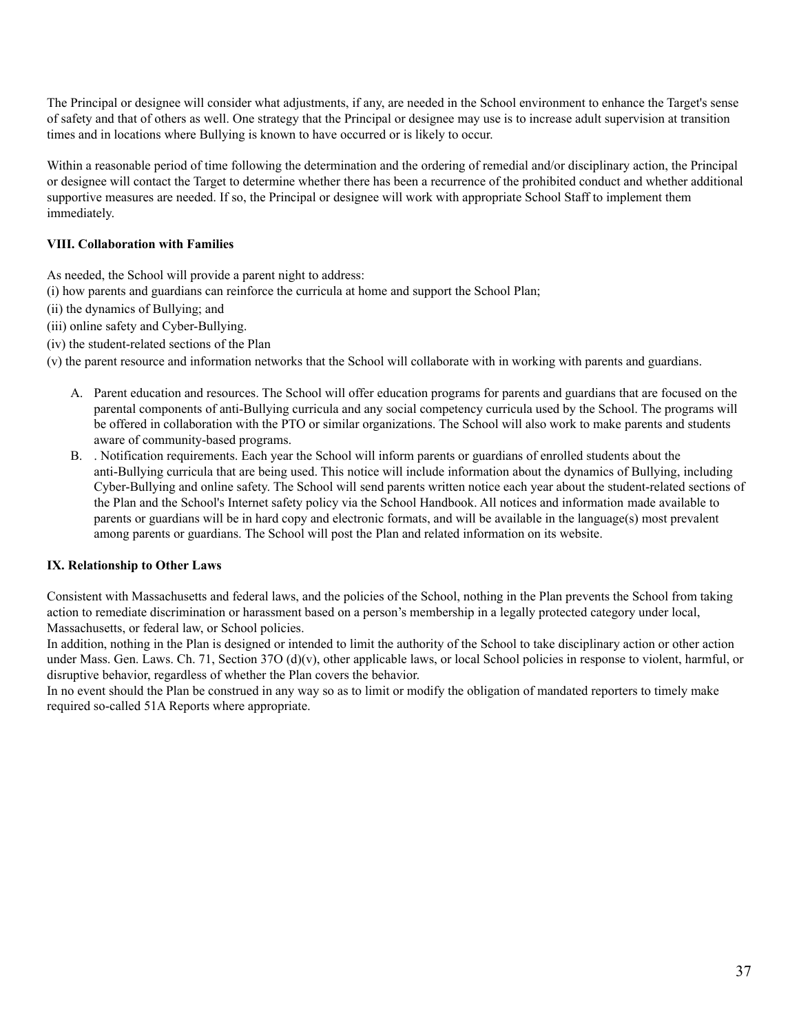The Principal or designee will consider what adjustments, if any, are needed in the School environment to enhance the Target's sense of safety and that of others as well. One strategy that the Principal or designee may use is to increase adult supervision at transition times and in locations where Bullying is known to have occurred or is likely to occur.

Within a reasonable period of time following the determination and the ordering of remedial and/or disciplinary action, the Principal or designee will contact the Target to determine whether there has been a recurrence of the prohibited conduct and whether additional supportive measures are needed. If so, the Principal or designee will work with appropriate School Staff to implement them immediately.

**VIII. Collaboration with Families**

As needed, the School will provide a parent night to address:
(i) how parents and guardians can reinforce the curricula at home and support the School Plan;
(ii) the dynamics of Bullying; and
(iii) online safety and Cyber-Bullying.
(iv) the student-related sections of the Plan
(v) the parent resource and information networks that the School will collaborate with in working with parents and guardians.

A. Parent education and resources. The School will offer education programs for parents and guardians that are focused on the parental components of anti-Bullying curricula and any social competency curricula used by the School. The programs will be offered in collaboration with the PTO or similar organizations. The School will also work to make parents and students aware of community-based programs.
B. . Notification requirements. Each year the School will inform parents or guardians of enrolled students about the anti-Bullying curricula that are being used. This notice will include information about the dynamics of Bullying, including Cyber-Bullying and online safety. The School will send parents written notice each year about the student-related sections of the Plan and the School's Internet safety policy via the School Handbook. All notices and information made available to parents or guardians will be in hard copy and electronic formats, and will be available in the language(s) most prevalent among parents or guardians. The School will post the Plan and related information on its website.

**IX. Relationship to Other Laws**

Consistent with Massachusetts and federal laws, and the policies of the School, nothing in the Plan prevents the School from taking action to remediate discrimination or harassment based on a person's membership in a legally protected category under local, Massachusetts, or federal law, or School policies.
In addition, nothing in the Plan is designed or intended to limit the authority of the School to take disciplinary action or other action under Mass. Gen. Laws. Ch. 71, Section 37O (d)(v), other applicable laws, or local School policies in response to violent, harmful, or disruptive behavior, regardless of whether the Plan covers the behavior.
In no event should the Plan be construed in any way so as to limit or modify the obligation of mandated reporters to timely make required so-called 51A Reports where appropriate.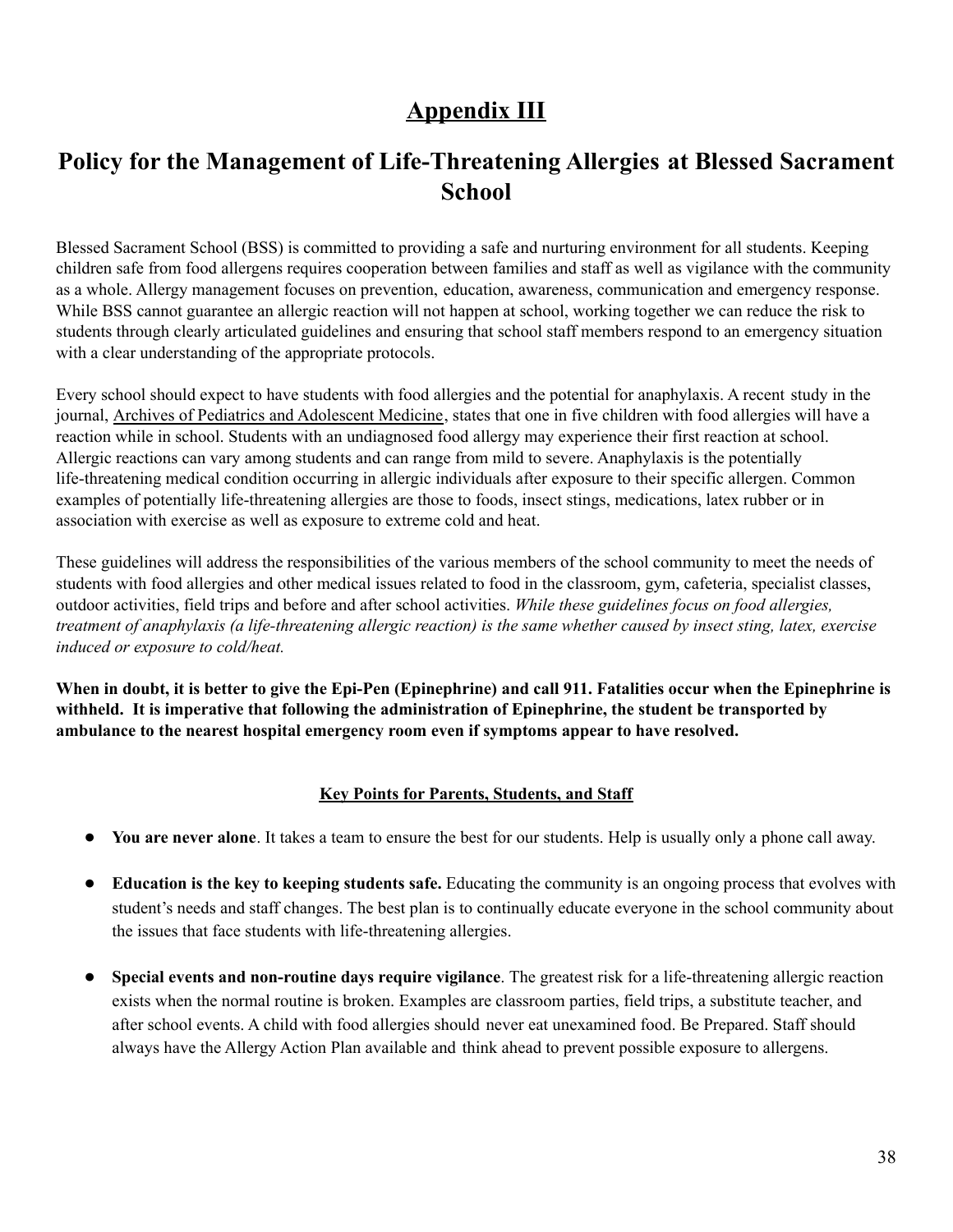# Appendix III

## Policy for the Management of Life-Threatening Allergies at Blessed Sacrament School

Blessed Sacrament School (BSS) is committed to providing a safe and nurturing environment for all students. Keeping children safe from food allergens requires cooperation between families and staff as well as vigilance with the community as a whole. Allergy management focuses on prevention, education, awareness, communication and emergency response. While BSS cannot guarantee an allergic reaction will not happen at school, working together we can reduce the risk to students through clearly articulated guidelines and ensuring that school staff members respond to an emergency situation with a clear understanding of the appropriate protocols.

Every school should expect to have students with food allergies and the potential for anaphylaxis. A recent study in the journal, Archives of Pediatrics and Adolescent Medicine, states that one in five children with food allergies will have a reaction while in school. Students with an undiagnosed food allergy may experience their first reaction at school. Allergic reactions can vary among students and can range from mild to severe. Anaphylaxis is the potentially life-threatening medical condition occurring in allergic individuals after exposure to their specific allergen. Common examples of potentially life-threatening allergies are those to foods, insect stings, medications, latex rubber or in association with exercise as well as exposure to extreme cold and heat.

These guidelines will address the responsibilities of the various members of the school community to meet the needs of students with food allergies and other medical issues related to food in the classroom, gym, cafeteria, specialist classes, outdoor activities, field trips and before and after school activities. *While these guidelines focus on food allergies, treatment of anaphylaxis (a life-threatening allergic reaction) is the same whether caused by insect sting, latex, exercise induced or exposure to cold/heat.*

**When in doubt, it is better to give the Epi-Pen (Epinephrine) and call 911. Fatalities occur when the Epinephrine is withheld. It is imperative that following the administration of Epinephrine, the student be transported by ambulance to the nearest hospital emergency room even if symptoms appear to have resolved.**

### Key Points for Parents, Students, and Staff

- **You are never alone**. It takes a team to ensure the best for our students. Help is usually only a phone call away.
- **Education is the key to keeping students safe.** Educating the community is an ongoing process that evolves with student's needs and staff changes. The best plan is to continually educate everyone in the school community about the issues that face students with life-threatening allergies.
- **Special events and non-routine days require vigilance**. The greatest risk for a life-threatening allergic reaction exists when the normal routine is broken. Examples are classroom parties, field trips, a substitute teacher, and after school events. A child with food allergies should never eat unexamined food. Be Prepared. Staff should always have the Allergy Action Plan available and think ahead to prevent possible exposure to allergens.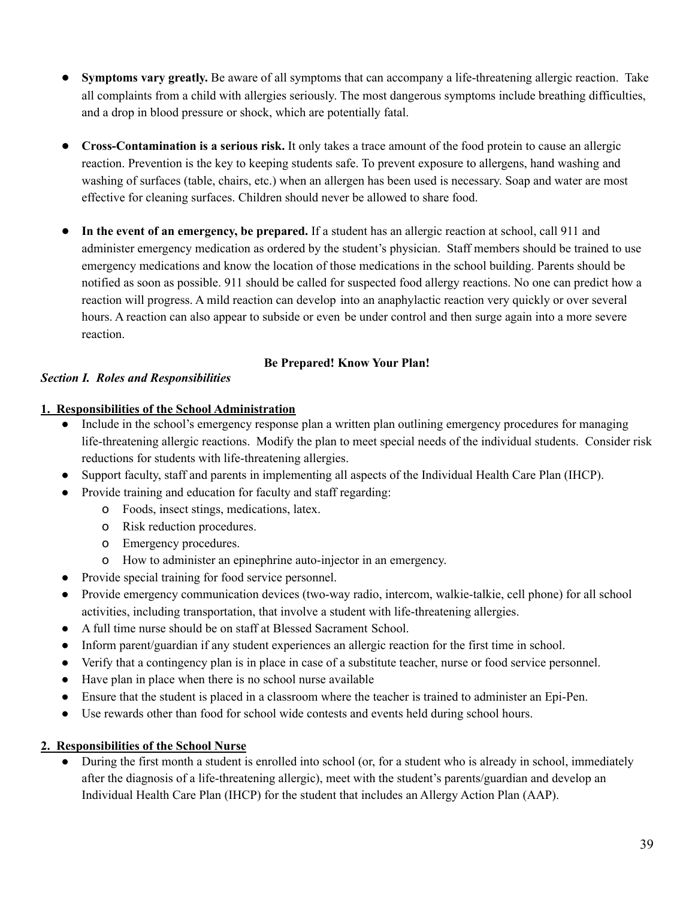- **Symptoms vary greatly.** Be aware of all symptoms that can accompany a life-threatening allergic reaction. Take all complaints from a child with allergies seriously. The most dangerous symptoms include breathing difficulties, and a drop in blood pressure or shock, which are potentially fatal.

- **Cross-Contamination is a serious risk.** It only takes a trace amount of the food protein to cause an allergic reaction. Prevention is the key to keeping students safe. To prevent exposure to allergens, hand washing and washing of surfaces (table, chairs, etc.) when an allergen has been used is necessary. Soap and water are most effective for cleaning surfaces. Children should never be allowed to share food.

- **In the event of an emergency, be prepared.** If a student has an allergic reaction at school, call 911 and administer emergency medication as ordered by the student's physician. Staff members should be trained to use emergency medications and know the location of those medications in the school building. Parents should be notified as soon as possible. 911 should be called for suspected food allergy reactions. No one can predict how a reaction will progress. A mild reaction can develop into an anaphylactic reaction very quickly or over several hours. A reaction can also appear to subside or even be under control and then surge again into a more severe reaction.

**Be Prepared! Know Your Plan!**

***Section I. Roles and Responsibilities***

**1. Responsibilities of the School Administration**

- Include in the school's emergency response plan a written plan outlining emergency procedures for managing life-threatening allergic reactions. Modify the plan to meet special needs of the individual students. Consider risk reductions for students with life-threatening allergies.
- Support faculty, staff and parents in implementing all aspects of the Individual Health Care Plan (IHCP).
- Provide training and education for faculty and staff regarding:
  - Foods, insect stings, medications, latex.
  - Risk reduction procedures.
  - Emergency procedures.
  - How to administer an epinephrine auto-injector in an emergency.
- Provide special training for food service personnel.
- Provide emergency communication devices (two-way radio, intercom, walkie-talkie, cell phone) for all school activities, including transportation, that involve a student with life-threatening allergies.
- A full time nurse should be on staff at Blessed Sacrament School.
- Inform parent/guardian if any student experiences an allergic reaction for the first time in school.
- Verify that a contingency plan is in place in case of a substitute teacher, nurse or food service personnel.
- Have plan in place when there is no school nurse available
- Ensure that the student is placed in a classroom where the teacher is trained to administer an Epi-Pen.
- Use rewards other than food for school wide contests and events held during school hours.

**2. Responsibilities of the School Nurse**

- During the first month a student is enrolled into school (or, for a student who is already in school, immediately after the diagnosis of a life-threatening allergic), meet with the student's parents/guardian and develop an Individual Health Care Plan (IHCP) for the student that includes an Allergy Action Plan (AAP).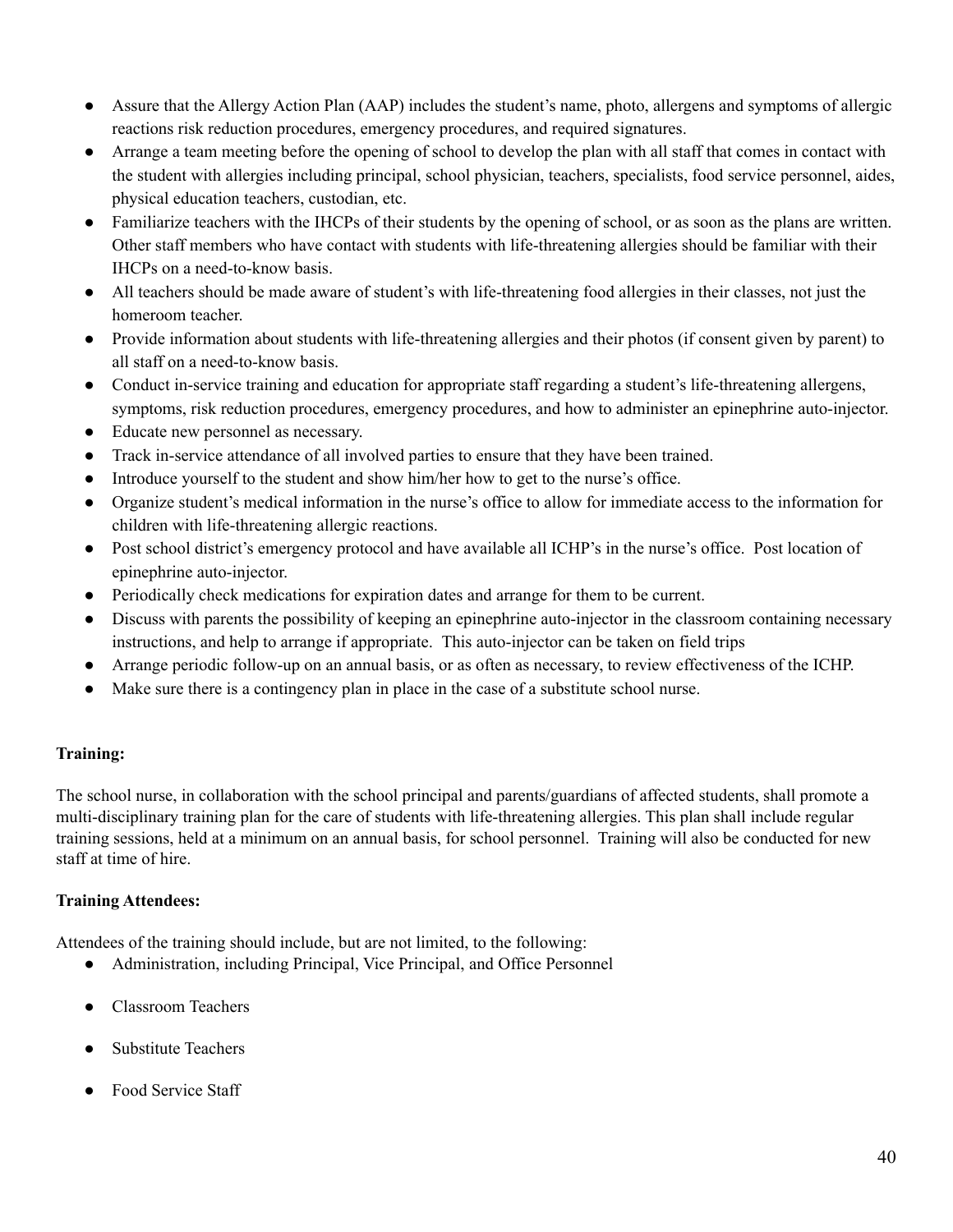- Assure that the Allergy Action Plan (AAP) includes the student's name, photo, allergens and symptoms of allergic reactions risk reduction procedures, emergency procedures, and required signatures.
- Arrange a team meeting before the opening of school to develop the plan with all staff that comes in contact with the student with allergies including principal, school physician, teachers, specialists, food service personnel, aides, physical education teachers, custodian, etc.
- Familiarize teachers with the IHCPs of their students by the opening of school, or as soon as the plans are written. Other staff members who have contact with students with life-threatening allergies should be familiar with their IHCPs on a need-to-know basis.
- All teachers should be made aware of student's with life-threatening food allergies in their classes, not just the homeroom teacher.
- Provide information about students with life-threatening allergies and their photos (if consent given by parent) to all staff on a need-to-know basis.
- Conduct in-service training and education for appropriate staff regarding a student's life-threatening allergens, symptoms, risk reduction procedures, emergency procedures, and how to administer an epinephrine auto-injector.
- Educate new personnel as necessary.
- Track in-service attendance of all involved parties to ensure that they have been trained.
- Introduce yourself to the student and show him/her how to get to the nurse's office.
- Organize student's medical information in the nurse's office to allow for immediate access to the information for children with life-threatening allergic reactions.
- Post school district's emergency protocol and have available all ICHP's in the nurse's office. Post location of epinephrine auto-injector.
- Periodically check medications for expiration dates and arrange for them to be current.
- Discuss with parents the possibility of keeping an epinephrine auto-injector in the classroom containing necessary instructions, and help to arrange if appropriate. This auto-injector can be taken on field trips
- Arrange periodic follow-up on an annual basis, or as often as necessary, to review effectiveness of the ICHP.
- Make sure there is a contingency plan in place in the case of a substitute school nurse.

**Training:**

The school nurse, in collaboration with the school principal and parents/guardians of affected students, shall promote a multi-disciplinary training plan for the care of students with life-threatening allergies. This plan shall include regular training sessions, held at a minimum on an annual basis, for school personnel. Training will also be conducted for new staff at time of hire.

**Training Attendees:**

Attendees of the training should include, but are not limited, to the following:

- Administration, including Principal, Vice Principal, and Office Personnel
- Classroom Teachers
- Substitute Teachers
- Food Service Staff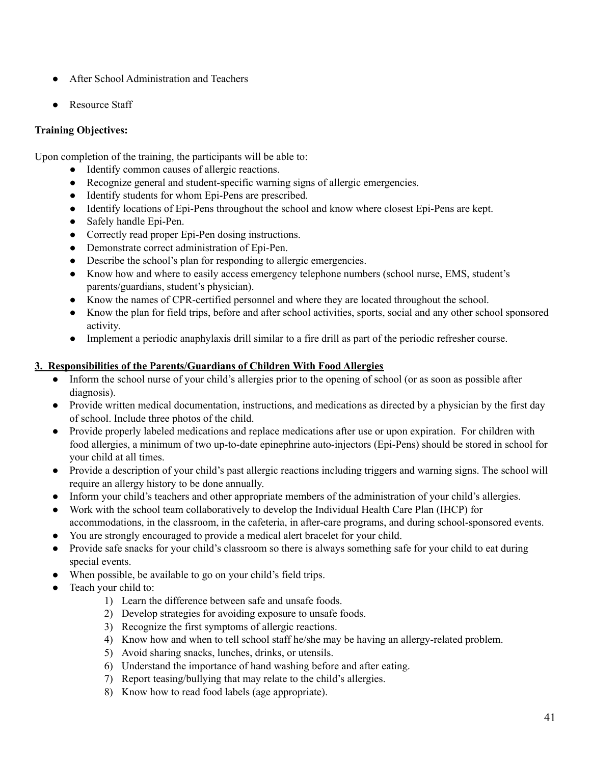- After School Administration and Teachers
- Resource Staff

**Training Objectives:**

Upon completion of the training, the participants will be able to:

- Identify common causes of allergic reactions.
- Recognize general and student-specific warning signs of allergic emergencies.
- Identify students for whom Epi-Pens are prescribed.
- Identify locations of Epi-Pens throughout the school and know where closest Epi-Pens are kept.
- Safely handle Epi-Pen.
- Correctly read proper Epi-Pen dosing instructions.
- Demonstrate correct administration of Epi-Pen.
- Describe the school's plan for responding to allergic emergencies.
- Know how and where to easily access emergency telephone numbers (school nurse, EMS, student's parents/guardians, student's physician).
- Know the names of CPR-certified personnel and where they are located throughout the school.
- Know the plan for field trips, before and after school activities, sports, social and any other school sponsored activity.
- Implement a periodic anaphylaxis drill similar to a fire drill as part of the periodic refresher course.

**<u>3. Responsibilities of the Parents/Guardians of Children With Food Allergies</u>**

- Inform the school nurse of your child's allergies prior to the opening of school (or as soon as possible after diagnosis).
- Provide written medical documentation, instructions, and medications as directed by a physician by the first day of school. Include three photos of the child.
- Provide properly labeled medications and replace medications after use or upon expiration. For children with food allergies, a minimum of two up-to-date epinephrine auto-injectors (Epi-Pens) should be stored in school for your child at all times.
- Provide a description of your child's past allergic reactions including triggers and warning signs. The school will require an allergy history to be done annually.
- Inform your child's teachers and other appropriate members of the administration of your child's allergies.
- Work with the school team collaboratively to develop the Individual Health Care Plan (IHCP) for accommodations, in the classroom, in the cafeteria, in after-care programs, and during school-sponsored events.
- You are strongly encouraged to provide a medical alert bracelet for your child.
- Provide safe snacks for your child's classroom so there is always something safe for your child to eat during special events.
- When possible, be available to go on your child's field trips.
- Teach your child to:
    1) Learn the difference between safe and unsafe foods.
    2) Develop strategies for avoiding exposure to unsafe foods.
    3) Recognize the first symptoms of allergic reactions.
    4) Know how and when to tell school staff he/she may be having an allergy-related problem.
    5) Avoid sharing snacks, lunches, drinks, or utensils.
    6) Understand the importance of hand washing before and after eating.
    7) Report teasing/bullying that may relate to the child's allergies.
    8) Know how to read food labels (age appropriate).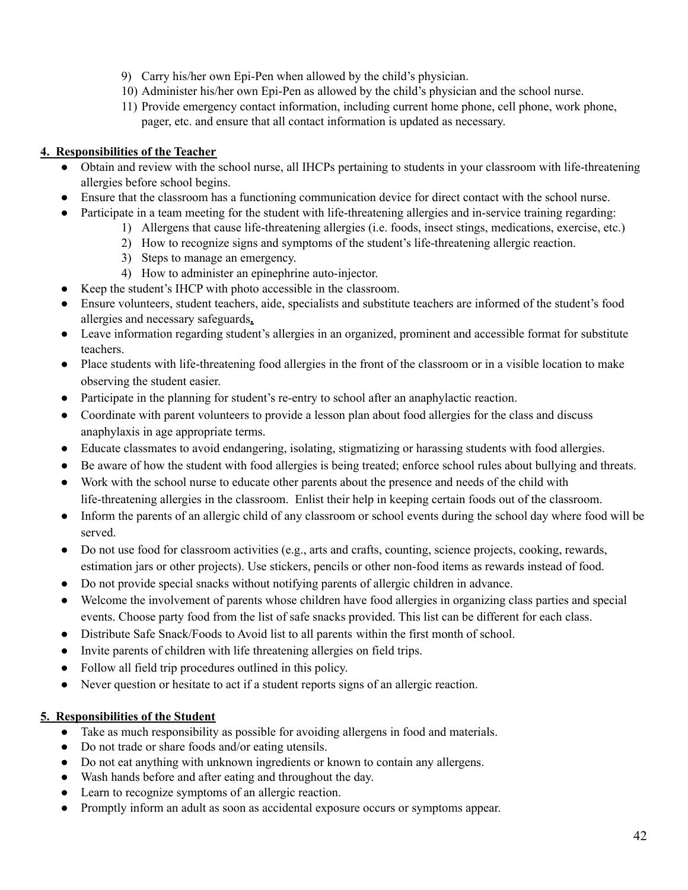9) Carry his/her own Epi-Pen when allowed by the child's physician.
10) Administer his/her own Epi-Pen as allowed by the child's physician and the school nurse.
11) Provide emergency contact information, including current home phone, cell phone, work phone, pager, etc. and ensure that all contact information is updated as necessary.

**4. Responsibilities of the Teacher**

- Obtain and review with the school nurse, all IHCPs pertaining to students in your classroom with life-threatening allergies before school begins.
- Ensure that the classroom has a functioning communication device for direct contact with the school nurse.
- Participate in a team meeting for the student with life-threatening allergies and in-service training regarding:
    1) Allergens that cause life-threatening allergies (i.e. foods, insect stings, medications, exercise, etc.)
    2) How to recognize signs and symptoms of the student's life-threatening allergic reaction.
    3) Steps to manage an emergency.
    4) How to administer an epinephrine auto-injector.
- Keep the student's IHCP with photo accessible in the classroom.
- Ensure volunteers, student teachers, aide, specialists and substitute teachers are informed of the student's food allergies and necessary safeguards**.**
- Leave information regarding student's allergies in an organized, prominent and accessible format for substitute teachers.
- Place students with life-threatening food allergies in the front of the classroom or in a visible location to make observing the student easier.
- Participate in the planning for student's re-entry to school after an anaphylactic reaction.
- Coordinate with parent volunteers to provide a lesson plan about food allergies for the class and discuss anaphylaxis in age appropriate terms.
- Educate classmates to avoid endangering, isolating, stigmatizing or harassing students with food allergies.
- Be aware of how the student with food allergies is being treated; enforce school rules about bullying and threats.
- Work with the school nurse to educate other parents about the presence and needs of the child with life-threatening allergies in the classroom. Enlist their help in keeping certain foods out of the classroom.
- Inform the parents of an allergic child of any classroom or school events during the school day where food will be served.
- Do not use food for classroom activities (e.g., arts and crafts, counting, science projects, cooking, rewards, estimation jars or other projects). Use stickers, pencils or other non-food items as rewards instead of food.
- Do not provide special snacks without notifying parents of allergic children in advance.
- Welcome the involvement of parents whose children have food allergies in organizing class parties and special events. Choose party food from the list of safe snacks provided. This list can be different for each class.
- Distribute Safe Snack/Foods to Avoid list to all parents within the first month of school.
- Invite parents of children with life threatening allergies on field trips.
- Follow all field trip procedures outlined in this policy.
- Never question or hesitate to act if a student reports signs of an allergic reaction.

**5. Responsibilities of the Student**

- Take as much responsibility as possible for avoiding allergens in food and materials.
- Do not trade or share foods and/or eating utensils.
- Do not eat anything with unknown ingredients or known to contain any allergens.
- Wash hands before and after eating and throughout the day.
- Learn to recognize symptoms of an allergic reaction.
- Promptly inform an adult as soon as accidental exposure occurs or symptoms appear.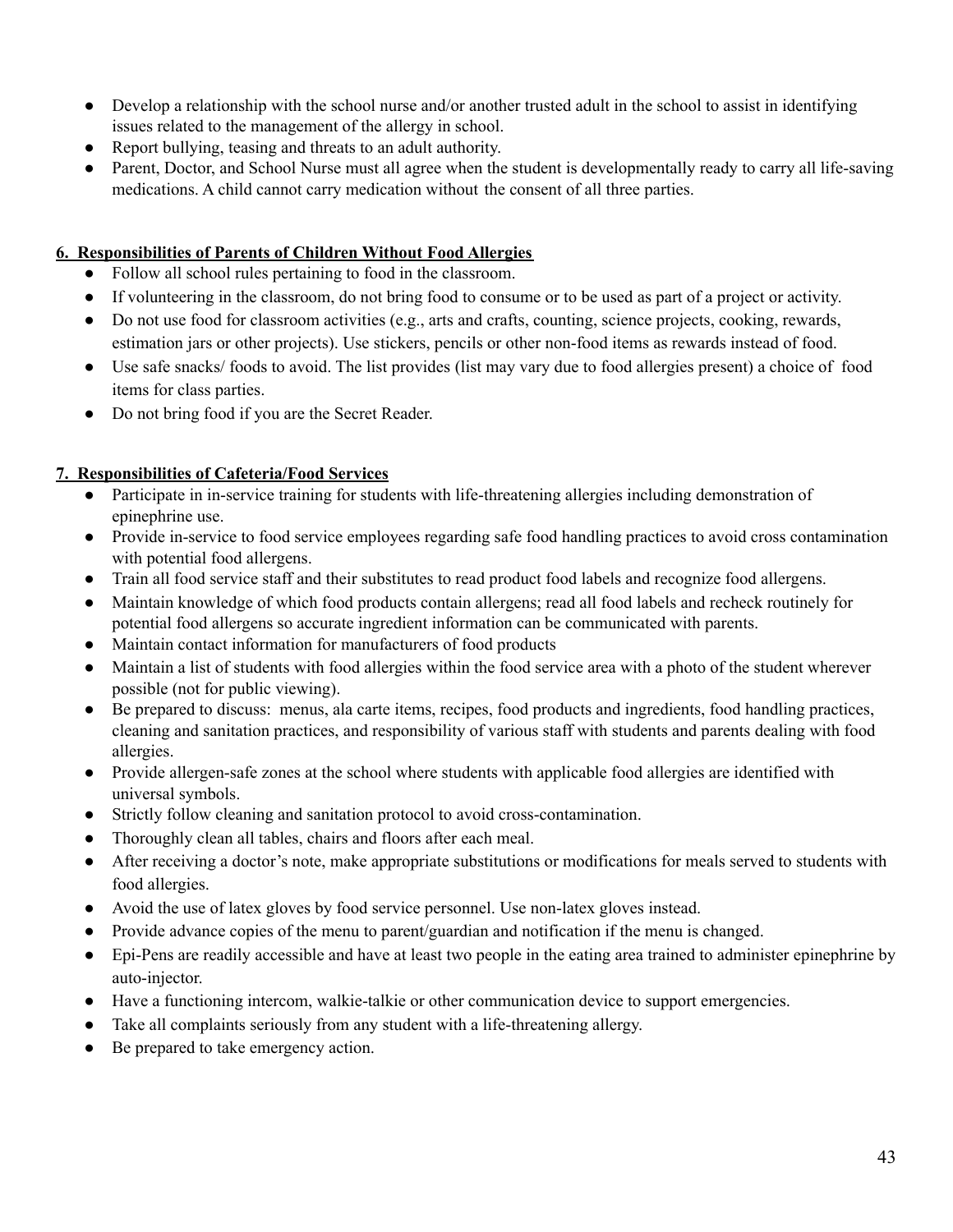- Develop a relationship with the school nurse and/or another trusted adult in the school to assist in identifying issues related to the management of the allergy in school.
- Report bullying, teasing and threats to an adult authority.
- Parent, Doctor, and School Nurse must all agree when the student is developmentally ready to carry all life-saving medications. A child cannot carry medication without the consent of all three parties.

**6. Responsibilities of Parents of Children Without Food Allergies**

- Follow all school rules pertaining to food in the classroom.
- If volunteering in the classroom, do not bring food to consume or to be used as part of a project or activity.
- Do not use food for classroom activities (e.g., arts and crafts, counting, science projects, cooking, rewards, estimation jars or other projects). Use stickers, pencils or other non-food items as rewards instead of food.
- Use safe snacks/ foods to avoid. The list provides (list may vary due to food allergies present) a choice of food items for class parties.
- Do not bring food if you are the Secret Reader.

**7. Responsibilities of Cafeteria/Food Services**

- Participate in in-service training for students with life-threatening allergies including demonstration of epinephrine use.
- Provide in-service to food service employees regarding safe food handling practices to avoid cross contamination with potential food allergens.
- Train all food service staff and their substitutes to read product food labels and recognize food allergens.
- Maintain knowledge of which food products contain allergens; read all food labels and recheck routinely for potential food allergens so accurate ingredient information can be communicated with parents.
- Maintain contact information for manufacturers of food products
- Maintain a list of students with food allergies within the food service area with a photo of the student wherever possible (not for public viewing).
- Be prepared to discuss: menus, ala carte items, recipes, food products and ingredients, food handling practices, cleaning and sanitation practices, and responsibility of various staff with students and parents dealing with food allergies.
- Provide allergen-safe zones at the school where students with applicable food allergies are identified with universal symbols.
- Strictly follow cleaning and sanitation protocol to avoid cross-contamination.
- Thoroughly clean all tables, chairs and floors after each meal.
- After receiving a doctor's note, make appropriate substitutions or modifications for meals served to students with food allergies.
- Avoid the use of latex gloves by food service personnel. Use non-latex gloves instead.
- Provide advance copies of the menu to parent/guardian and notification if the menu is changed.
- Epi-Pens are readily accessible and have at least two people in the eating area trained to administer epinephrine by auto-injector.
- Have a functioning intercom, walkie-talkie or other communication device to support emergencies.
- Take all complaints seriously from any student with a life-threatening allergy.
- Be prepared to take emergency action.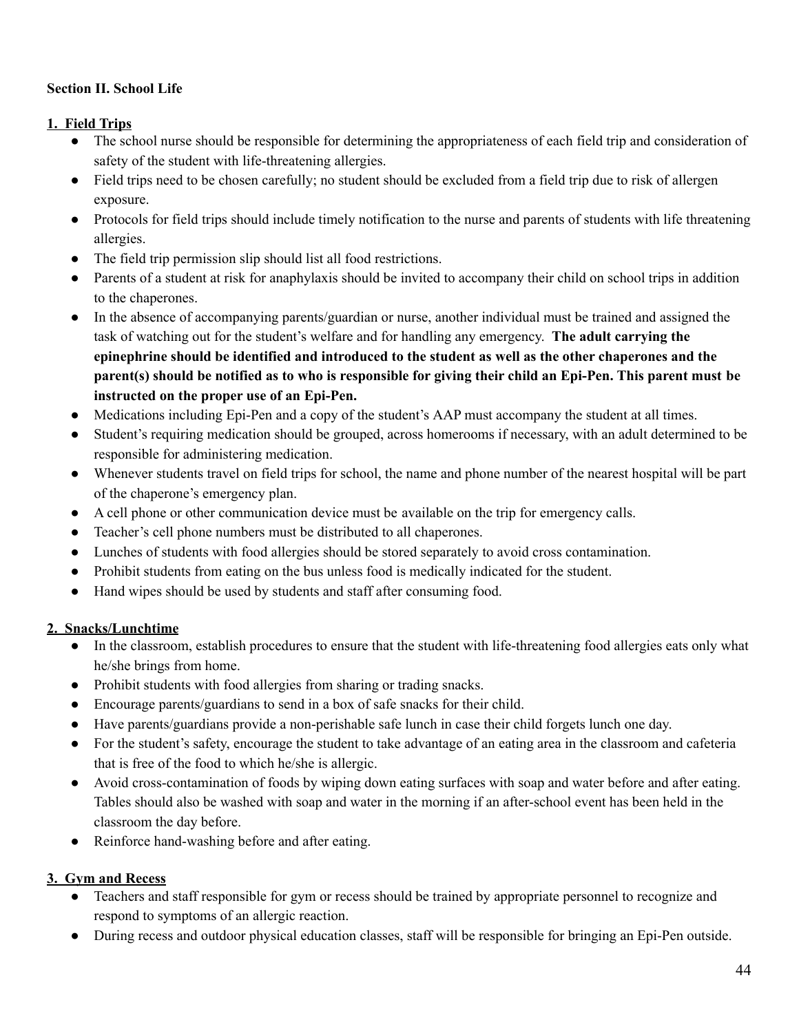**Section II. School Life**

**1. Field Trips**

- The school nurse should be responsible for determining the appropriateness of each field trip and consideration of safety of the student with life-threatening allergies.
- Field trips need to be chosen carefully; no student should be excluded from a field trip due to risk of allergen exposure.
- Protocols for field trips should include timely notification to the nurse and parents of students with life threatening allergies.
- The field trip permission slip should list all food restrictions.
- Parents of a student at risk for anaphylaxis should be invited to accompany their child on school trips in addition to the chaperones.
- In the absence of accompanying parents/guardian or nurse, another individual must be trained and assigned the task of watching out for the student's welfare and for handling any emergency. **The adult carrying the epinephrine should be identified and introduced to the student as well as the other chaperones and the parent(s) should be notified as to who is responsible for giving their child an Epi-Pen. This parent must be instructed on the proper use of an Epi-Pen.**
- Medications including Epi-Pen and a copy of the student's AAP must accompany the student at all times.
- Student's requiring medication should be grouped, across homerooms if necessary, with an adult determined to be responsible for administering medication.
- Whenever students travel on field trips for school, the name and phone number of the nearest hospital will be part of the chaperone's emergency plan.
- A cell phone or other communication device must be available on the trip for emergency calls.
- Teacher's cell phone numbers must be distributed to all chaperones.
- Lunches of students with food allergies should be stored separately to avoid cross contamination.
- Prohibit students from eating on the bus unless food is medically indicated for the student.
- Hand wipes should be used by students and staff after consuming food.

**2. Snacks/Lunchtime**

- In the classroom, establish procedures to ensure that the student with life-threatening food allergies eats only what he/she brings from home.
- Prohibit students with food allergies from sharing or trading snacks.
- Encourage parents/guardians to send in a box of safe snacks for their child.
- Have parents/guardians provide a non-perishable safe lunch in case their child forgets lunch one day.
- For the student's safety, encourage the student to take advantage of an eating area in the classroom and cafeteria that is free of the food to which he/she is allergic.
- Avoid cross-contamination of foods by wiping down eating surfaces with soap and water before and after eating. Tables should also be washed with soap and water in the morning if an after-school event has been held in the classroom the day before.
- Reinforce hand-washing before and after eating.

**3. Gym and Recess**

- Teachers and staff responsible for gym or recess should be trained by appropriate personnel to recognize and respond to symptoms of an allergic reaction.
- During recess and outdoor physical education classes, staff will be responsible for bringing an Epi-Pen outside.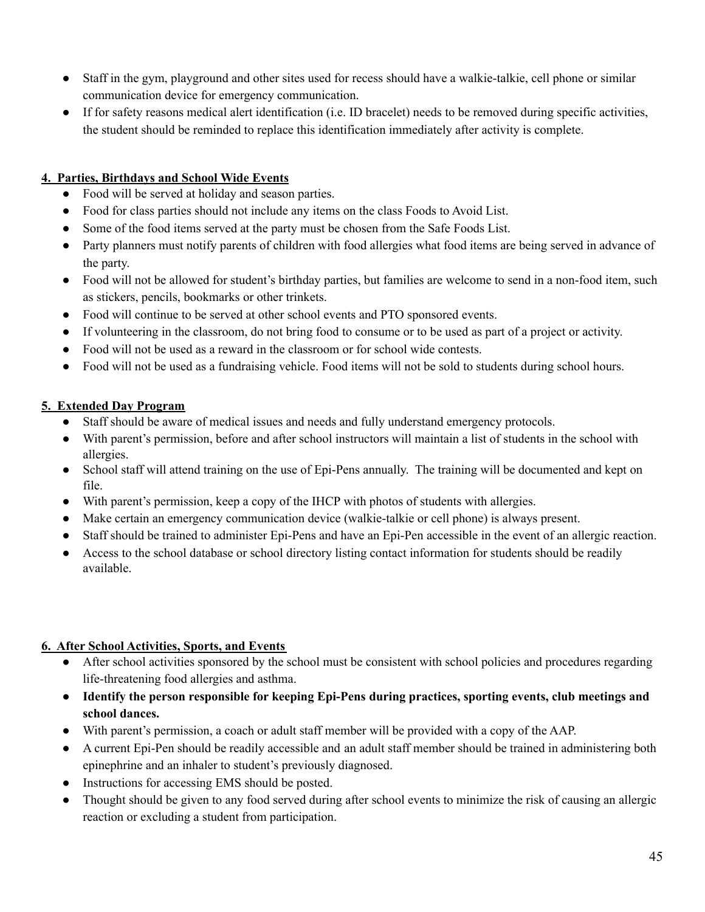- Staff in the gym, playground and other sites used for recess should have a walkie-talkie, cell phone or similar communication device for emergency communication.
- If for safety reasons medical alert identification (i.e. ID bracelet) needs to be removed during specific activities, the student should be reminded to replace this identification immediately after activity is complete.

**4. Parties, Birthdays and School Wide Events**

- Food will be served at holiday and season parties.
- Food for class parties should not include any items on the class Foods to Avoid List.
- Some of the food items served at the party must be chosen from the Safe Foods List.
- Party planners must notify parents of children with food allergies what food items are being served in advance of the party.
- Food will not be allowed for student's birthday parties, but families are welcome to send in a non-food item, such as stickers, pencils, bookmarks or other trinkets.
- Food will continue to be served at other school events and PTO sponsored events.
- If volunteering in the classroom, do not bring food to consume or to be used as part of a project or activity.
- Food will not be used as a reward in the classroom or for school wide contests.
- Food will not be used as a fundraising vehicle. Food items will not be sold to students during school hours.

**5. Extended Day Program**

- Staff should be aware of medical issues and needs and fully understand emergency protocols.
- With parent's permission, before and after school instructors will maintain a list of students in the school with allergies.
- School staff will attend training on the use of Epi-Pens annually. The training will be documented and kept on file.
- With parent's permission, keep a copy of the IHCP with photos of students with allergies.
- Make certain an emergency communication device (walkie-talkie or cell phone) is always present.
- Staff should be trained to administer Epi-Pens and have an Epi-Pen accessible in the event of an allergic reaction.
- Access to the school database or school directory listing contact information for students should be readily available.

**6. After School Activities, Sports, and Events**

- After school activities sponsored by the school must be consistent with school policies and procedures regarding life-threatening food allergies and asthma.
- **Identify the person responsible for keeping Epi-Pens during practices, sporting events, club meetings and school dances.**
- With parent's permission, a coach or adult staff member will be provided with a copy of the AAP.
- A current Epi-Pen should be readily accessible and an adult staff member should be trained in administering both epinephrine and an inhaler to student's previously diagnosed.
- Instructions for accessing EMS should be posted.
- Thought should be given to any food served during after school events to minimize the risk of causing an allergic reaction or excluding a student from participation.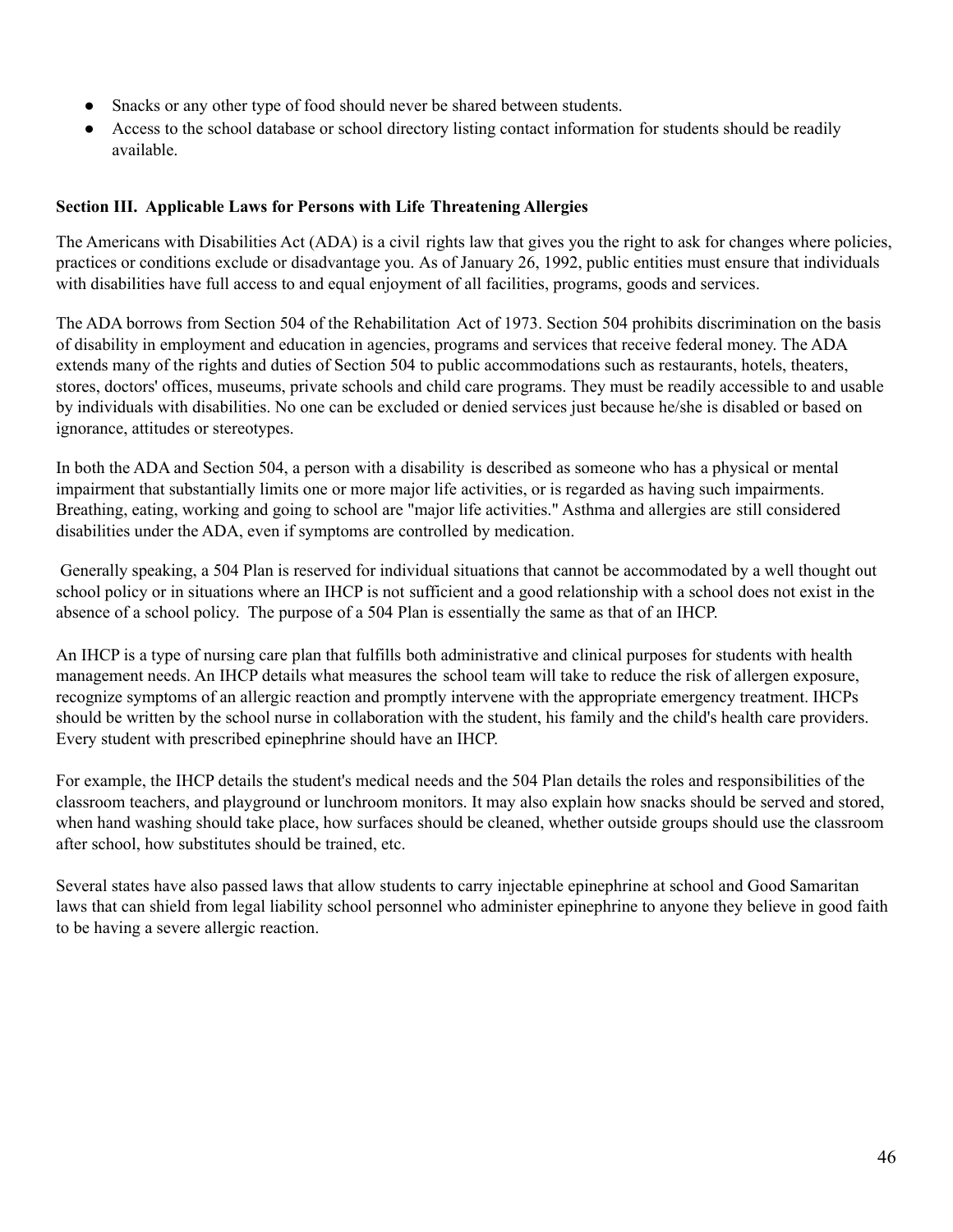- Snacks or any other type of food should never be shared between students.
- Access to the school database or school directory listing contact information for students should be readily available.

**Section III. Applicable Laws for Persons with Life Threatening Allergies**

The Americans with Disabilities Act (ADA) is a civil rights law that gives you the right to ask for changes where policies, practices or conditions exclude or disadvantage you. As of January 26, 1992, public entities must ensure that individuals with disabilities have full access to and equal enjoyment of all facilities, programs, goods and services.

The ADA borrows from Section 504 of the Rehabilitation Act of 1973. Section 504 prohibits discrimination on the basis of disability in employment and education in agencies, programs and services that receive federal money. The ADA extends many of the rights and duties of Section 504 to public accommodations such as restaurants, hotels, theaters, stores, doctors' offices, museums, private schools and child care programs. They must be readily accessible to and usable by individuals with disabilities. No one can be excluded or denied services just because he/she is disabled or based on ignorance, attitudes or stereotypes.

In both the ADA and Section 504, a person with a disability is described as someone who has a physical or mental impairment that substantially limits one or more major life activities, or is regarded as having such impairments. Breathing, eating, working and going to school are "major life activities." Asthma and allergies are still considered disabilities under the ADA, even if symptoms are controlled by medication.

Generally speaking, a 504 Plan is reserved for individual situations that cannot be accommodated by a well thought out school policy or in situations where an IHCP is not sufficient and a good relationship with a school does not exist in the absence of a school policy. The purpose of a 504 Plan is essentially the same as that of an IHCP.

An IHCP is a type of nursing care plan that fulfills both administrative and clinical purposes for students with health management needs. An IHCP details what measures the school team will take to reduce the risk of allergen exposure, recognize symptoms of an allergic reaction and promptly intervene with the appropriate emergency treatment. IHCPs should be written by the school nurse in collaboration with the student, his family and the child's health care providers. Every student with prescribed epinephrine should have an IHCP.

For example, the IHCP details the student's medical needs and the 504 Plan details the roles and responsibilities of the classroom teachers, and playground or lunchroom monitors. It may also explain how snacks should be served and stored, when hand washing should take place, how surfaces should be cleaned, whether outside groups should use the classroom after school, how substitutes should be trained, etc.

Several states have also passed laws that allow students to carry injectable epinephrine at school and Good Samaritan laws that can shield from legal liability school personnel who administer epinephrine to anyone they believe in good faith to be having a severe allergic reaction.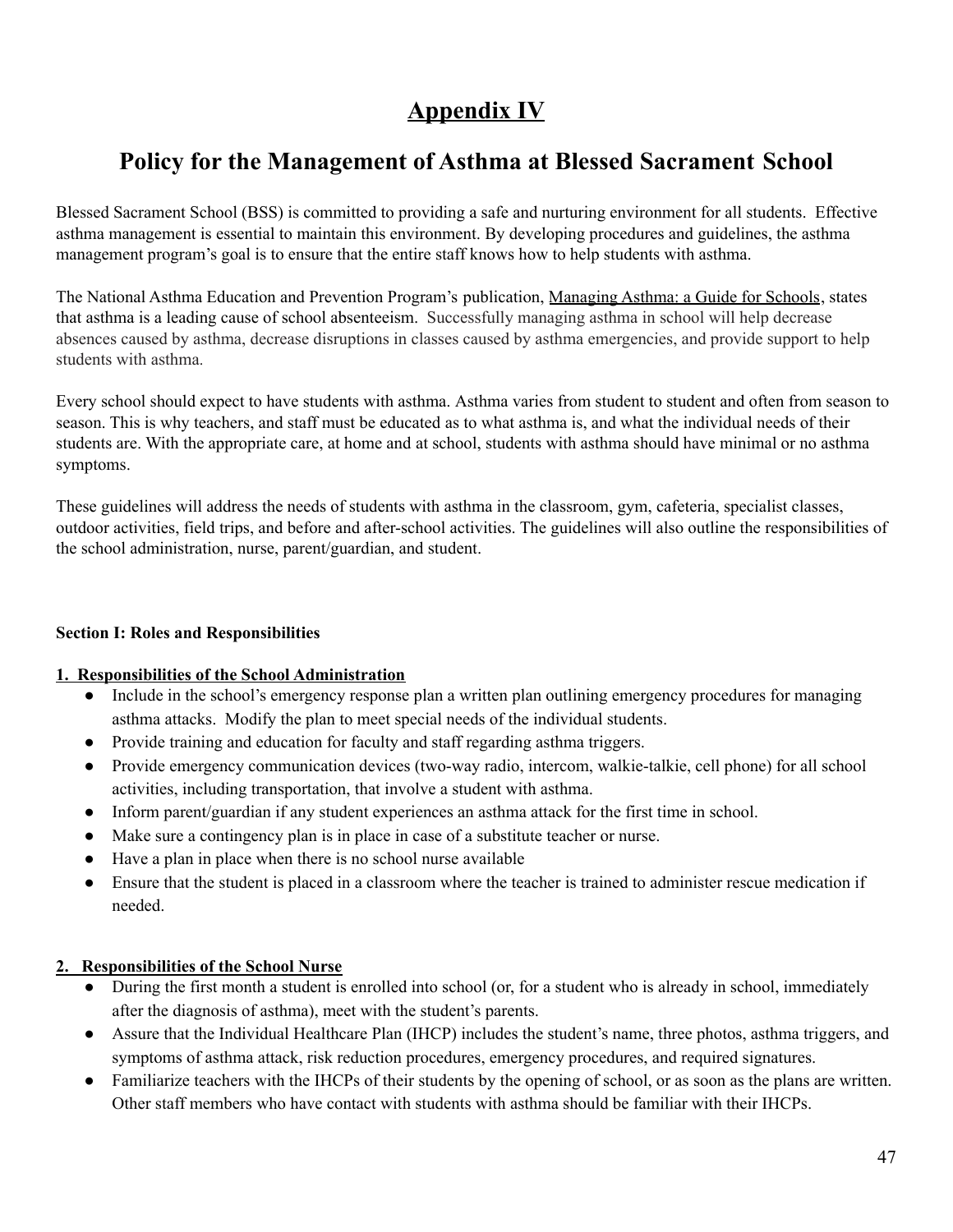# Appendix IV

## Policy for the Management of Asthma at Blessed Sacrament School

Blessed Sacrament School (BSS) is committed to providing a safe and nurturing environment for all students. Effective asthma management is essential to maintain this environment. By developing procedures and guidelines, the asthma management program's goal is to ensure that the entire staff knows how to help students with asthma.

The National Asthma Education and Prevention Program's publication, Managing Asthma: a Guide for Schools, states that asthma is a leading cause of school absenteeism. Successfully managing asthma in school will help decrease absences caused by asthma, decrease disruptions in classes caused by asthma emergencies, and provide support to help students with asthma.

Every school should expect to have students with asthma. Asthma varies from student to student and often from season to season. This is why teachers, and staff must be educated as to what asthma is, and what the individual needs of their students are. With the appropriate care, at home and at school, students with asthma should have minimal or no asthma symptoms.

These guidelines will address the needs of students with asthma in the classroom, gym, cafeteria, specialist classes, outdoor activities, field trips, and before and after-school activities. The guidelines will also outline the responsibilities of the school administration, nurse, parent/guardian, and student.

**Section I: Roles and Responsibilities**

**1. Responsibilities of the School Administration**

- Include in the school's emergency response plan a written plan outlining emergency procedures for managing asthma attacks. Modify the plan to meet special needs of the individual students.
- Provide training and education for faculty and staff regarding asthma triggers.
- Provide emergency communication devices (two-way radio, intercom, walkie-talkie, cell phone) for all school activities, including transportation, that involve a student with asthma.
- Inform parent/guardian if any student experiences an asthma attack for the first time in school.
- Make sure a contingency plan is in place in case of a substitute teacher or nurse.
- Have a plan in place when there is no school nurse available
- Ensure that the student is placed in a classroom where the teacher is trained to administer rescue medication if needed.

**2. Responsibilities of the School Nurse**

- During the first month a student is enrolled into school (or, for a student who is already in school, immediately after the diagnosis of asthma), meet with the student's parents.
- Assure that the Individual Healthcare Plan (IHCP) includes the student's name, three photos, asthma triggers, and symptoms of asthma attack, risk reduction procedures, emergency procedures, and required signatures.
- Familiarize teachers with the IHCPs of their students by the opening of school, or as soon as the plans are written. Other staff members who have contact with students with asthma should be familiar with their IHCPs.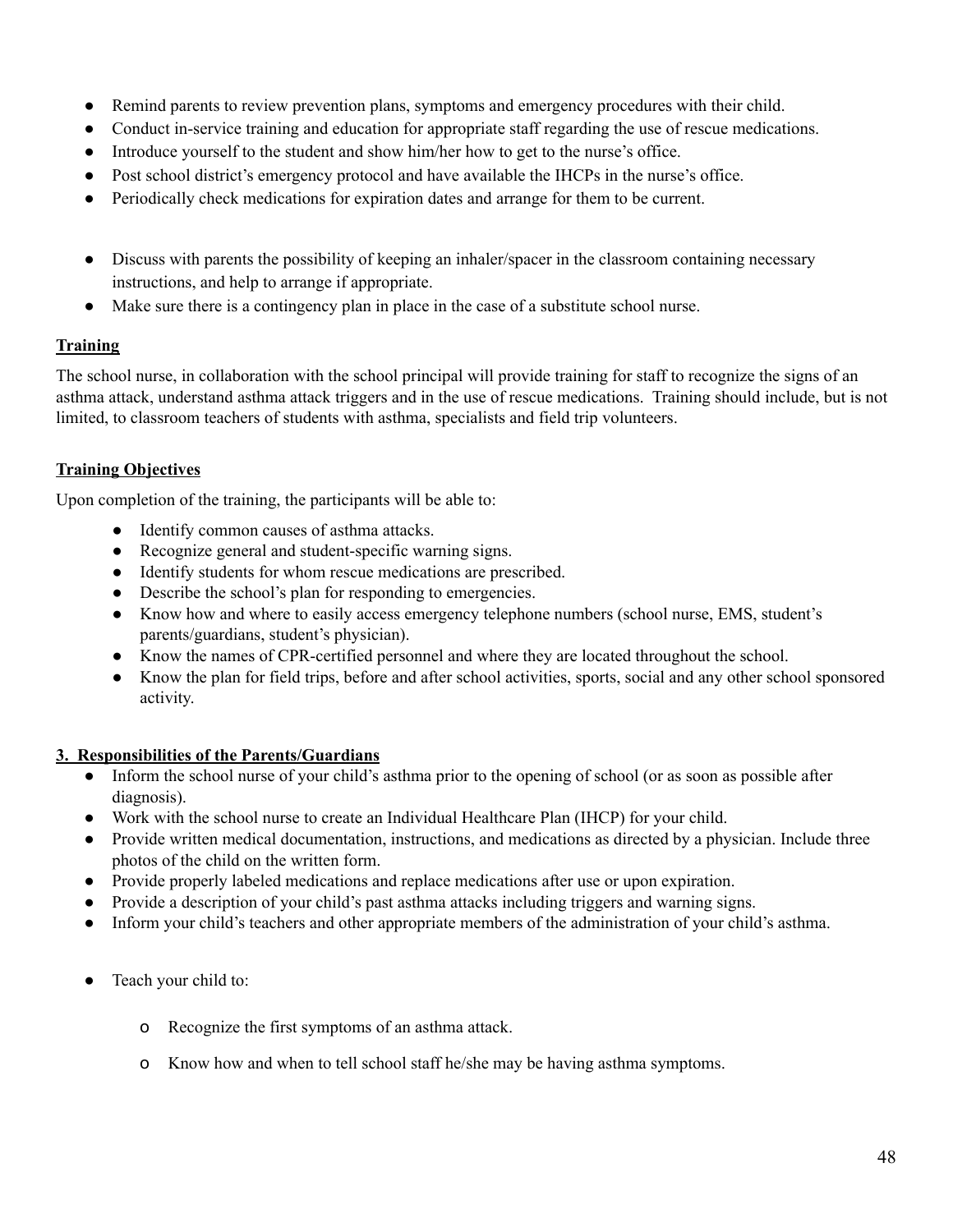- Remind parents to review prevention plans, symptoms and emergency procedures with their child.
- Conduct in-service training and education for appropriate staff regarding the use of rescue medications.
- Introduce yourself to the student and show him/her how to get to the nurse's office.
- Post school district's emergency protocol and have available the IHCPs in the nurse's office.
- Periodically check medications for expiration dates and arrange for them to be current.

- Discuss with parents the possibility of keeping an inhaler/spacer in the classroom containing necessary instructions, and help to arrange if appropriate.
- Make sure there is a contingency plan in place in the case of a substitute school nurse.

**Training**

The school nurse, in collaboration with the school principal will provide training for staff to recognize the signs of an asthma attack, understand asthma attack triggers and in the use of rescue medications. Training should include, but is not limited, to classroom teachers of students with asthma, specialists and field trip volunteers.

**Training Objectives**

Upon completion of the training, the participants will be able to:

- Identify common causes of asthma attacks.
- Recognize general and student-specific warning signs.
- Identify students for whom rescue medications are prescribed.
- Describe the school's plan for responding to emergencies.
- Know how and where to easily access emergency telephone numbers (school nurse, EMS, student's parents/guardians, student's physician).
- Know the names of CPR-certified personnel and where they are located throughout the school.
- Know the plan for field trips, before and after school activities, sports, social and any other school sponsored activity.

**3. Responsibilities of the Parents/Guardians**

- Inform the school nurse of your child's asthma prior to the opening of school (or as soon as possible after diagnosis).
- Work with the school nurse to create an Individual Healthcare Plan (IHCP) for your child.
- Provide written medical documentation, instructions, and medications as directed by a physician. Include three photos of the child on the written form.
- Provide properly labeled medications and replace medications after use or upon expiration.
- Provide a description of your child's past asthma attacks including triggers and warning signs.
- Inform your child's teachers and other appropriate members of the administration of your child's asthma.

- Teach your child to:
  - Recognize the first symptoms of an asthma attack.
  - Know how and when to tell school staff he/she may be having asthma symptoms.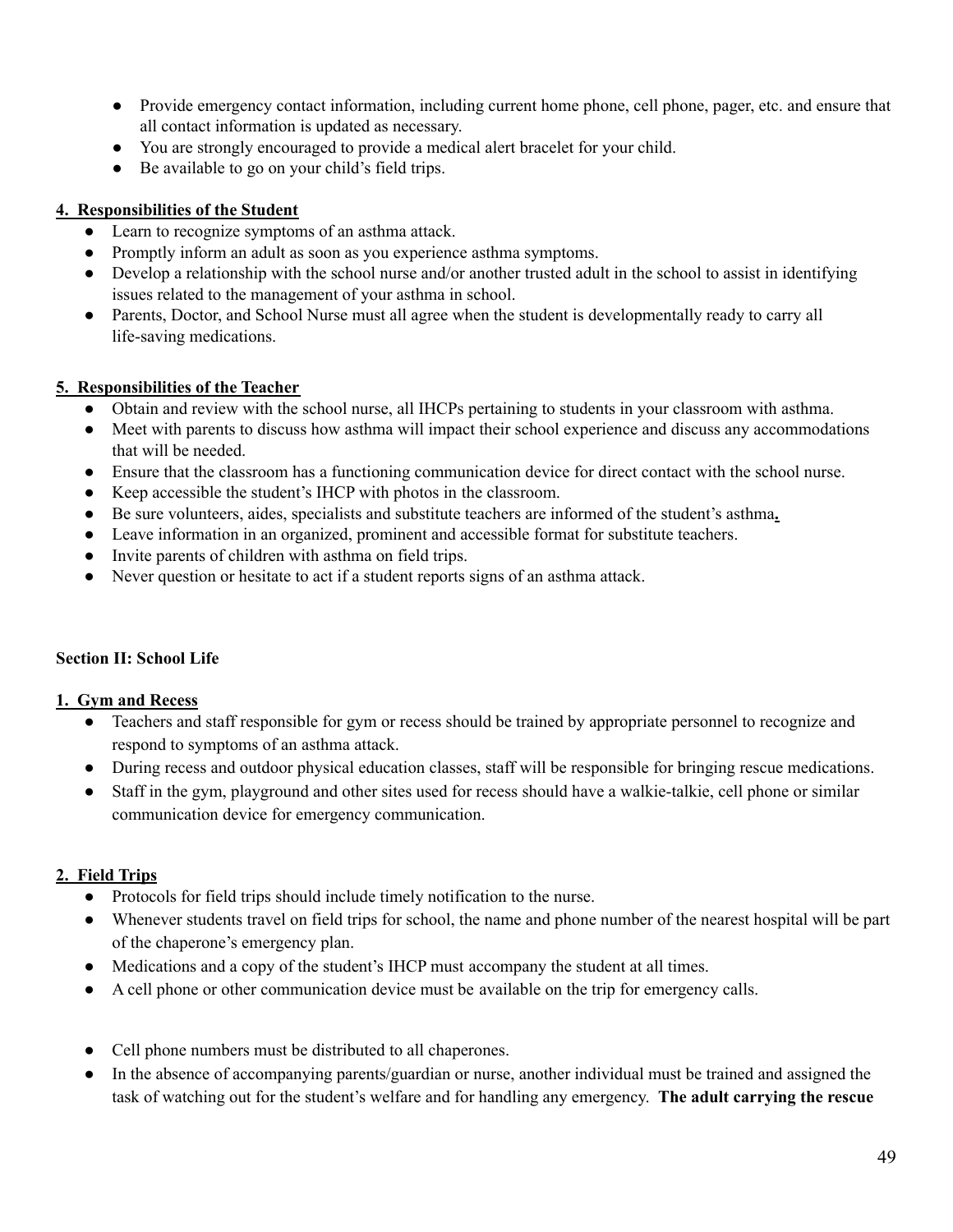- Provide emergency contact information, including current home phone, cell phone, pager, etc. and ensure that all contact information is updated as necessary.
- You are strongly encouraged to provide a medical alert bracelet for your child.
- Be available to go on your child's field trips.

**4. Responsibilities of the Student**

- Learn to recognize symptoms of an asthma attack.
- Promptly inform an adult as soon as you experience asthma symptoms.
- Develop a relationship with the school nurse and/or another trusted adult in the school to assist in identifying issues related to the management of your asthma in school.
- Parents, Doctor, and School Nurse must all agree when the student is developmentally ready to carry all life-saving medications.

**5. Responsibilities of the Teacher**

- Obtain and review with the school nurse, all IHCPs pertaining to students in your classroom with asthma.
- Meet with parents to discuss how asthma will impact their school experience and discuss any accommodations that will be needed.
- Ensure that the classroom has a functioning communication device for direct contact with the school nurse.
- Keep accessible the student's IHCP with photos in the classroom.
- Be sure volunteers, aides, specialists and substitute teachers are informed of the student's asthma.
- Leave information in an organized, prominent and accessible format for substitute teachers.
- Invite parents of children with asthma on field trips.
- Never question or hesitate to act if a student reports signs of an asthma attack.

## Section II: School Life

**1. Gym and Recess**

- Teachers and staff responsible for gym or recess should be trained by appropriate personnel to recognize and respond to symptoms of an asthma attack.
- During recess and outdoor physical education classes, staff will be responsible for bringing rescue medications.
- Staff in the gym, playground and other sites used for recess should have a walkie-talkie, cell phone or similar communication device for emergency communication.

**2. Field Trips**

- Protocols for field trips should include timely notification to the nurse.
- Whenever students travel on field trips for school, the name and phone number of the nearest hospital will be part of the chaperone's emergency plan.
- Medications and a copy of the student's IHCP must accompany the student at all times.
- A cell phone or other communication device must be available on the trip for emergency calls.
- Cell phone numbers must be distributed to all chaperones.
- In the absence of accompanying parents/guardian or nurse, another individual must be trained and assigned the task of watching out for the student's welfare and for handling any emergency. **The adult carrying the rescue**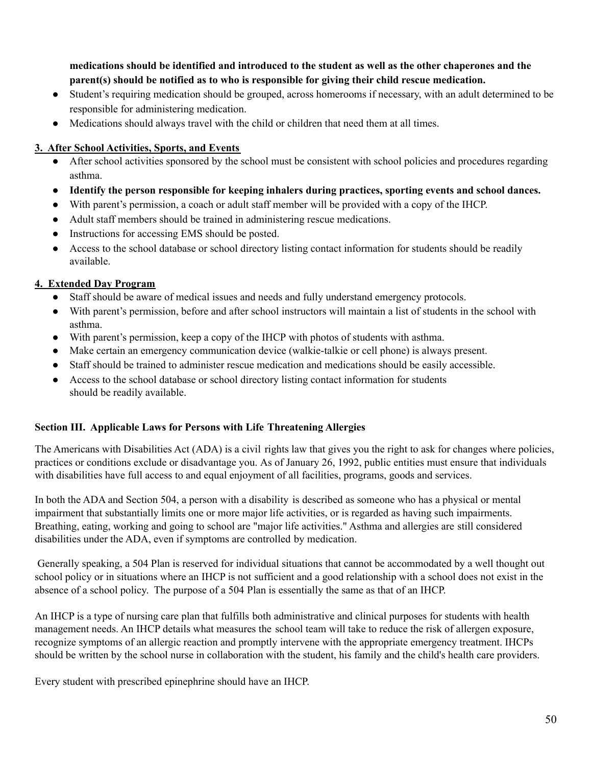**medications should be identified and introduced to the student as well as the other chaperones and the parent(s) should be notified as to who is responsible for giving their child rescue medication.**

- Student's requiring medication should be grouped, across homerooms if necessary, with an adult determined to be responsible for administering medication.
- Medications should always travel with the child or children that need them at all times.

**3. After School Activities, Sports, and Events**

- After school activities sponsored by the school must be consistent with school policies and procedures regarding asthma.
- **Identify the person responsible for keeping inhalers during practices, sporting events and school dances.**
- With parent's permission, a coach or adult staff member will be provided with a copy of the IHCP.
- Adult staff members should be trained in administering rescue medications.
- Instructions for accessing EMS should be posted.
- Access to the school database or school directory listing contact information for students should be readily available.

**4. Extended Day Program**

- Staff should be aware of medical issues and needs and fully understand emergency protocols.
- With parent's permission, before and after school instructors will maintain a list of students in the school with asthma.
- With parent's permission, keep a copy of the IHCP with photos of students with asthma.
- Make certain an emergency communication device (walkie-talkie or cell phone) is always present.
- Staff should be trained to administer rescue medication and medications should be easily accessible.
- Access to the school database or school directory listing contact information for students should be readily available.

**Section III. Applicable Laws for Persons with Life Threatening Allergies**

The Americans with Disabilities Act (ADA) is a civil rights law that gives you the right to ask for changes where policies, practices or conditions exclude or disadvantage you. As of January 26, 1992, public entities must ensure that individuals with disabilities have full access to and equal enjoyment of all facilities, programs, goods and services.

In both the ADA and Section 504, a person with a disability is described as someone who has a physical or mental impairment that substantially limits one or more major life activities, or is regarded as having such impairments. Breathing, eating, working and going to school are "major life activities." Asthma and allergies are still considered disabilities under the ADA, even if symptoms are controlled by medication.

Generally speaking, a 504 Plan is reserved for individual situations that cannot be accommodated by a well thought out school policy or in situations where an IHCP is not sufficient and a good relationship with a school does not exist in the absence of a school policy. The purpose of a 504 Plan is essentially the same as that of an IHCP.

An IHCP is a type of nursing care plan that fulfills both administrative and clinical purposes for students with health management needs. An IHCP details what measures the school team will take to reduce the risk of allergen exposure, recognize symptoms of an allergic reaction and promptly intervene with the appropriate emergency treatment. IHCPs should be written by the school nurse in collaboration with the student, his family and the child's health care providers.

Every student with prescribed epinephrine should have an IHCP.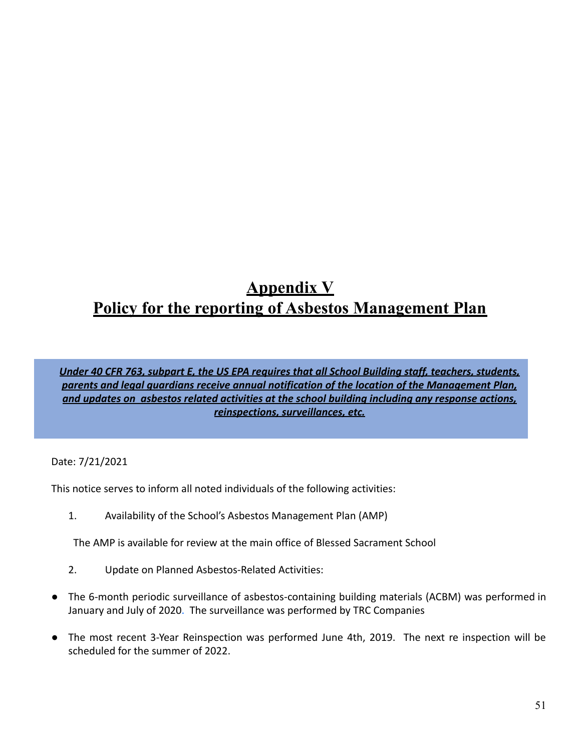# Appendix V
# Policy for the reporting of Asbestos Management Plan

***Under 40 CFR 763, subpart E, the US EPA requires that all School Building staff, teachers, students, parents and legal guardians receive annual notification of the location of the Management Plan, and updates on asbestos related activities at the school building including any response actions, reinspections, surveillances, etc.***

Date: 7/21/2021

This notice serves to inform all noted individuals of the following activities:

1. Availability of the School's Asbestos Management Plan (AMP)

   The AMP is available for review at the main office of Blessed Sacrament School

2. Update on Planned Asbestos-Related Activities:

- The 6-month periodic surveillance of asbestos-containing building materials (ACBM) was performed in January and July of 2020. The surveillance was performed by TRC Companies
- The most recent 3-Year Reinspection was performed June 4th, 2019. The next re inspection will be scheduled for the summer of 2022.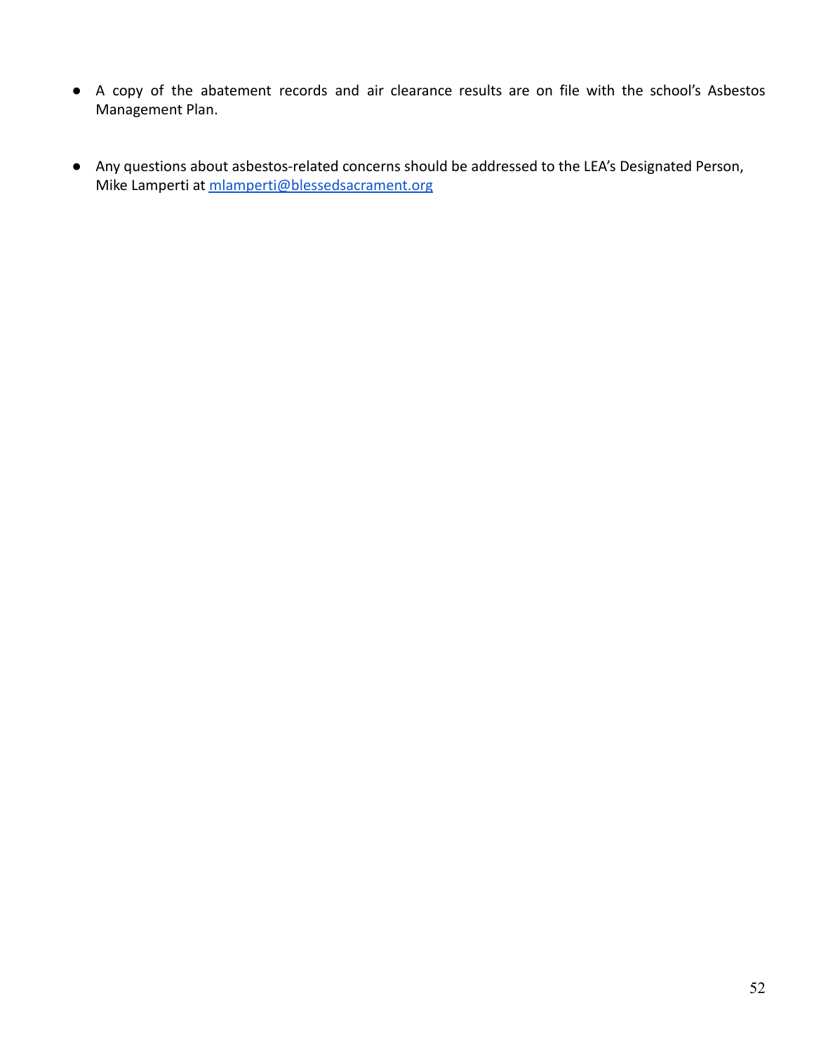- A copy of the abatement records and air clearance results are on file with the school's Asbestos Management Plan.

- Any questions about asbestos-related concerns should be addressed to the LEA's Designated Person, Mike Lamperti at mlamperti@blessedsacrament.org